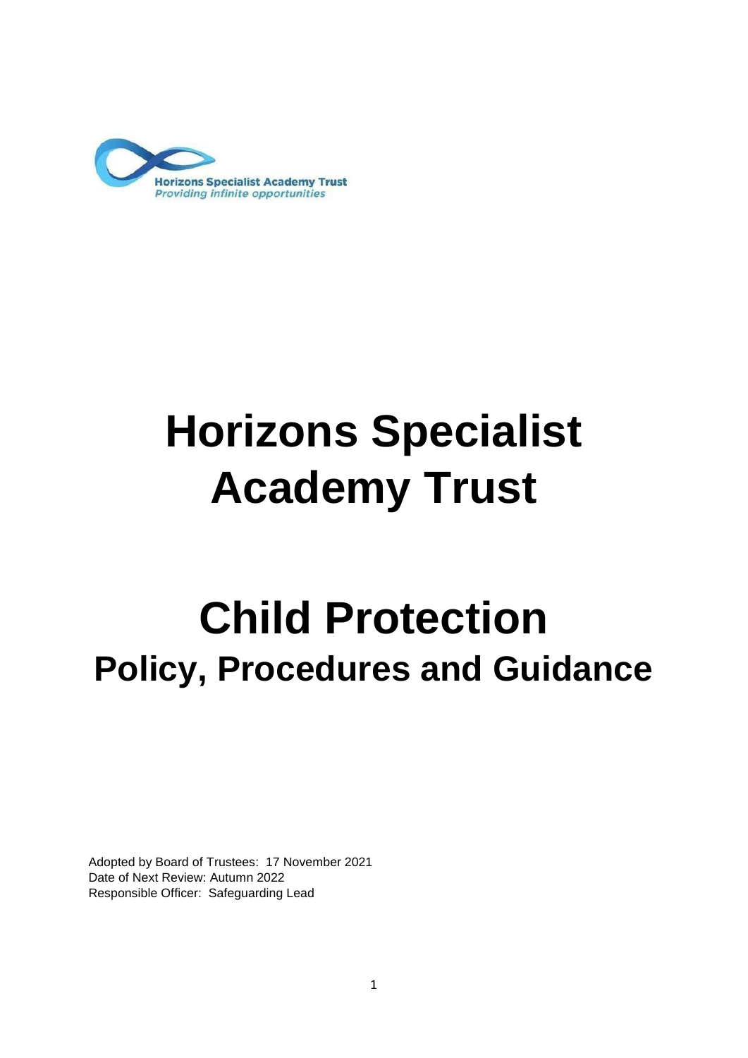Horizons Specialist Academy Trust
*Providing infinite opportunities*

# Horizons Specialist Academy Trust

# Child Protection

## Policy, Procedures and Guidance

Adopted by Board of Trustees: 17 November 2021
Date of Next Review: Autumn 2022
Responsible Officer: Safeguarding Lead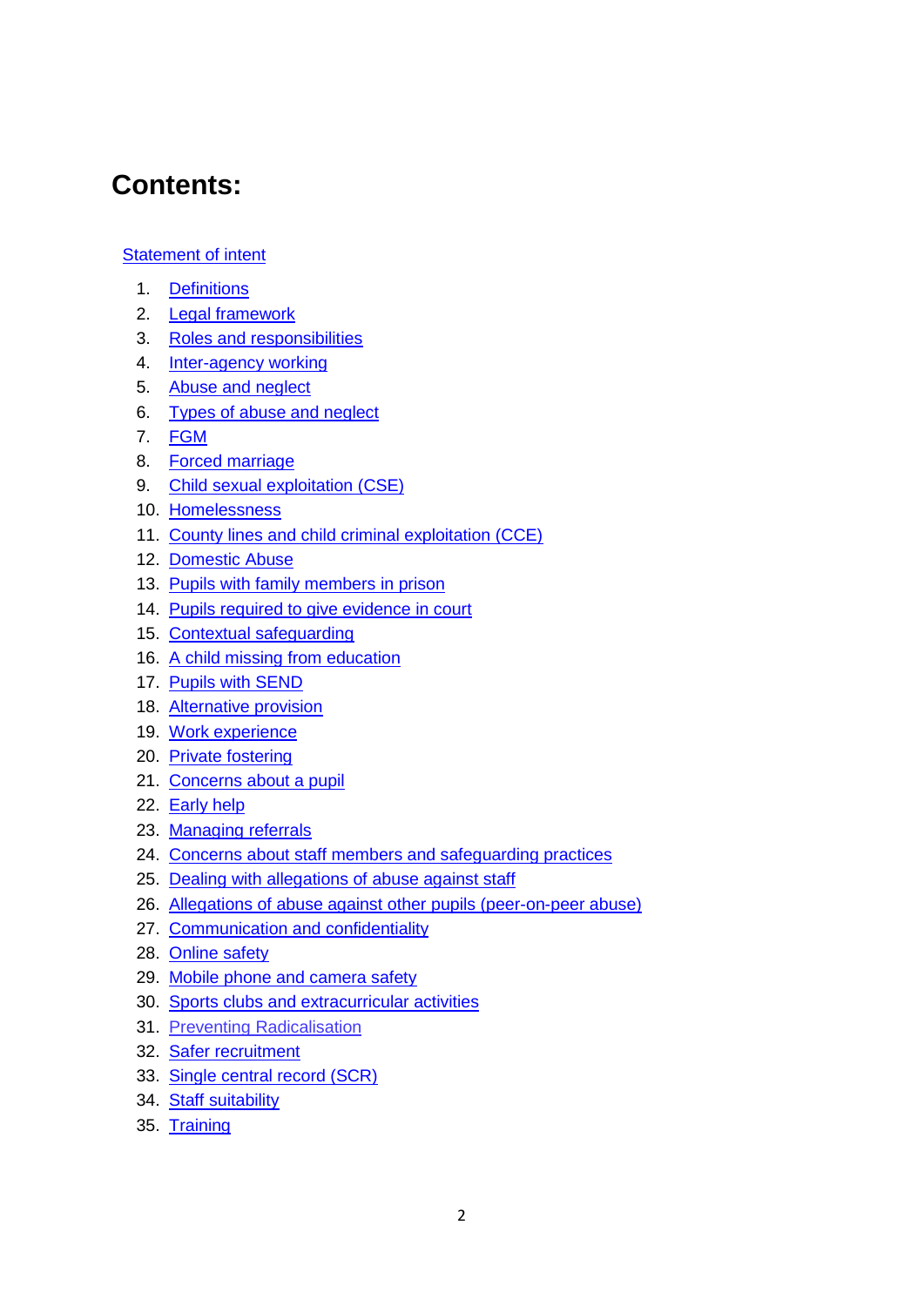# Contents:

Statement of intent

1. Definitions
2. Legal framework
3. Roles and responsibilities
4. Inter-agency working
5. Abuse and neglect
6. Types of abuse and neglect
7. FGM
8. Forced marriage
9. Child sexual exploitation (CSE)
10. Homelessness
11. County lines and child criminal exploitation (CCE)
12. Domestic Abuse
13. Pupils with family members in prison
14. Pupils required to give evidence in court
15. Contextual safeguarding
16. A child missing from education
17. Pupils with SEND
18. Alternative provision
19. Work experience
20. Private fostering
21. Concerns about a pupil
22. Early help
23. Managing referrals
24. Concerns about staff members and safeguarding practices
25. Dealing with allegations of abuse against staff
26. Allegations of abuse against other pupils (peer-on-peer abuse)
27. Communication and confidentiality
28. Online safety
29. Mobile phone and camera safety
30. Sports clubs and extracurricular activities
31. Preventing Radicalisation
32. Safer recruitment
33. Single central record (SCR)
34. Staff suitability
35. Training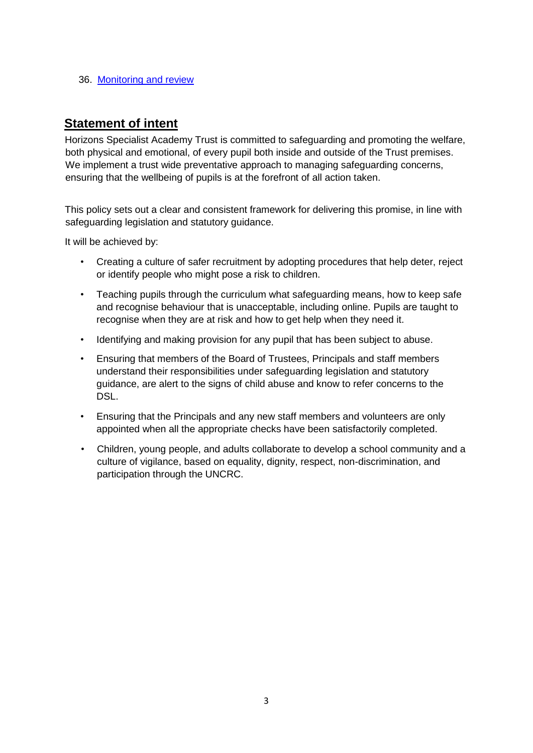36. [Monitoring and review]

## Statement of intent

Horizons Specialist Academy Trust is committed to safeguarding and promoting the welfare, both physical and emotional, of every pupil both inside and outside of the Trust premises. We implement a trust wide preventative approach to managing safeguarding concerns, ensuring that the wellbeing of pupils is at the forefront of all action taken.

This policy sets out a clear and consistent framework for delivering this promise, in line with safeguarding legislation and statutory guidance.

It will be achieved by:

- Creating a culture of safer recruitment by adopting procedures that help deter, reject or identify people who might pose a risk to children.
- Teaching pupils through the curriculum what safeguarding means, how to keep safe and recognise behaviour that is unacceptable, including online. Pupils are taught to recognise when they are at risk and how to get help when they need it.
- Identifying and making provision for any pupil that has been subject to abuse.
- Ensuring that members of the Board of Trustees, Principals and staff members understand their responsibilities under safeguarding legislation and statutory guidance, are alert to the signs of child abuse and know to refer concerns to the DSL.
- Ensuring that the Principals and any new staff members and volunteers are only appointed when all the appropriate checks have been satisfactorily completed.
- Children, young people, and adults collaborate to develop a school community and a culture of vigilance, based on equality, dignity, respect, non-discrimination, and participation through the UNCRC.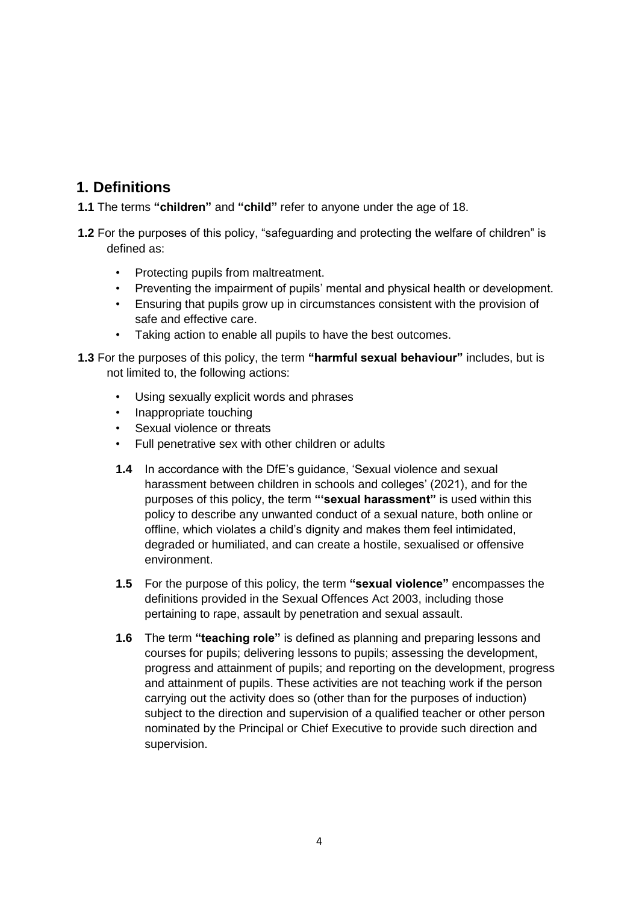## 1. Definitions

**1.1** The terms **"children"** and **"child"** refer to anyone under the age of 18.

**1.2** For the purposes of this policy, "safeguarding and protecting the welfare of children" is defined as:

- Protecting pupils from maltreatment.
- Preventing the impairment of pupils' mental and physical health or development.
- Ensuring that pupils grow up in circumstances consistent with the provision of safe and effective care.
- Taking action to enable all pupils to have the best outcomes.

**1.3** For the purposes of this policy, the term **"harmful sexual behaviour"** includes, but is not limited to, the following actions:

- Using sexually explicit words and phrases
- Inappropriate touching
- Sexual violence or threats
- Full penetrative sex with other children or adults

**1.4** In accordance with the DfE's guidance, 'Sexual violence and sexual harassment between children in schools and colleges' (2021), and for the purposes of this policy, the term **"'sexual harassment"** is used within this policy to describe any unwanted conduct of a sexual nature, both online or offline, which violates a child's dignity and makes them feel intimidated, degraded or humiliated, and can create a hostile, sexualised or offensive environment.

**1.5** For the purpose of this policy, the term **"sexual violence"** encompasses the definitions provided in the Sexual Offences Act 2003, including those pertaining to rape, assault by penetration and sexual assault.

**1.6** The term **"teaching role"** is defined as planning and preparing lessons and courses for pupils; delivering lessons to pupils; assessing the development, progress and attainment of pupils; and reporting on the development, progress and attainment of pupils. These activities are not teaching work if the person carrying out the activity does so (other than for the purposes of induction) subject to the direction and supervision of a qualified teacher or other person nominated by the Principal or Chief Executive to provide such direction and supervision.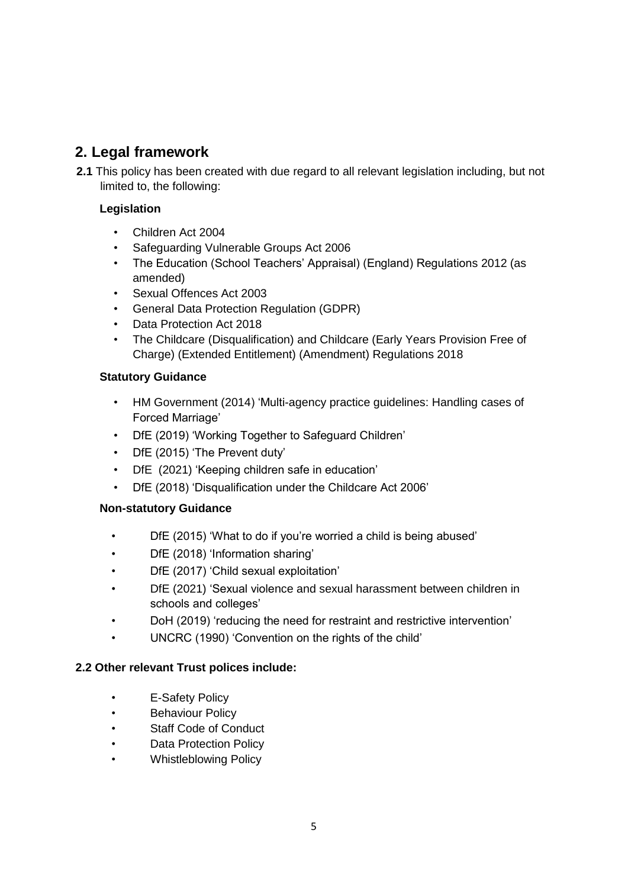## 2. Legal framework

**2.1** This policy has been created with due regard to all relevant legislation including, but not limited to, the following:

**Legislation**

- Children Act 2004
- Safeguarding Vulnerable Groups Act 2006
- The Education (School Teachers' Appraisal) (England) Regulations 2012 (as amended)
- Sexual Offences Act 2003
- General Data Protection Regulation (GDPR)
- Data Protection Act 2018
- The Childcare (Disqualification) and Childcare (Early Years Provision Free of Charge) (Extended Entitlement) (Amendment) Regulations 2018

**Statutory Guidance**

- HM Government (2014) 'Multi-agency practice guidelines: Handling cases of Forced Marriage'
- DfE (2019) 'Working Together to Safeguard Children'
- DfE (2015) 'The Prevent duty'
- DfE (2021) 'Keeping children safe in education'
- DfE (2018) 'Disqualification under the Childcare Act 2006'

**Non-statutory Guidance**

- DfE (2015) 'What to do if you're worried a child is being abused'
- DfE (2018) 'Information sharing'
- DfE (2017) 'Child sexual exploitation'
- DfE (2021) 'Sexual violence and sexual harassment between children in schools and colleges'
- DoH (2019) 'reducing the need for restraint and restrictive intervention'
- UNCRC (1990) 'Convention on the rights of the child'

**2.2 Other relevant Trust polices include:**

- E-Safety Policy
- Behaviour Policy
- Staff Code of Conduct
- Data Protection Policy
- Whistleblowing Policy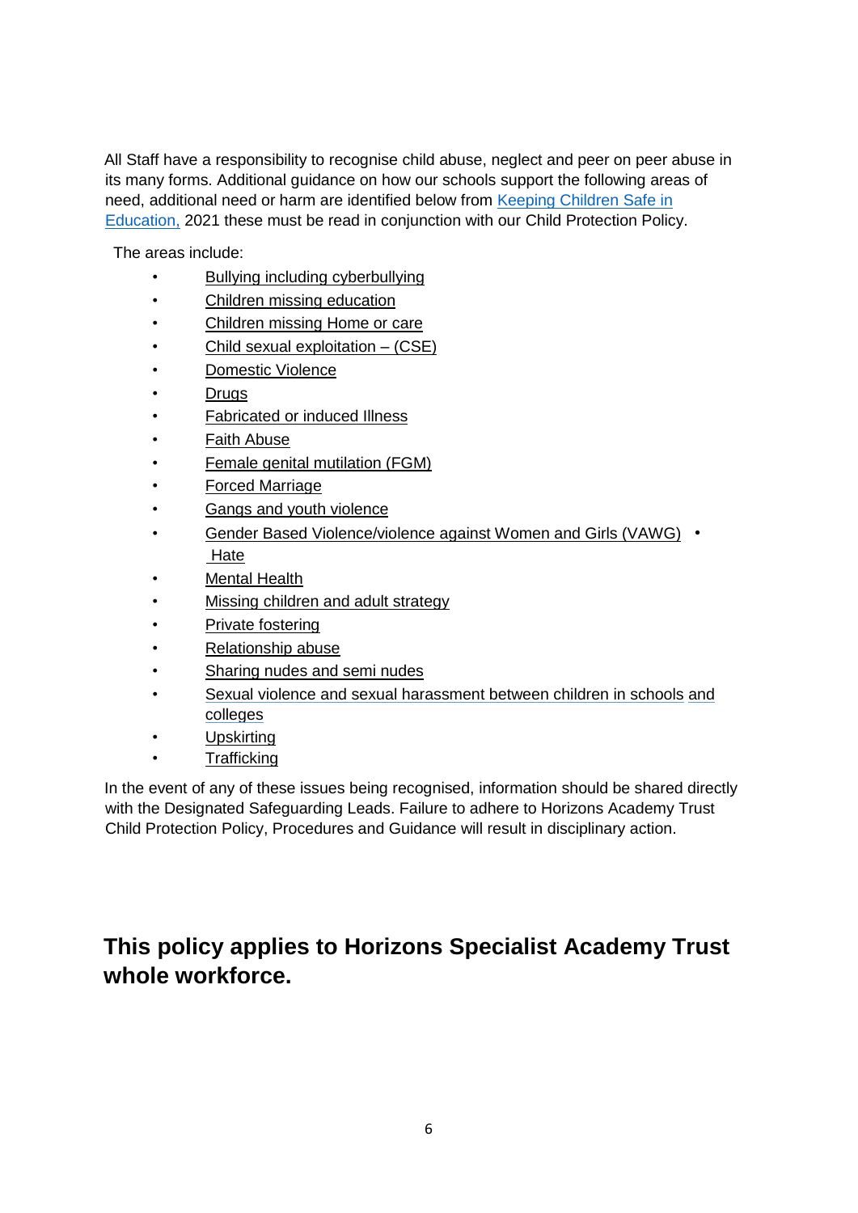All Staff have a responsibility to recognise child abuse, neglect and peer on peer abuse in its many forms. Additional guidance on how our schools support the following areas of need, additional need or harm are identified below from [Keeping Children Safe in Education,](#) 2021 these must be read in conjunction with our Child Protection Policy.

The areas include:

- Bullying including cyberbullying
- Children missing education
- Children missing Home or care
- Child sexual exploitation – (CSE)
- Domestic Violence
- Drugs
- Fabricated or induced Illness
- Faith Abuse
- Female genital mutilation (FGM)
- Forced Marriage
- Gangs and youth violence
- Gender Based Violence/violence against Women and Girls (VAWG)
- Hate
- Mental Health
- Missing children and adult strategy
- Private fostering
- Relationship abuse
- Sharing nudes and semi nudes
- Sexual violence and sexual harassment between children in schools and colleges
- Upskirting
- Trafficking

In the event of any of these issues being recognised, information should be shared directly with the Designated Safeguarding Leads. Failure to adhere to Horizons Academy Trust Child Protection Policy, Procedures and Guidance will result in disciplinary action.

## This policy applies to Horizons Specialist Academy Trust whole workforce.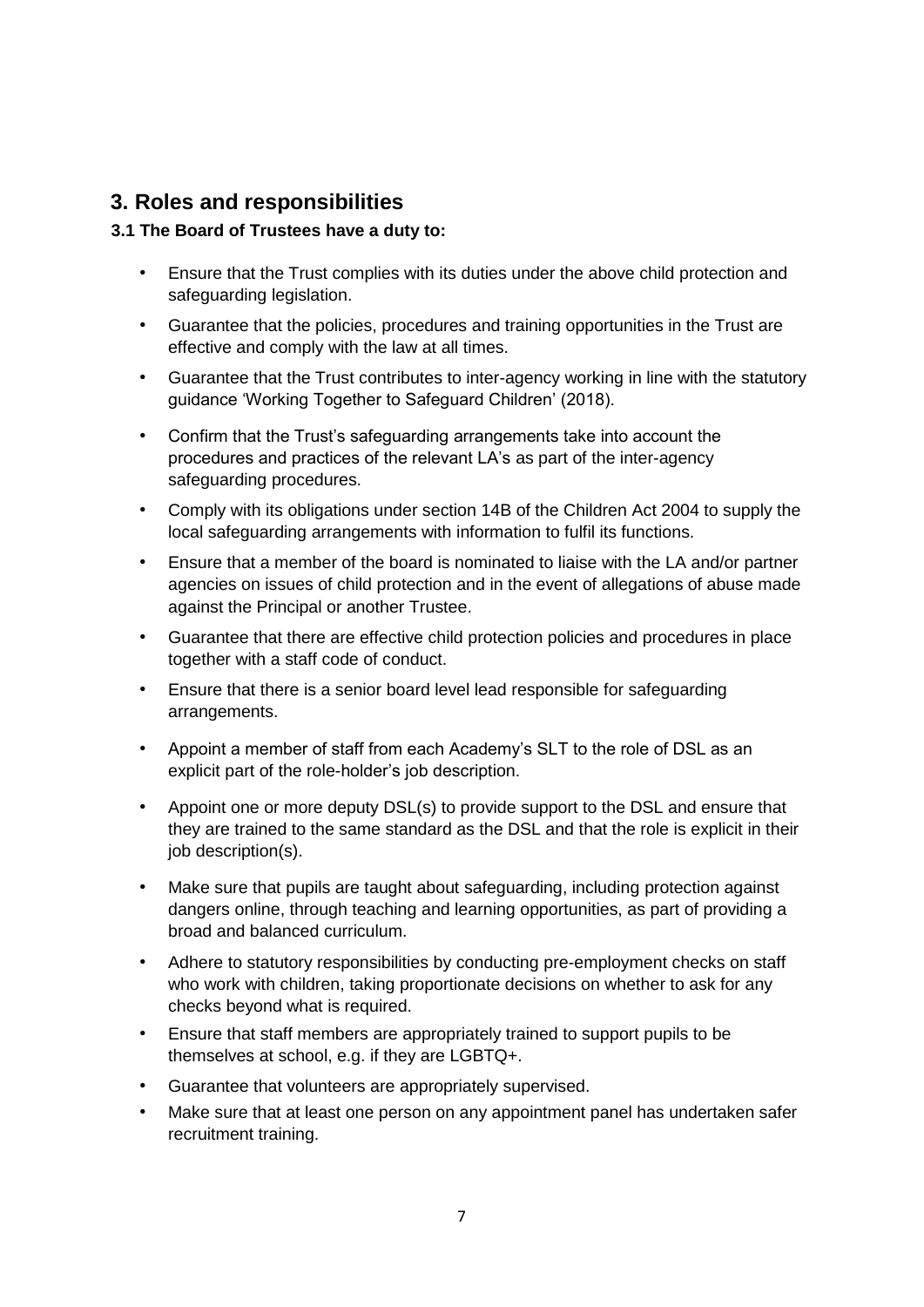## 3. Roles and responsibilities

### 3.1 The Board of Trustees have a duty to:

- Ensure that the Trust complies with its duties under the above child protection and safeguarding legislation.
- Guarantee that the policies, procedures and training opportunities in the Trust are effective and comply with the law at all times.
- Guarantee that the Trust contributes to inter-agency working in line with the statutory guidance 'Working Together to Safeguard Children' (2018).
- Confirm that the Trust's safeguarding arrangements take into account the procedures and practices of the relevant LA's as part of the inter-agency safeguarding procedures.
- Comply with its obligations under section 14B of the Children Act 2004 to supply the local safeguarding arrangements with information to fulfil its functions.
- Ensure that a member of the board is nominated to liaise with the LA and/or partner agencies on issues of child protection and in the event of allegations of abuse made against the Principal or another Trustee.
- Guarantee that there are effective child protection policies and procedures in place together with a staff code of conduct.
- Ensure that there is a senior board level lead responsible for safeguarding arrangements.
- Appoint a member of staff from each Academy's SLT to the role of DSL as an explicit part of the role-holder's job description.
- Appoint one or more deputy DSL(s) to provide support to the DSL and ensure that they are trained to the same standard as the DSL and that the role is explicit in their job description(s).
- Make sure that pupils are taught about safeguarding, including protection against dangers online, through teaching and learning opportunities, as part of providing a broad and balanced curriculum.
- Adhere to statutory responsibilities by conducting pre-employment checks on staff who work with children, taking proportionate decisions on whether to ask for any checks beyond what is required.
- Ensure that staff members are appropriately trained to support pupils to be themselves at school, e.g. if they are LGBTQ+.
- Guarantee that volunteers are appropriately supervised.
- Make sure that at least one person on any appointment panel has undertaken safer recruitment training.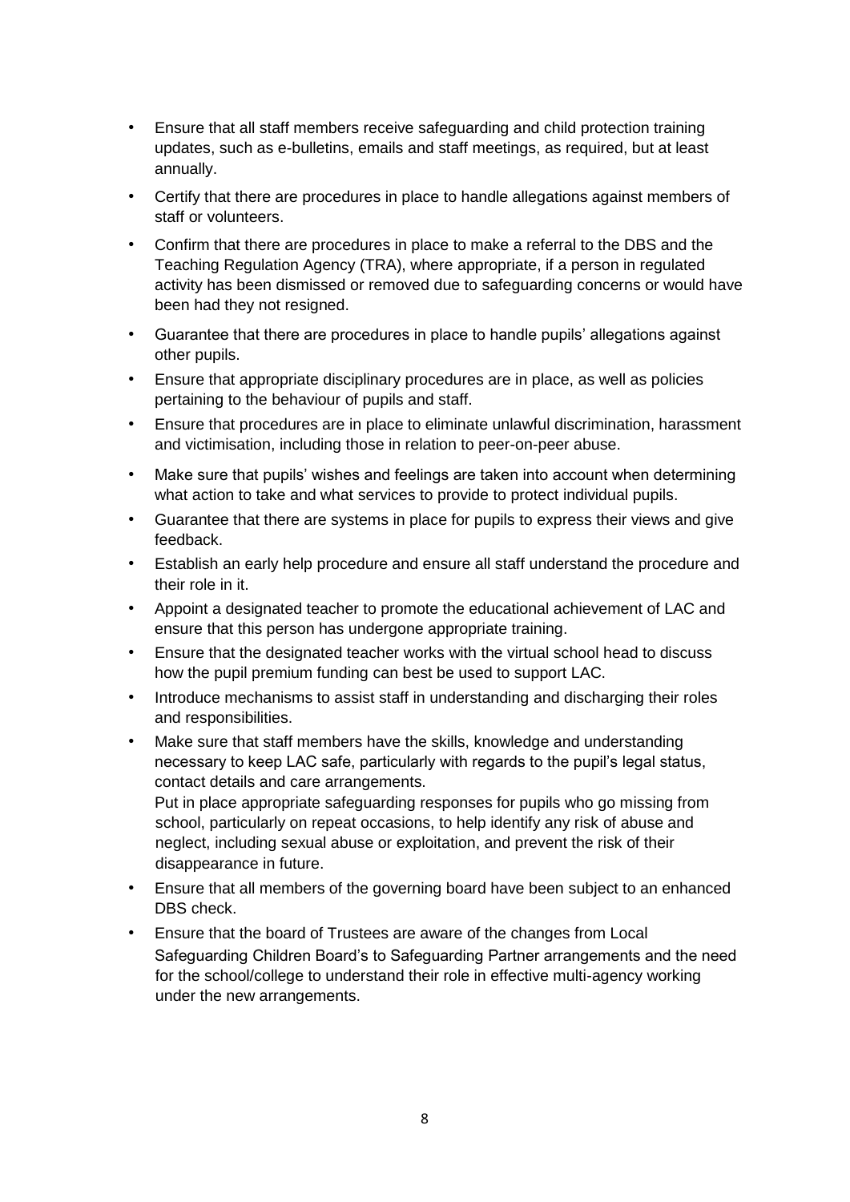- Ensure that all staff members receive safeguarding and child protection training updates, such as e-bulletins, emails and staff meetings, as required, but at least annually.
- Certify that there are procedures in place to handle allegations against members of staff or volunteers.
- Confirm that there are procedures in place to make a referral to the DBS and the Teaching Regulation Agency (TRA), where appropriate, if a person in regulated activity has been dismissed or removed due to safeguarding concerns or would have been had they not resigned.
- Guarantee that there are procedures in place to handle pupils' allegations against other pupils.
- Ensure that appropriate disciplinary procedures are in place, as well as policies pertaining to the behaviour of pupils and staff.
- Ensure that procedures are in place to eliminate unlawful discrimination, harassment and victimisation, including those in relation to peer-on-peer abuse.
- Make sure that pupils' wishes and feelings are taken into account when determining what action to take and what services to provide to protect individual pupils.
- Guarantee that there are systems in place for pupils to express their views and give feedback.
- Establish an early help procedure and ensure all staff understand the procedure and their role in it.
- Appoint a designated teacher to promote the educational achievement of LAC and ensure that this person has undergone appropriate training.
- Ensure that the designated teacher works with the virtual school head to discuss how the pupil premium funding can best be used to support LAC.
- Introduce mechanisms to assist staff in understanding and discharging their roles and responsibilities.
- Make sure that staff members have the skills, knowledge and understanding necessary to keep LAC safe, particularly with regards to the pupil's legal status, contact details and care arrangements.
  Put in place appropriate safeguarding responses for pupils who go missing from school, particularly on repeat occasions, to help identify any risk of abuse and neglect, including sexual abuse or exploitation, and prevent the risk of their disappearance in future.
- Ensure that all members of the governing board have been subject to an enhanced DBS check.
- Ensure that the board of Trustees are aware of the changes from Local Safeguarding Children Board's to Safeguarding Partner arrangements and the need for the school/college to understand their role in effective multi-agency working under the new arrangements.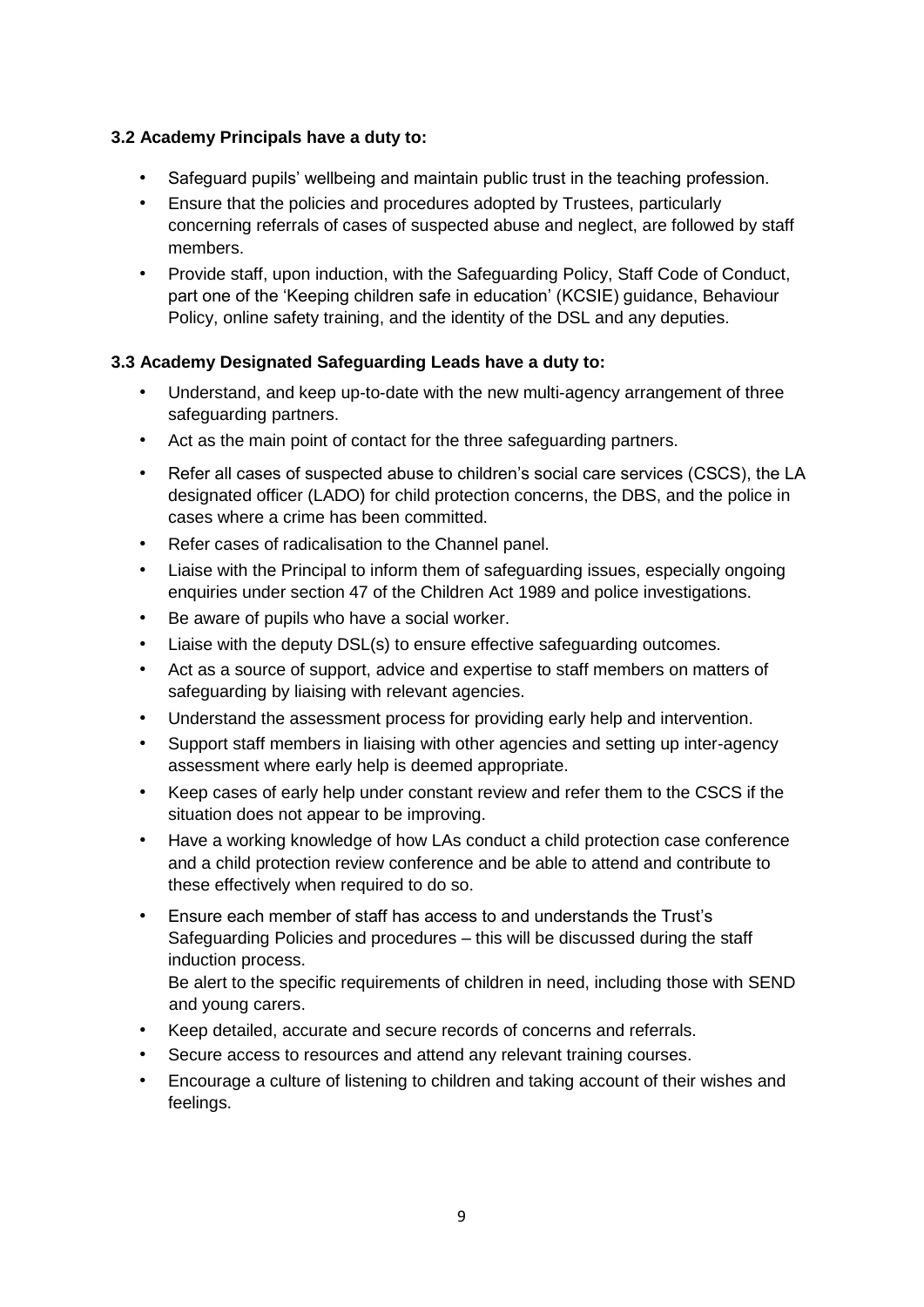**3.2 Academy Principals have a duty to:**

- Safeguard pupils' wellbeing and maintain public trust in the teaching profession.
- Ensure that the policies and procedures adopted by Trustees, particularly concerning referrals of cases of suspected abuse and neglect, are followed by staff members.
- Provide staff, upon induction, with the Safeguarding Policy, Staff Code of Conduct, part one of the 'Keeping children safe in education' (KCSIE) guidance, Behaviour Policy, online safety training, and the identity of the DSL and any deputies.

**3.3 Academy Designated Safeguarding Leads have a duty to:**

- Understand, and keep up-to-date with the new multi-agency arrangement of three safeguarding partners.
- Act as the main point of contact for the three safeguarding partners.
- Refer all cases of suspected abuse to children's social care services (CSCS), the LA designated officer (LADO) for child protection concerns, the DBS, and the police in cases where a crime has been committed.
- Refer cases of radicalisation to the Channel panel.
- Liaise with the Principal to inform them of safeguarding issues, especially ongoing enquiries under section 47 of the Children Act 1989 and police investigations.
- Be aware of pupils who have a social worker.
- Liaise with the deputy DSL(s) to ensure effective safeguarding outcomes.
- Act as a source of support, advice and expertise to staff members on matters of safeguarding by liaising with relevant agencies.
- Understand the assessment process for providing early help and intervention.
- Support staff members in liaising with other agencies and setting up inter-agency assessment where early help is deemed appropriate.
- Keep cases of early help under constant review and refer them to the CSCS if the situation does not appear to be improving.
- Have a working knowledge of how LAs conduct a child protection case conference and a child protection review conference and be able to attend and contribute to these effectively when required to do so.
- Ensure each member of staff has access to and understands the Trust's Safeguarding Policies and procedures – this will be discussed during the staff induction process.
  Be alert to the specific requirements of children in need, including those with SEND and young carers.
- Keep detailed, accurate and secure records of concerns and referrals.
- Secure access to resources and attend any relevant training courses.
- Encourage a culture of listening to children and taking account of their wishes and feelings.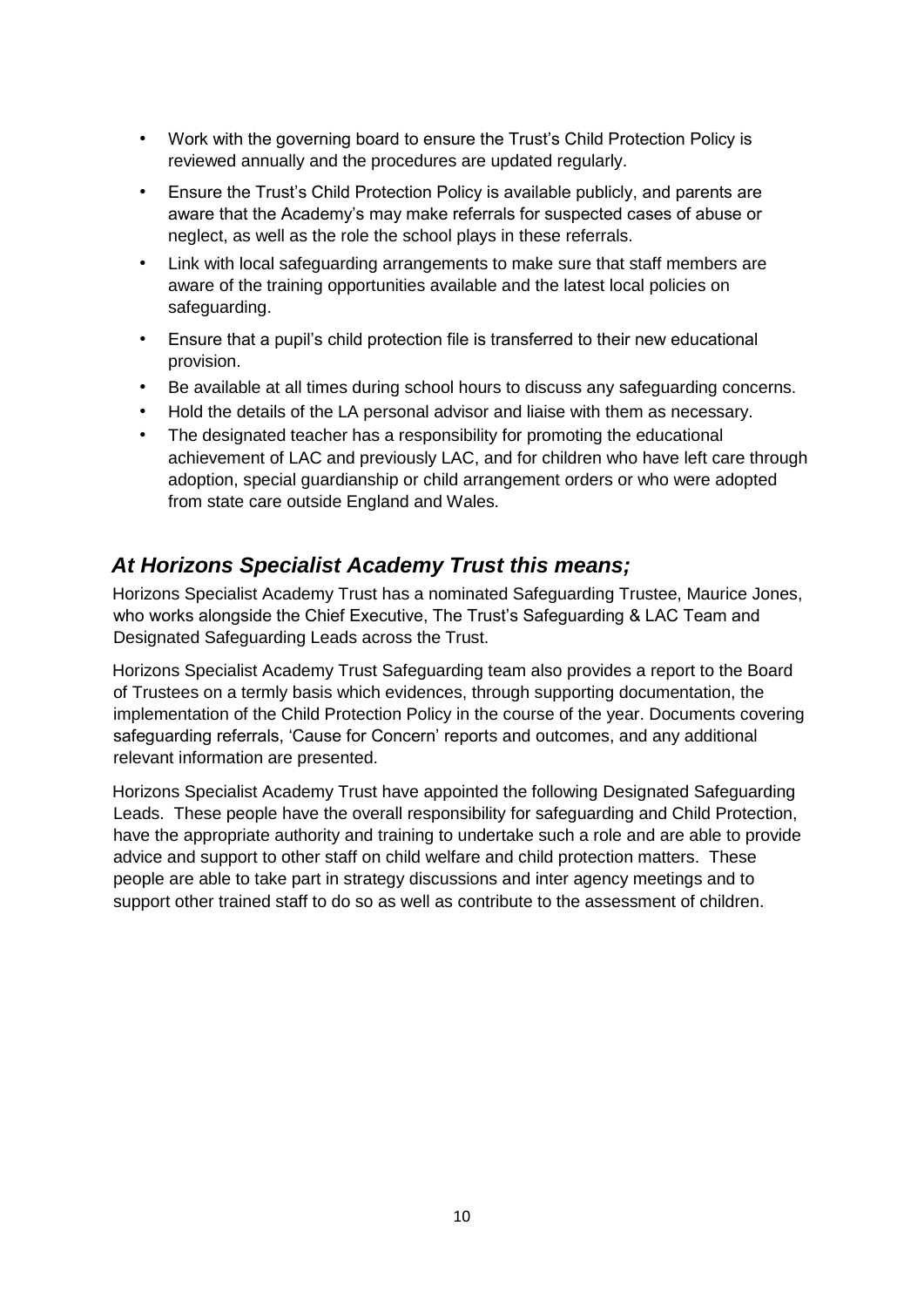- Work with the governing board to ensure the Trust's Child Protection Policy is reviewed annually and the procedures are updated regularly.
- Ensure the Trust's Child Protection Policy is available publicly, and parents are aware that the Academy's may make referrals for suspected cases of abuse or neglect, as well as the role the school plays in these referrals.
- Link with local safeguarding arrangements to make sure that staff members are aware of the training opportunities available and the latest local policies on safeguarding.
- Ensure that a pupil's child protection file is transferred to their new educational provision.
- Be available at all times during school hours to discuss any safeguarding concerns.
- Hold the details of the LA personal advisor and liaise with them as necessary.
- The designated teacher has a responsibility for promoting the educational achievement of LAC and previously LAC, and for children who have left care through adoption, special guardianship or child arrangement orders or who were adopted from state care outside England and Wales.

## *At Horizons Specialist Academy Trust this means;*

Horizons Specialist Academy Trust has a nominated Safeguarding Trustee, Maurice Jones, who works alongside the Chief Executive, The Trust's Safeguarding & LAC Team and Designated Safeguarding Leads across the Trust.

Horizons Specialist Academy Trust Safeguarding team also provides a report to the Board of Trustees on a termly basis which evidences, through supporting documentation, the implementation of the Child Protection Policy in the course of the year. Documents covering safeguarding referrals, 'Cause for Concern' reports and outcomes, and any additional relevant information are presented.

Horizons Specialist Academy Trust have appointed the following Designated Safeguarding Leads. These people have the overall responsibility for safeguarding and Child Protection, have the appropriate authority and training to undertake such a role and are able to provide advice and support to other staff on child welfare and child protection matters. These people are able to take part in strategy discussions and inter agency meetings and to support other trained staff to do so as well as contribute to the assessment of children.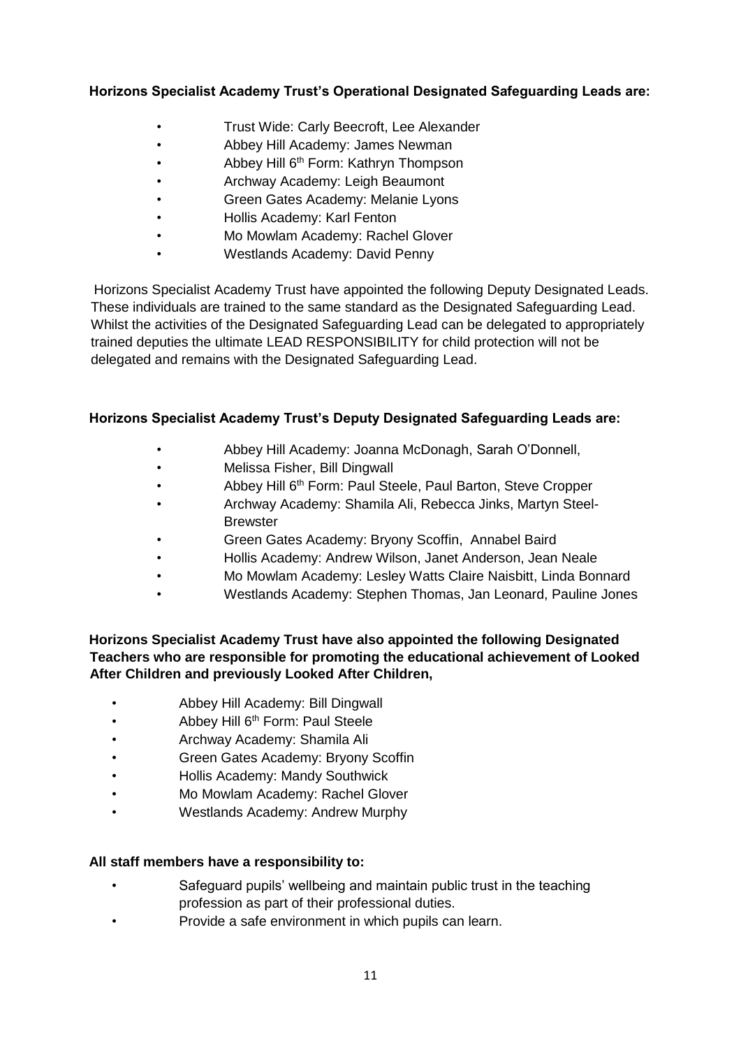**Horizons Specialist Academy Trust's Operational Designated Safeguarding Leads are:**

- Trust Wide: Carly Beecroft, Lee Alexander
- Abbey Hill Academy: James Newman
- Abbey Hill 6th Form: Kathryn Thompson
- Archway Academy: Leigh Beaumont
- Green Gates Academy: Melanie Lyons
- Hollis Academy: Karl Fenton
- Mo Mowlam Academy: Rachel Glover
- Westlands Academy: David Penny

Horizons Specialist Academy Trust have appointed the following Deputy Designated Leads. These individuals are trained to the same standard as the Designated Safeguarding Lead. Whilst the activities of the Designated Safeguarding Lead can be delegated to appropriately trained deputies the ultimate LEAD RESPONSIBILITY for child protection will not be delegated and remains with the Designated Safeguarding Lead.

**Horizons Specialist Academy Trust's Deputy Designated Safeguarding Leads are:**

- Abbey Hill Academy: Joanna McDonagh, Sarah O'Donnell,
- Melissa Fisher, Bill Dingwall
- Abbey Hill 6th Form: Paul Steele, Paul Barton, Steve Cropper
- Archway Academy: Shamila Ali, Rebecca Jinks, Martyn Steel-Brewster
- Green Gates Academy: Bryony Scoffin, Annabel Baird
- Hollis Academy: Andrew Wilson, Janet Anderson, Jean Neale
- Mo Mowlam Academy: Lesley Watts Claire Naisbitt, Linda Bonnard
- Westlands Academy: Stephen Thomas, Jan Leonard, Pauline Jones

**Horizons Specialist Academy Trust have also appointed the following Designated Teachers who are responsible for promoting the educational achievement of Looked After Children and previously Looked After Children,**

- Abbey Hill Academy: Bill Dingwall
- Abbey Hill 6th Form: Paul Steele
- Archway Academy: Shamila Ali
- Green Gates Academy: Bryony Scoffin
- Hollis Academy: Mandy Southwick
- Mo Mowlam Academy: Rachel Glover
- Westlands Academy: Andrew Murphy

**All staff members have a responsibility to:**

- Safeguard pupils' wellbeing and maintain public trust in the teaching profession as part of their professional duties.
- Provide a safe environment in which pupils can learn.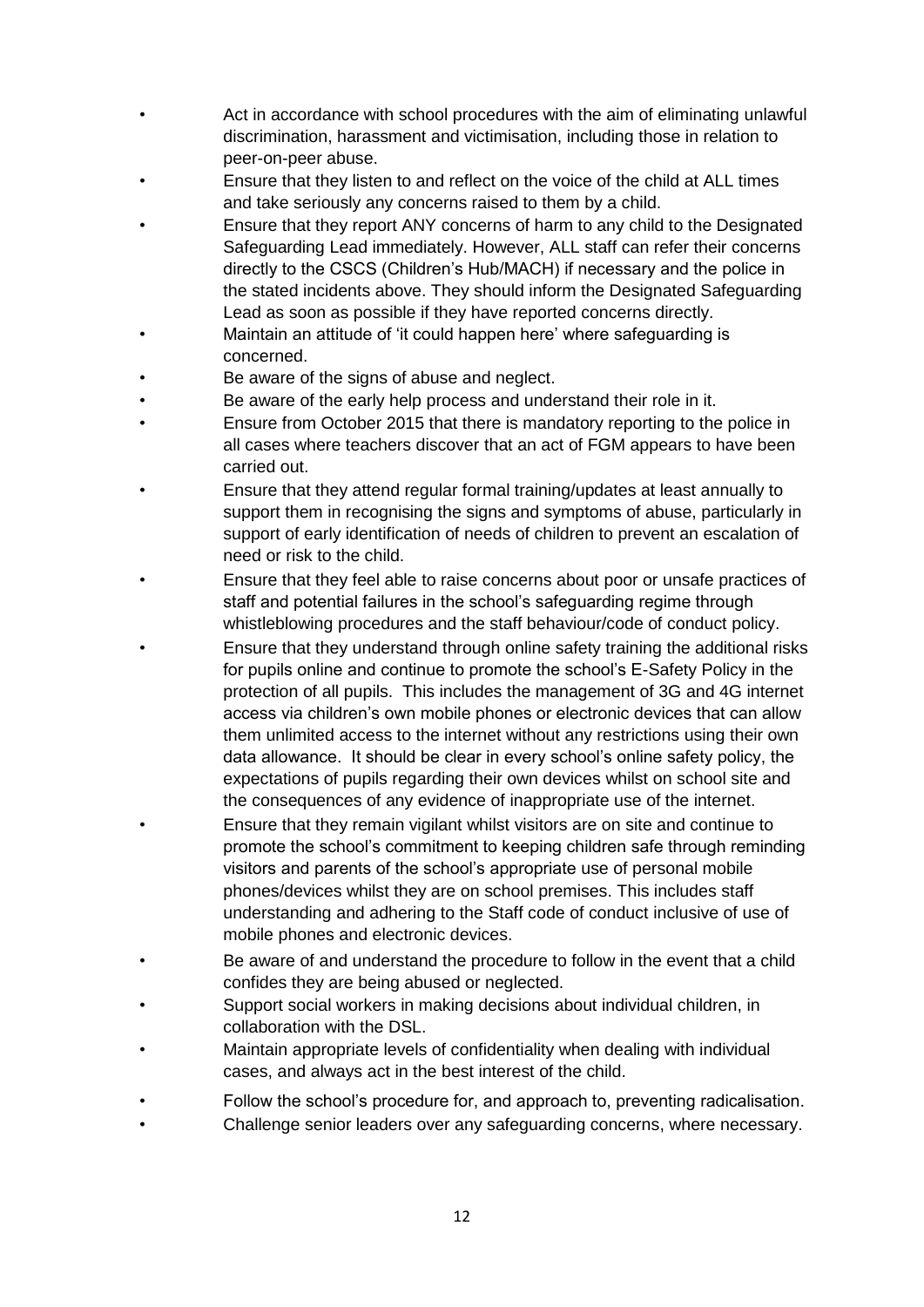- Act in accordance with school procedures with the aim of eliminating unlawful discrimination, harassment and victimisation, including those in relation to peer-on-peer abuse.
- Ensure that they listen to and reflect on the voice of the child at ALL times and take seriously any concerns raised to them by a child.
- Ensure that they report ANY concerns of harm to any child to the Designated Safeguarding Lead immediately. However, ALL staff can refer their concerns directly to the CSCS (Children's Hub/MACH) if necessary and the police in the stated incidents above. They should inform the Designated Safeguarding Lead as soon as possible if they have reported concerns directly.
- Maintain an attitude of 'it could happen here' where safeguarding is concerned.
- Be aware of the signs of abuse and neglect.
- Be aware of the early help process and understand their role in it.
- Ensure from October 2015 that there is mandatory reporting to the police in all cases where teachers discover that an act of FGM appears to have been carried out.
- Ensure that they attend regular formal training/updates at least annually to support them in recognising the signs and symptoms of abuse, particularly in support of early identification of needs of children to prevent an escalation of need or risk to the child.
- Ensure that they feel able to raise concerns about poor or unsafe practices of staff and potential failures in the school's safeguarding regime through whistleblowing procedures and the staff behaviour/code of conduct policy.
- Ensure that they understand through online safety training the additional risks for pupils online and continue to promote the school's E-Safety Policy in the protection of all pupils. This includes the management of 3G and 4G internet access via children's own mobile phones or electronic devices that can allow them unlimited access to the internet without any restrictions using their own data allowance. It should be clear in every school's online safety policy, the expectations of pupils regarding their own devices whilst on school site and the consequences of any evidence of inappropriate use of the internet.
- Ensure that they remain vigilant whilst visitors are on site and continue to promote the school's commitment to keeping children safe through reminding visitors and parents of the school's appropriate use of personal mobile phones/devices whilst they are on school premises. This includes staff understanding and adhering to the Staff code of conduct inclusive of use of mobile phones and electronic devices.
- Be aware of and understand the procedure to follow in the event that a child confides they are being abused or neglected.
- Support social workers in making decisions about individual children, in collaboration with the DSL.
- Maintain appropriate levels of confidentiality when dealing with individual cases, and always act in the best interest of the child.
- Follow the school's procedure for, and approach to, preventing radicalisation.
- Challenge senior leaders over any safeguarding concerns, where necessary.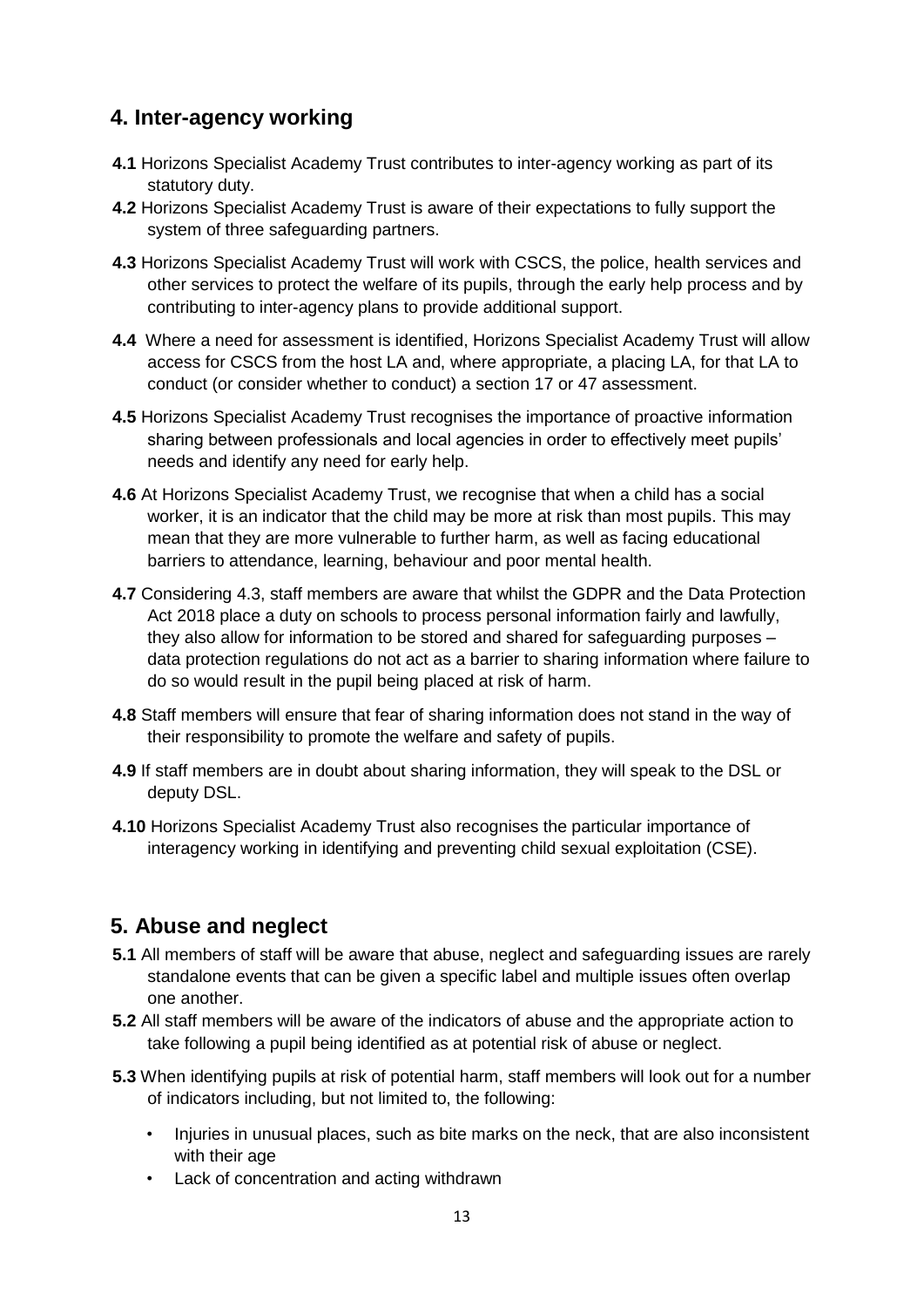## 4. Inter-agency working

**4.1** Horizons Specialist Academy Trust contributes to inter-agency working as part of its statutory duty.

**4.2** Horizons Specialist Academy Trust is aware of their expectations to fully support the system of three safeguarding partners.

**4.3** Horizons Specialist Academy Trust will work with CSCS, the police, health services and other services to protect the welfare of its pupils, through the early help process and by contributing to inter-agency plans to provide additional support.

**4.4** Where a need for assessment is identified, Horizons Specialist Academy Trust will allow access for CSCS from the host LA and, where appropriate, a placing LA, for that LA to conduct (or consider whether to conduct) a section 17 or 47 assessment.

**4.5** Horizons Specialist Academy Trust recognises the importance of proactive information sharing between professionals and local agencies in order to effectively meet pupils' needs and identify any need for early help.

**4.6** At Horizons Specialist Academy Trust, we recognise that when a child has a social worker, it is an indicator that the child may be more at risk than most pupils. This may mean that they are more vulnerable to further harm, as well as facing educational barriers to attendance, learning, behaviour and poor mental health.

**4.7** Considering 4.3, staff members are aware that whilst the GDPR and the Data Protection Act 2018 place a duty on schools to process personal information fairly and lawfully, they also allow for information to be stored and shared for safeguarding purposes – data protection regulations do not act as a barrier to sharing information where failure to do so would result in the pupil being placed at risk of harm.

**4.8** Staff members will ensure that fear of sharing information does not stand in the way of their responsibility to promote the welfare and safety of pupils.

**4.9** If staff members are in doubt about sharing information, they will speak to the DSL or deputy DSL.

**4.10** Horizons Specialist Academy Trust also recognises the particular importance of interagency working in identifying and preventing child sexual exploitation (CSE).

## 5. Abuse and neglect

**5.1** All members of staff will be aware that abuse, neglect and safeguarding issues are rarely standalone events that can be given a specific label and multiple issues often overlap one another.

**5.2** All staff members will be aware of the indicators of abuse and the appropriate action to take following a pupil being identified as at potential risk of abuse or neglect.

**5.3** When identifying pupils at risk of potential harm, staff members will look out for a number of indicators including, but not limited to, the following:

- Injuries in unusual places, such as bite marks on the neck, that are also inconsistent with their age
- Lack of concentration and acting withdrawn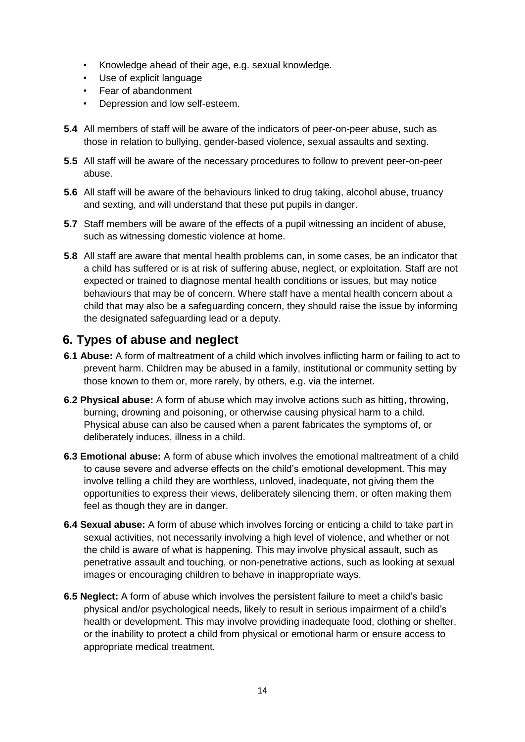- Knowledge ahead of their age, e.g. sexual knowledge.
- Use of explicit language
- Fear of abandonment
- Depression and low self-esteem.

**5.4** All members of staff will be aware of the indicators of peer-on-peer abuse, such as those in relation to bullying, gender-based violence, sexual assaults and sexting.

**5.5** All staff will be aware of the necessary procedures to follow to prevent peer-on-peer abuse.

**5.6** All staff will be aware of the behaviours linked to drug taking, alcohol abuse, truancy and sexting, and will understand that these put pupils in danger.

**5.7** Staff members will be aware of the effects of a pupil witnessing an incident of abuse, such as witnessing domestic violence at home.

**5.8** All staff are aware that mental health problems can, in some cases, be an indicator that a child has suffered or is at risk of suffering abuse, neglect, or exploitation. Staff are not expected or trained to diagnose mental health conditions or issues, but may notice behaviours that may be of concern. Where staff have a mental health concern about a child that may also be a safeguarding concern, they should raise the issue by informing the designated safeguarding lead or a deputy.

## 6. Types of abuse and neglect

**6.1 Abuse:** A form of maltreatment of a child which involves inflicting harm or failing to act to prevent harm. Children may be abused in a family, institutional or community setting by those known to them or, more rarely, by others, e.g. via the internet.

**6.2 Physical abuse:** A form of abuse which may involve actions such as hitting, throwing, burning, drowning and poisoning, or otherwise causing physical harm to a child. Physical abuse can also be caused when a parent fabricates the symptoms of, or deliberately induces, illness in a child.

**6.3 Emotional abuse:** A form of abuse which involves the emotional maltreatment of a child to cause severe and adverse effects on the child's emotional development. This may involve telling a child they are worthless, unloved, inadequate, not giving them the opportunities to express their views, deliberately silencing them, or often making them feel as though they are in danger.

**6.4 Sexual abuse:** A form of abuse which involves forcing or enticing a child to take part in sexual activities, not necessarily involving a high level of violence, and whether or not the child is aware of what is happening. This may involve physical assault, such as penetrative assault and touching, or non-penetrative actions, such as looking at sexual images or encouraging children to behave in inappropriate ways.

**6.5 Neglect:** A form of abuse which involves the persistent failure to meet a child's basic physical and/or psychological needs, likely to result in serious impairment of a child's health or development. This may involve providing inadequate food, clothing or shelter, or the inability to protect a child from physical or emotional harm or ensure access to appropriate medical treatment.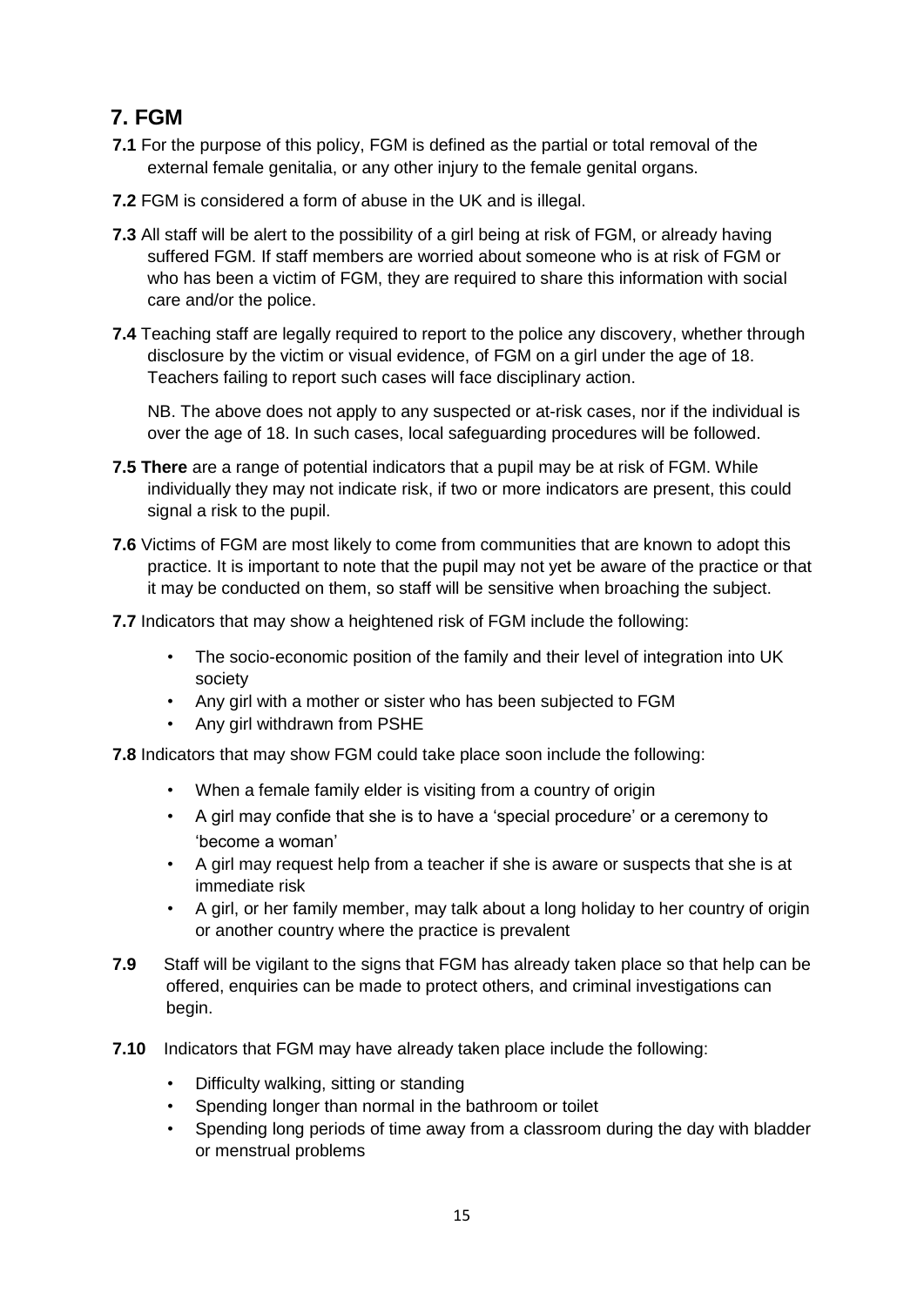## 7. FGM

**7.1** For the purpose of this policy, FGM is defined as the partial or total removal of the external female genitalia, or any other injury to the female genital organs.

**7.2** FGM is considered a form of abuse in the UK and is illegal.

**7.3** All staff will be alert to the possibility of a girl being at risk of FGM, or already having suffered FGM. If staff members are worried about someone who is at risk of FGM or who has been a victim of FGM, they are required to share this information with social care and/or the police.

**7.4** Teaching staff are legally required to report to the police any discovery, whether through disclosure by the victim or visual evidence, of FGM on a girl under the age of 18. Teachers failing to report such cases will face disciplinary action.

NB. The above does not apply to any suspected or at-risk cases, nor if the individual is over the age of 18. In such cases, local safeguarding procedures will be followed.

**7.5 There** are a range of potential indicators that a pupil may be at risk of FGM. While individually they may not indicate risk, if two or more indicators are present, this could signal a risk to the pupil.

**7.6** Victims of FGM are most likely to come from communities that are known to adopt this practice. It is important to note that the pupil may not yet be aware of the practice or that it may be conducted on them, so staff will be sensitive when broaching the subject.

**7.7** Indicators that may show a heightened risk of FGM include the following:

- The socio-economic position of the family and their level of integration into UK society
- Any girl with a mother or sister who has been subjected to FGM
- Any girl withdrawn from PSHE

**7.8** Indicators that may show FGM could take place soon include the following:

- When a female family elder is visiting from a country of origin
- A girl may confide that she is to have a 'special procedure' or a ceremony to 'become a woman'
- A girl may request help from a teacher if she is aware or suspects that she is at immediate risk
- A girl, or her family member, may talk about a long holiday to her country of origin or another country where the practice is prevalent

**7.9** Staff will be vigilant to the signs that FGM has already taken place so that help can be offered, enquiries can be made to protect others, and criminal investigations can begin.

**7.10** Indicators that FGM may have already taken place include the following:

- Difficulty walking, sitting or standing
- Spending longer than normal in the bathroom or toilet
- Spending long periods of time away from a classroom during the day with bladder or menstrual problems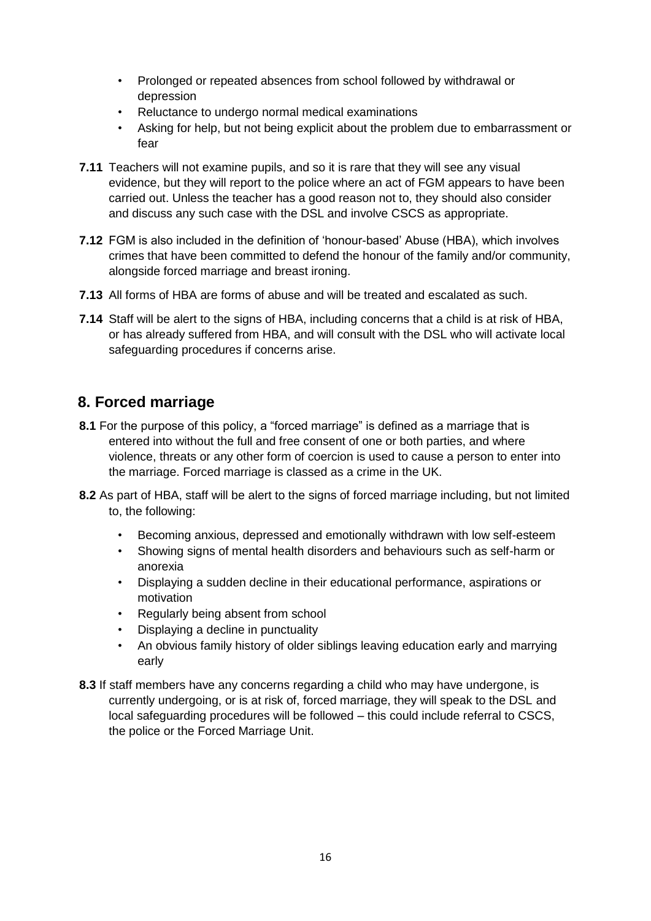- Prolonged or repeated absences from school followed by withdrawal or depression
- Reluctance to undergo normal medical examinations
- Asking for help, but not being explicit about the problem due to embarrassment or fear

**7.11** Teachers will not examine pupils, and so it is rare that they will see any visual evidence, but they will report to the police where an act of FGM appears to have been carried out. Unless the teacher has a good reason not to, they should also consider and discuss any such case with the DSL and involve CSCS as appropriate.

**7.12** FGM is also included in the definition of 'honour-based' Abuse (HBA), which involves crimes that have been committed to defend the honour of the family and/or community, alongside forced marriage and breast ironing.

**7.13** All forms of HBA are forms of abuse and will be treated and escalated as such.

**7.14** Staff will be alert to the signs of HBA, including concerns that a child is at risk of HBA, or has already suffered from HBA, and will consult with the DSL who will activate local safeguarding procedures if concerns arise.

## 8. Forced marriage

**8.1** For the purpose of this policy, a "forced marriage" is defined as a marriage that is entered into without the full and free consent of one or both parties, and where violence, threats or any other form of coercion is used to cause a person to enter into the marriage. Forced marriage is classed as a crime in the UK.

**8.2** As part of HBA, staff will be alert to the signs of forced marriage including, but not limited to, the following:

- Becoming anxious, depressed and emotionally withdrawn with low self-esteem
- Showing signs of mental health disorders and behaviours such as self-harm or anorexia
- Displaying a sudden decline in their educational performance, aspirations or motivation
- Regularly being absent from school
- Displaying a decline in punctuality
- An obvious family history of older siblings leaving education early and marrying early

**8.3** If staff members have any concerns regarding a child who may have undergone, is currently undergoing, or is at risk of, forced marriage, they will speak to the DSL and local safeguarding procedures will be followed – this could include referral to CSCS, the police or the Forced Marriage Unit.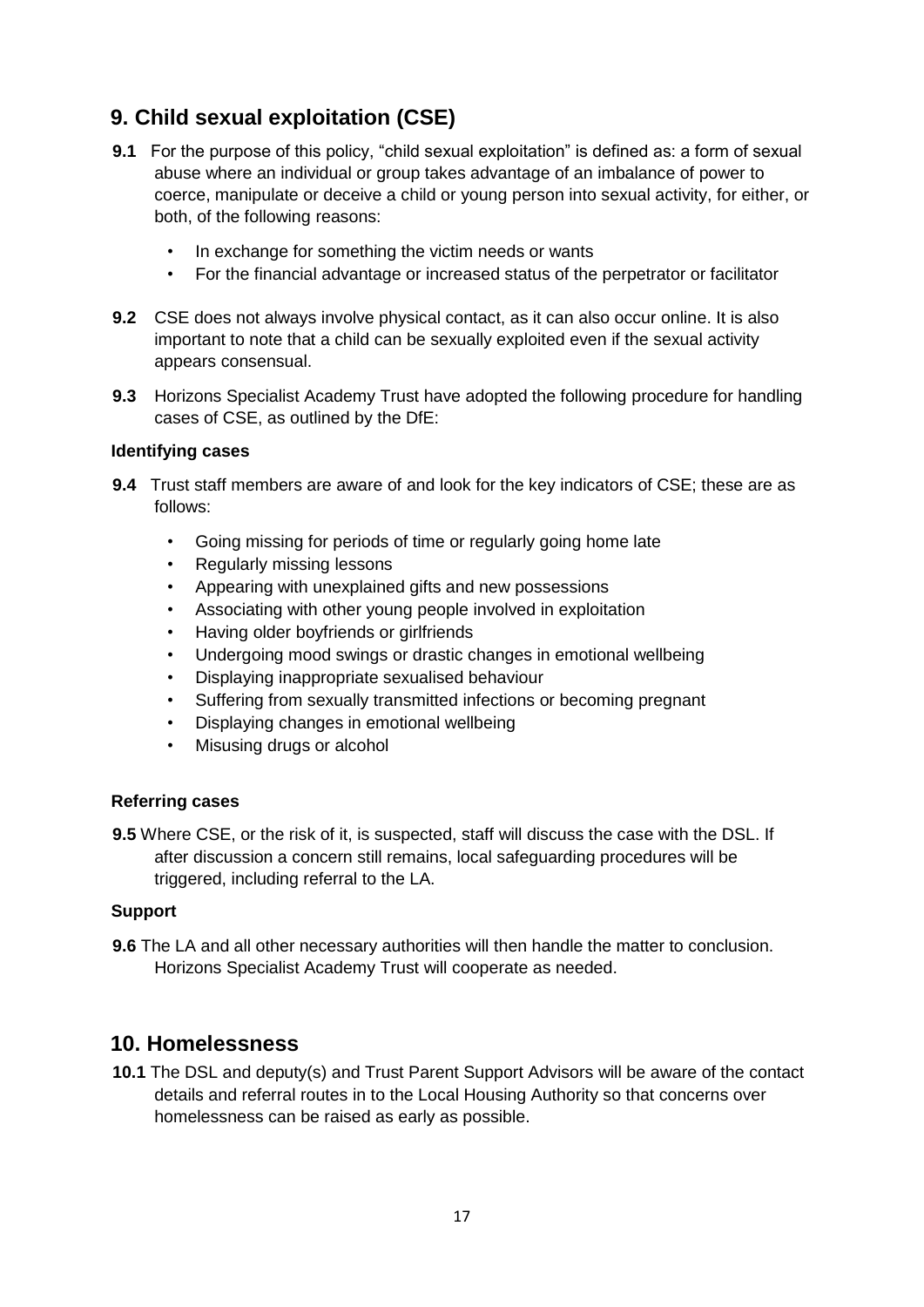## 9. Child sexual exploitation (CSE)

**9.1** For the purpose of this policy, "child sexual exploitation" is defined as: a form of sexual abuse where an individual or group takes advantage of an imbalance of power to coerce, manipulate or deceive a child or young person into sexual activity, for either, or both, of the following reasons:

- In exchange for something the victim needs or wants
- For the financial advantage or increased status of the perpetrator or facilitator

**9.2** CSE does not always involve physical contact, as it can also occur online. It is also important to note that a child can be sexually exploited even if the sexual activity appears consensual.

**9.3** Horizons Specialist Academy Trust have adopted the following procedure for handling cases of CSE, as outlined by the DfE:

### Identifying cases

**9.4** Trust staff members are aware of and look for the key indicators of CSE; these are as follows:

- Going missing for periods of time or regularly going home late
- Regularly missing lessons
- Appearing with unexplained gifts and new possessions
- Associating with other young people involved in exploitation
- Having older boyfriends or girlfriends
- Undergoing mood swings or drastic changes in emotional wellbeing
- Displaying inappropriate sexualised behaviour
- Suffering from sexually transmitted infections or becoming pregnant
- Displaying changes in emotional wellbeing
- Misusing drugs or alcohol

### Referring cases

**9.5** Where CSE, or the risk of it, is suspected, staff will discuss the case with the DSL. If after discussion a concern still remains, local safeguarding procedures will be triggered, including referral to the LA.

### Support

**9.6** The LA and all other necessary authorities will then handle the matter to conclusion. Horizons Specialist Academy Trust will cooperate as needed.

## 10. Homelessness

**10.1** The DSL and deputy(s) and Trust Parent Support Advisors will be aware of the contact details and referral routes in to the Local Housing Authority so that concerns over homelessness can be raised as early as possible.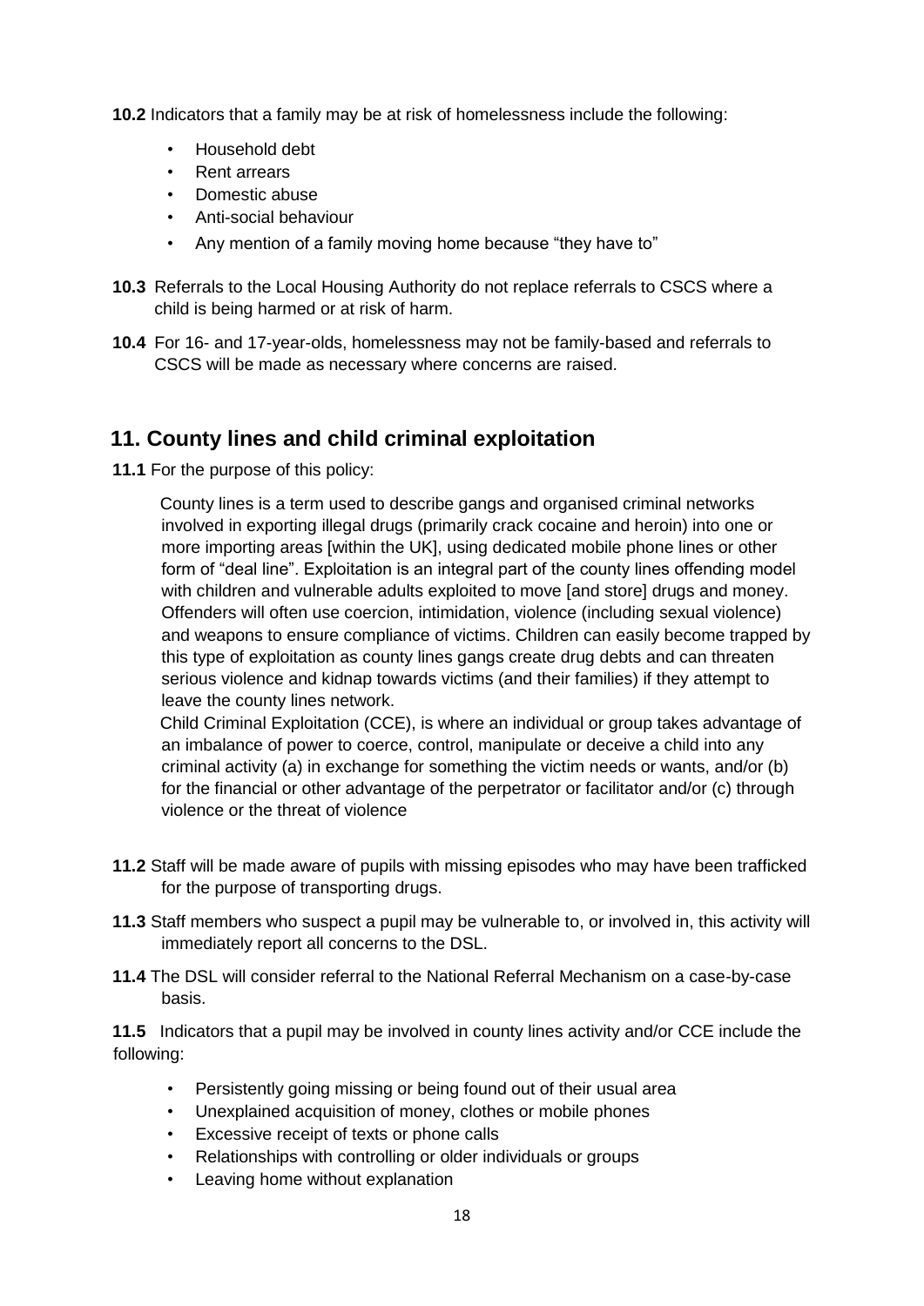**10.2** Indicators that a family may be at risk of homelessness include the following:

- Household debt
- Rent arrears
- Domestic abuse
- Anti-social behaviour
- Any mention of a family moving home because "they have to"

**10.3** Referrals to the Local Housing Authority do not replace referrals to CSCS where a child is being harmed or at risk of harm.

**10.4** For 16- and 17-year-olds, homelessness may not be family-based and referrals to CSCS will be made as necessary where concerns are raised.

## 11. County lines and child criminal exploitation

**11.1** For the purpose of this policy:

County lines is a term used to describe gangs and organised criminal networks involved in exporting illegal drugs (primarily crack cocaine and heroin) into one or more importing areas [within the UK], using dedicated mobile phone lines or other form of "deal line". Exploitation is an integral part of the county lines offending model with children and vulnerable adults exploited to move [and store] drugs and money. Offenders will often use coercion, intimidation, violence (including sexual violence) and weapons to ensure compliance of victims. Children can easily become trapped by this type of exploitation as county lines gangs create drug debts and can threaten serious violence and kidnap towards victims (and their families) if they attempt to leave the county lines network.

Child Criminal Exploitation (CCE), is where an individual or group takes advantage of an imbalance of power to coerce, control, manipulate or deceive a child into any criminal activity (a) in exchange for something the victim needs or wants, and/or (b) for the financial or other advantage of the perpetrator or facilitator and/or (c) through violence or the threat of violence

**11.2** Staff will be made aware of pupils with missing episodes who may have been trafficked for the purpose of transporting drugs.

**11.3** Staff members who suspect a pupil may be vulnerable to, or involved in, this activity will immediately report all concerns to the DSL.

**11.4** The DSL will consider referral to the National Referral Mechanism on a case-by-case basis.

**11.5** Indicators that a pupil may be involved in county lines activity and/or CCE include the following:

- Persistently going missing or being found out of their usual area
- Unexplained acquisition of money, clothes or mobile phones
- Excessive receipt of texts or phone calls
- Relationships with controlling or older individuals or groups
- Leaving home without explanation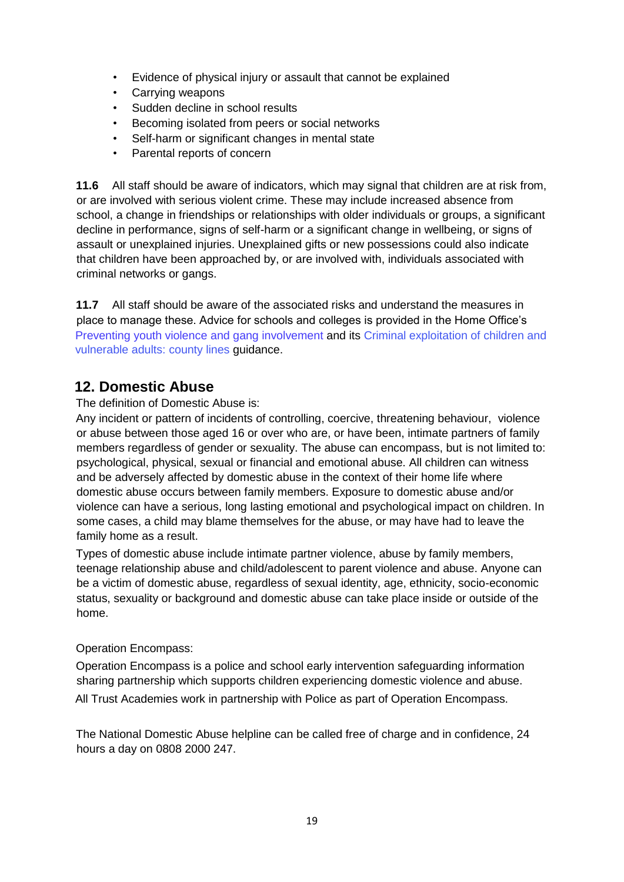- Evidence of physical injury or assault that cannot be explained
- Carrying weapons
- Sudden decline in school results
- Becoming isolated from peers or social networks
- Self-harm or significant changes in mental state
- Parental reports of concern

**11.6** All staff should be aware of indicators, which may signal that children are at risk from, or are involved with serious violent crime. These may include increased absence from school, a change in friendships or relationships with older individuals or groups, a significant decline in performance, signs of self-harm or a significant change in wellbeing, or signs of assault or unexplained injuries. Unexplained gifts or new possessions could also indicate that children have been approached by, or are involved with, individuals associated with criminal networks or gangs.

**11.7** All staff should be aware of the associated risks and understand the measures in place to manage these. Advice for schools and colleges is provided in the Home Office's Preventing youth violence and gang involvement and its Criminal exploitation of children and vulnerable adults: county lines guidance.

## 12. Domestic Abuse

The definition of Domestic Abuse is:

Any incident or pattern of incidents of controlling, coercive, threatening behaviour, violence or abuse between those aged 16 or over who are, or have been, intimate partners of family members regardless of gender or sexuality. The abuse can encompass, but is not limited to: psychological, physical, sexual or financial and emotional abuse. All children can witness and be adversely affected by domestic abuse in the context of their home life where domestic abuse occurs between family members. Exposure to domestic abuse and/or violence can have a serious, long lasting emotional and psychological impact on children. In some cases, a child may blame themselves for the abuse, or may have had to leave the family home as a result.

Types of domestic abuse include intimate partner violence, abuse by family members, teenage relationship abuse and child/adolescent to parent violence and abuse. Anyone can be a victim of domestic abuse, regardless of sexual identity, age, ethnicity, socio-economic status, sexuality or background and domestic abuse can take place inside or outside of the home.

Operation Encompass:

Operation Encompass is a police and school early intervention safeguarding information sharing partnership which supports children experiencing domestic violence and abuse.

All Trust Academies work in partnership with Police as part of Operation Encompass.

The National Domestic Abuse helpline can be called free of charge and in confidence, 24 hours a day on 0808 2000 247.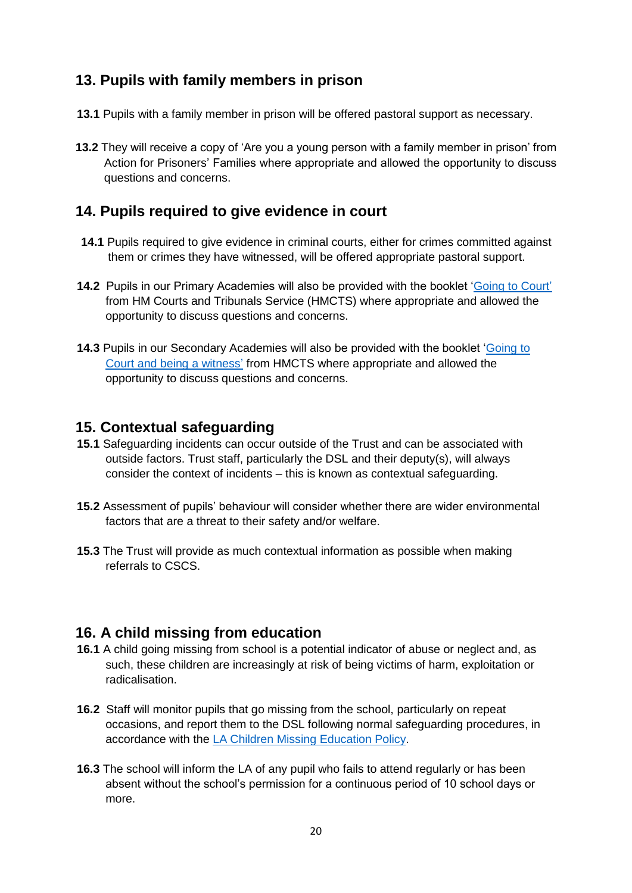## 13. Pupils with family members in prison

**13.1** Pupils with a family member in prison will be offered pastoral support as necessary.

**13.2** They will receive a copy of 'Are you a young person with a family member in prison' from Action for Prisoners' Families where appropriate and allowed the opportunity to discuss questions and concerns.

## 14. Pupils required to give evidence in court

**14.1** Pupils required to give evidence in criminal courts, either for crimes committed against them or crimes they have witnessed, will be offered appropriate pastoral support.

**14.2** Pupils in our Primary Academies will also be provided with the booklet 'Going to Court' from HM Courts and Tribunals Service (HMCTS) where appropriate and allowed the opportunity to discuss questions and concerns.

**14.3** Pupils in our Secondary Academies will also be provided with the booklet 'Going to Court and being a witness' from HMCTS where appropriate and allowed the opportunity to discuss questions and concerns.

## 15. Contextual safeguarding

**15.1** Safeguarding incidents can occur outside of the Trust and can be associated with outside factors. Trust staff, particularly the DSL and their deputy(s), will always consider the context of incidents – this is known as contextual safeguarding.

**15.2** Assessment of pupils' behaviour will consider whether there are wider environmental factors that are a threat to their safety and/or welfare.

**15.3** The Trust will provide as much contextual information as possible when making referrals to CSCS.

## 16. A child missing from education

**16.1** A child going missing from school is a potential indicator of abuse or neglect and, as such, these children are increasingly at risk of being victims of harm, exploitation or radicalisation.

**16.2** Staff will monitor pupils that go missing from the school, particularly on repeat occasions, and report them to the DSL following normal safeguarding procedures, in accordance with the LA Children Missing Education Policy.

**16.3** The school will inform the LA of any pupil who fails to attend regularly or has been absent without the school's permission for a continuous period of 10 school days or more.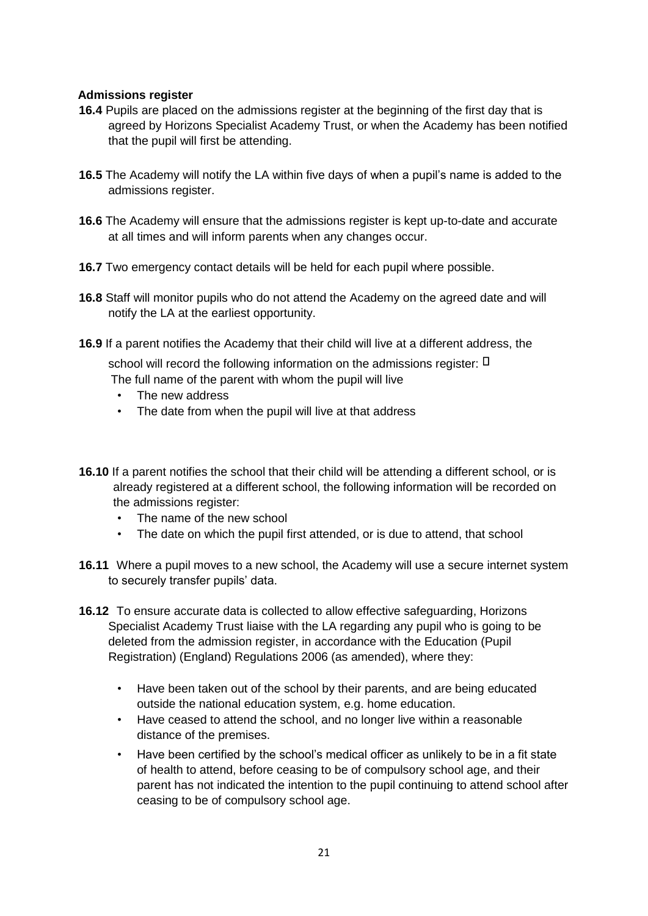**Admissions register**

**16.4** Pupils are placed on the admissions register at the beginning of the first day that is agreed by Horizons Specialist Academy Trust, or when the Academy has been notified that the pupil will first be attending.

**16.5** The Academy will notify the LA within five days of when a pupil's name is added to the admissions register.

**16.6** The Academy will ensure that the admissions register is kept up-to-date and accurate at all times and will inform parents when any changes occur.

**16.7** Two emergency contact details will be held for each pupil where possible.

**16.8** Staff will monitor pupils who do not attend the Academy on the agreed date and will notify the LA at the earliest opportunity.

**16.9** If a parent notifies the Academy that their child will live at a different address, the school will record the following information on the admissions register:

- The full name of the parent with whom the pupil will live
- The new address
- The date from when the pupil will live at that address

**16.10** If a parent notifies the school that their child will be attending a different school, or is already registered at a different school, the following information will be recorded on the admissions register:

- The name of the new school
- The date on which the pupil first attended, or is due to attend, that school

**16.11** Where a pupil moves to a new school, the Academy will use a secure internet system to securely transfer pupils' data.

**16.12** To ensure accurate data is collected to allow effective safeguarding, Horizons Specialist Academy Trust liaise with the LA regarding any pupil who is going to be deleted from the admission register, in accordance with the Education (Pupil Registration) (England) Regulations 2006 (as amended), where they:

- Have been taken out of the school by their parents, and are being educated outside the national education system, e.g. home education.
- Have ceased to attend the school, and no longer live within a reasonable distance of the premises.
- Have been certified by the school's medical officer as unlikely to be in a fit state of health to attend, before ceasing to be of compulsory school age, and their parent has not indicated the intention to the pupil continuing to attend school after ceasing to be of compulsory school age.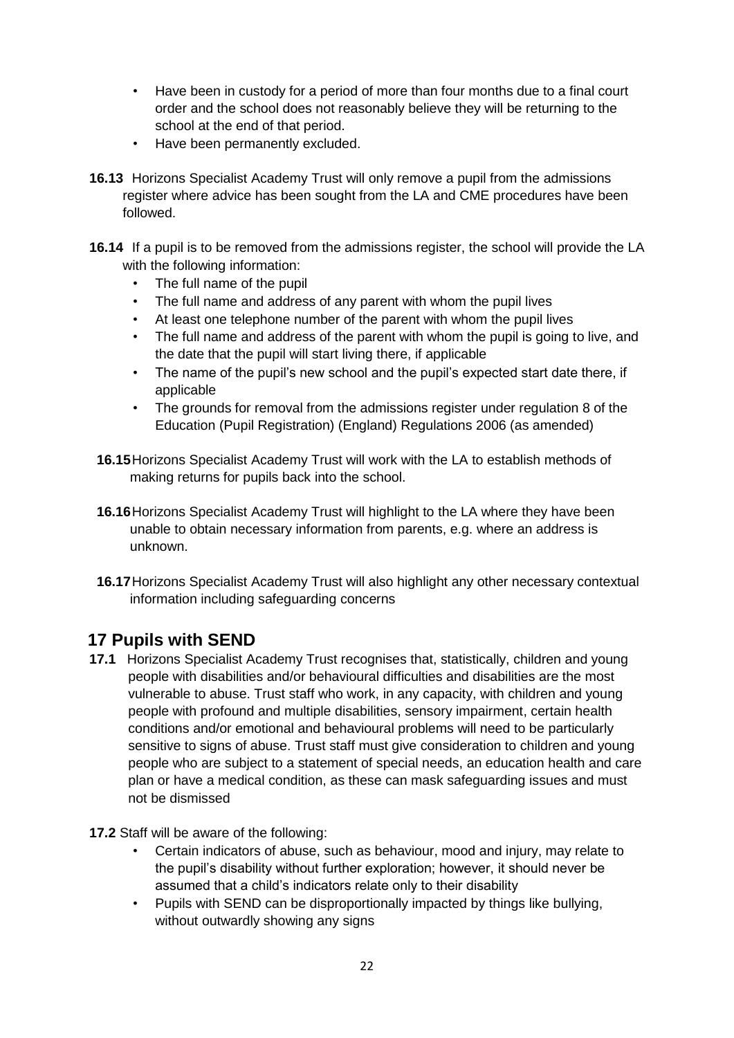- Have been in custody for a period of more than four months due to a final court order and the school does not reasonably believe they will be returning to the school at the end of that period.
- Have been permanently excluded.

**16.13** Horizons Specialist Academy Trust will only remove a pupil from the admissions register where advice has been sought from the LA and CME procedures have been followed.

**16.14** If a pupil is to be removed from the admissions register, the school will provide the LA with the following information:

- The full name of the pupil
- The full name and address of any parent with whom the pupil lives
- At least one telephone number of the parent with whom the pupil lives
- The full name and address of the parent with whom the pupil is going to live, and the date that the pupil will start living there, if applicable
- The name of the pupil's new school and the pupil's expected start date there, if applicable
- The grounds for removal from the admissions register under regulation 8 of the Education (Pupil Registration) (England) Regulations 2006 (as amended)

**16.15** Horizons Specialist Academy Trust will work with the LA to establish methods of making returns for pupils back into the school.

**16.16** Horizons Specialist Academy Trust will highlight to the LA where they have been unable to obtain necessary information from parents, e.g. where an address is unknown.

**16.17** Horizons Specialist Academy Trust will also highlight any other necessary contextual information including safeguarding concerns

## 17 Pupils with SEND

**17.1** Horizons Specialist Academy Trust recognises that, statistically, children and young people with disabilities and/or behavioural difficulties and disabilities are the most vulnerable to abuse. Trust staff who work, in any capacity, with children and young people with profound and multiple disabilities, sensory impairment, certain health conditions and/or emotional and behavioural problems will need to be particularly sensitive to signs of abuse. Trust staff must give consideration to children and young people who are subject to a statement of special needs, an education health and care plan or have a medical condition, as these can mask safeguarding issues and must not be dismissed

**17.2** Staff will be aware of the following:

- Certain indicators of abuse, such as behaviour, mood and injury, may relate to the pupil's disability without further exploration; however, it should never be assumed that a child's indicators relate only to their disability
- Pupils with SEND can be disproportionally impacted by things like bullying, without outwardly showing any signs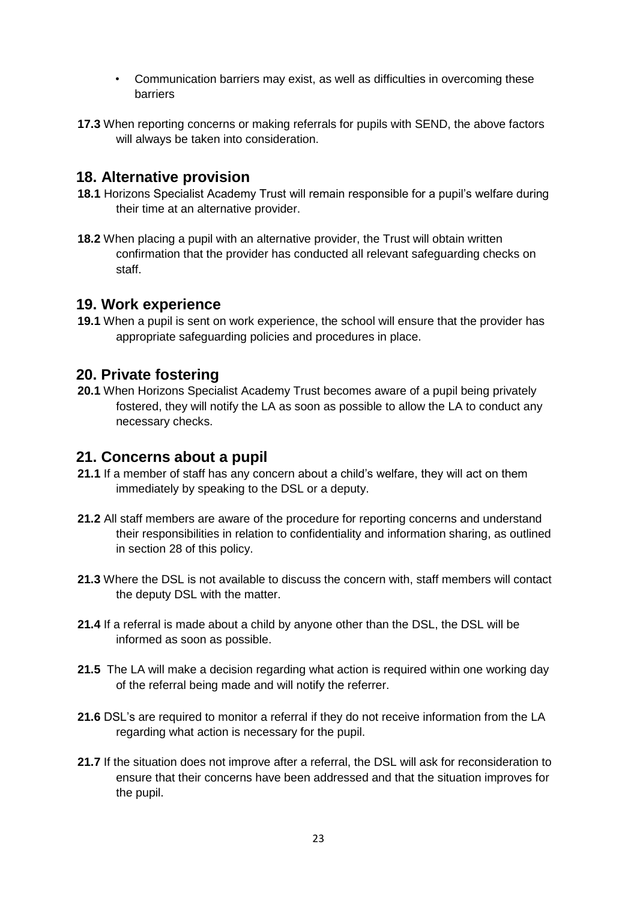- Communication barriers may exist, as well as difficulties in overcoming these barriers

**17.3** When reporting concerns or making referrals for pupils with SEND, the above factors will always be taken into consideration.

## 18. Alternative provision

**18.1** Horizons Specialist Academy Trust will remain responsible for a pupil's welfare during their time at an alternative provider.

**18.2** When placing a pupil with an alternative provider, the Trust will obtain written confirmation that the provider has conducted all relevant safeguarding checks on staff.

## 19. Work experience

**19.1** When a pupil is sent on work experience, the school will ensure that the provider has appropriate safeguarding policies and procedures in place.

## 20. Private fostering

**20.1** When Horizons Specialist Academy Trust becomes aware of a pupil being privately fostered, they will notify the LA as soon as possible to allow the LA to conduct any necessary checks.

## 21. Concerns about a pupil

**21.1** If a member of staff has any concern about a child's welfare, they will act on them immediately by speaking to the DSL or a deputy.

**21.2** All staff members are aware of the procedure for reporting concerns and understand their responsibilities in relation to confidentiality and information sharing, as outlined in section 28 of this policy.

**21.3** Where the DSL is not available to discuss the concern with, staff members will contact the deputy DSL with the matter.

**21.4** If a referral is made about a child by anyone other than the DSL, the DSL will be informed as soon as possible.

**21.5** The LA will make a decision regarding what action is required within one working day of the referral being made and will notify the referrer.

**21.6** DSL's are required to monitor a referral if they do not receive information from the LA regarding what action is necessary for the pupil.

**21.7** If the situation does not improve after a referral, the DSL will ask for reconsideration to ensure that their concerns have been addressed and that the situation improves for the pupil.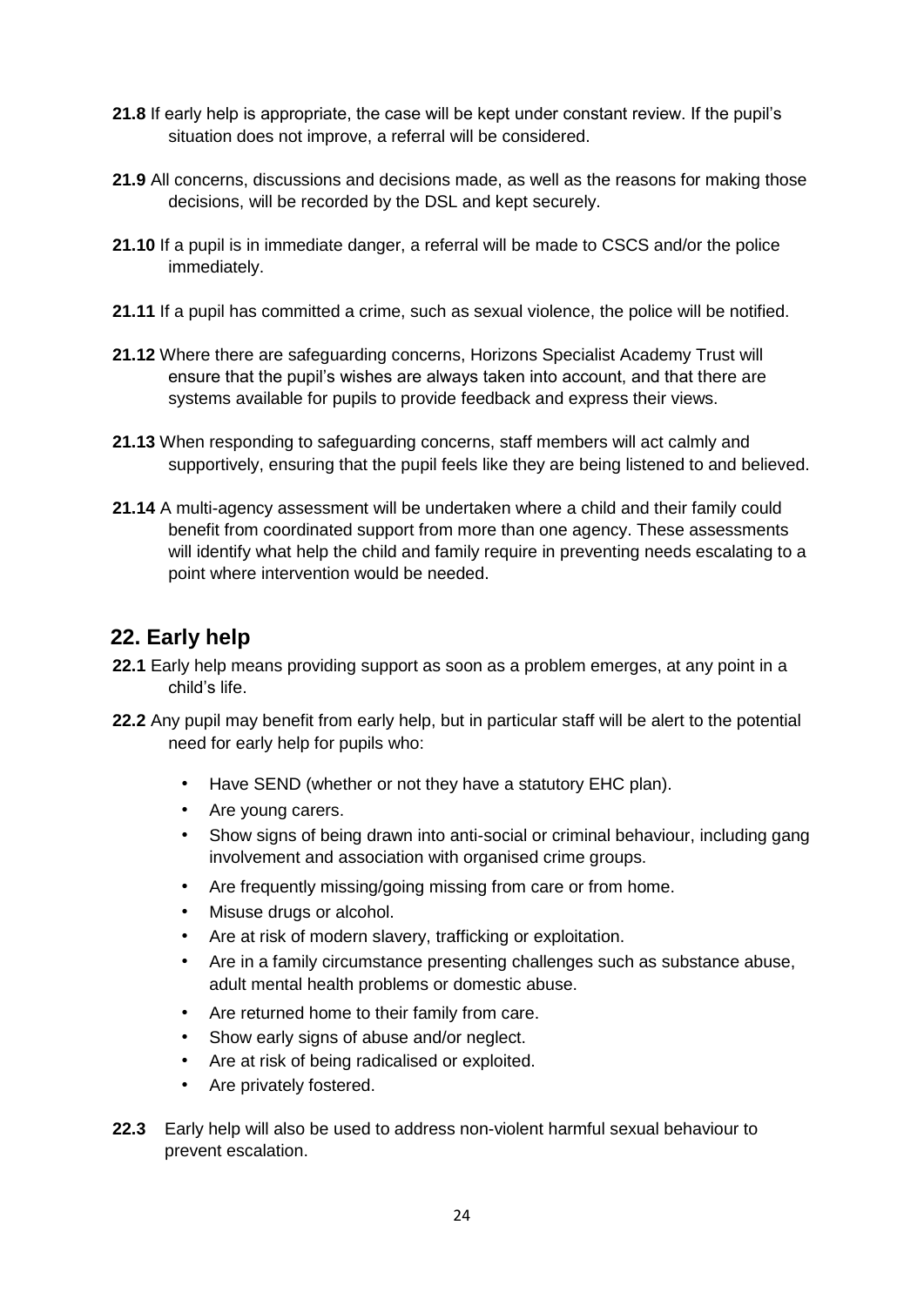**21.8** If early help is appropriate, the case will be kept under constant review. If the pupil's situation does not improve, a referral will be considered.

**21.9** All concerns, discussions and decisions made, as well as the reasons for making those decisions, will be recorded by the DSL and kept securely.

**21.10** If a pupil is in immediate danger, a referral will be made to CSCS and/or the police immediately.

**21.11** If a pupil has committed a crime, such as sexual violence, the police will be notified.

**21.12** Where there are safeguarding concerns, Horizons Specialist Academy Trust will ensure that the pupil's wishes are always taken into account, and that there are systems available for pupils to provide feedback and express their views.

**21.13** When responding to safeguarding concerns, staff members will act calmly and supportively, ensuring that the pupil feels like they are being listened to and believed.

**21.14** A multi-agency assessment will be undertaken where a child and their family could benefit from coordinated support from more than one agency. These assessments will identify what help the child and family require in preventing needs escalating to a point where intervention would be needed.

## 22. Early help

**22.1** Early help means providing support as soon as a problem emerges, at any point in a child's life.

**22.2** Any pupil may benefit from early help, but in particular staff will be alert to the potential need for early help for pupils who:

- Have SEND (whether or not they have a statutory EHC plan).
- Are young carers.
- Show signs of being drawn into anti-social or criminal behaviour, including gang involvement and association with organised crime groups.
- Are frequently missing/going missing from care or from home.
- Misuse drugs or alcohol.
- Are at risk of modern slavery, trafficking or exploitation.
- Are in a family circumstance presenting challenges such as substance abuse, adult mental health problems or domestic abuse.
- Are returned home to their family from care.
- Show early signs of abuse and/or neglect.
- Are at risk of being radicalised or exploited.
- Are privately fostered.

**22.3** Early help will also be used to address non-violent harmful sexual behaviour to prevent escalation.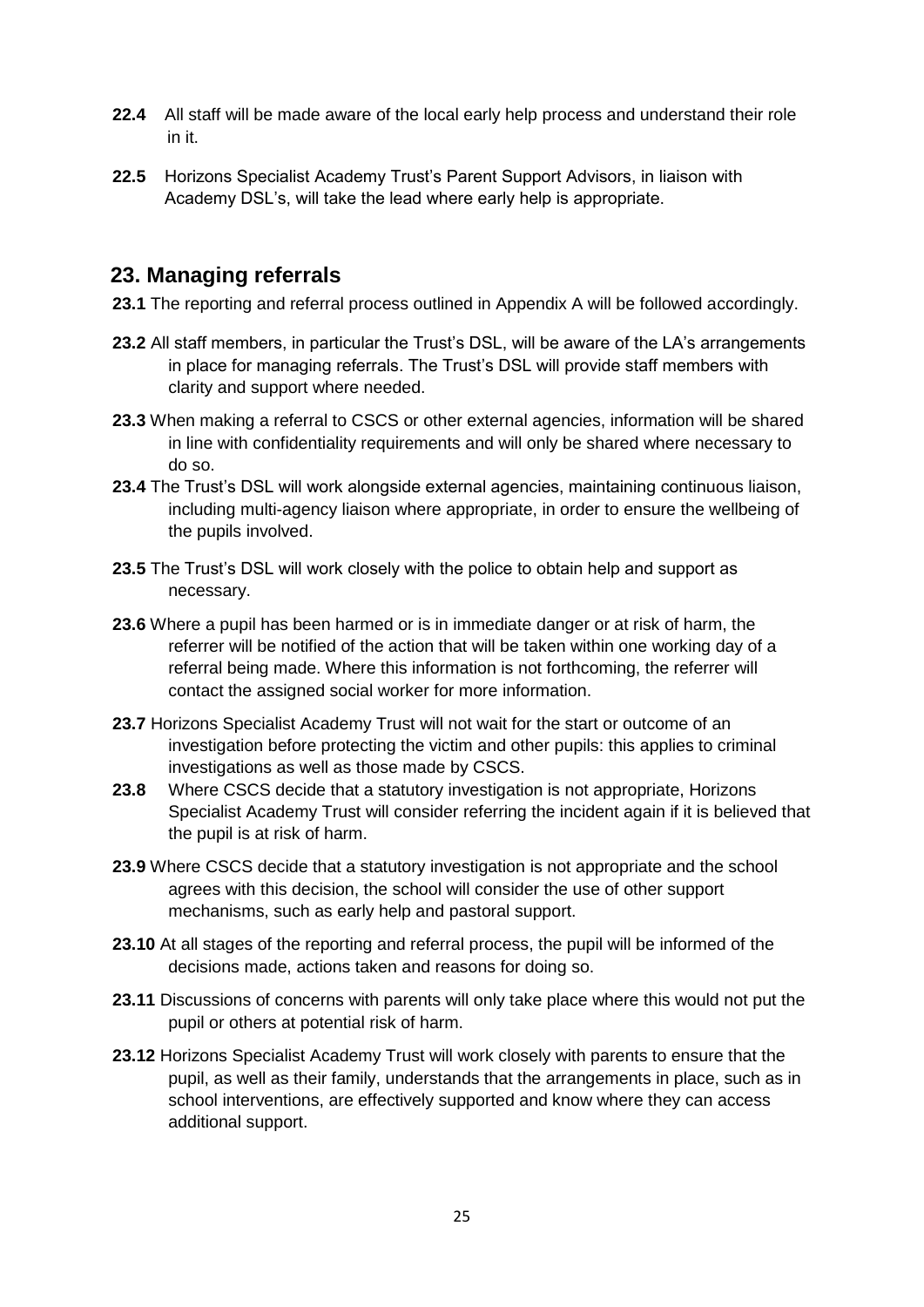**22.4** All staff will be made aware of the local early help process and understand their role in it.

**22.5** Horizons Specialist Academy Trust's Parent Support Advisors, in liaison with Academy DSL's, will take the lead where early help is appropriate.

## 23. Managing referrals

**23.1** The reporting and referral process outlined in Appendix A will be followed accordingly.

**23.2** All staff members, in particular the Trust's DSL, will be aware of the LA's arrangements in place for managing referrals. The Trust's DSL will provide staff members with clarity and support where needed.

**23.3** When making a referral to CSCS or other external agencies, information will be shared in line with confidentiality requirements and will only be shared where necessary to do so.

**23.4** The Trust's DSL will work alongside external agencies, maintaining continuous liaison, including multi-agency liaison where appropriate, in order to ensure the wellbeing of the pupils involved.

**23.5** The Trust's DSL will work closely with the police to obtain help and support as necessary.

**23.6** Where a pupil has been harmed or is in immediate danger or at risk of harm, the referrer will be notified of the action that will be taken within one working day of a referral being made. Where this information is not forthcoming, the referrer will contact the assigned social worker for more information.

**23.7** Horizons Specialist Academy Trust will not wait for the start or outcome of an investigation before protecting the victim and other pupils: this applies to criminal investigations as well as those made by CSCS.

**23.8** Where CSCS decide that a statutory investigation is not appropriate, Horizons Specialist Academy Trust will consider referring the incident again if it is believed that the pupil is at risk of harm.

**23.9** Where CSCS decide that a statutory investigation is not appropriate and the school agrees with this decision, the school will consider the use of other support mechanisms, such as early help and pastoral support.

**23.10** At all stages of the reporting and referral process, the pupil will be informed of the decisions made, actions taken and reasons for doing so.

**23.11** Discussions of concerns with parents will only take place where this would not put the pupil or others at potential risk of harm.

**23.12** Horizons Specialist Academy Trust will work closely with parents to ensure that the pupil, as well as their family, understands that the arrangements in place, such as in school interventions, are effectively supported and know where they can access additional support.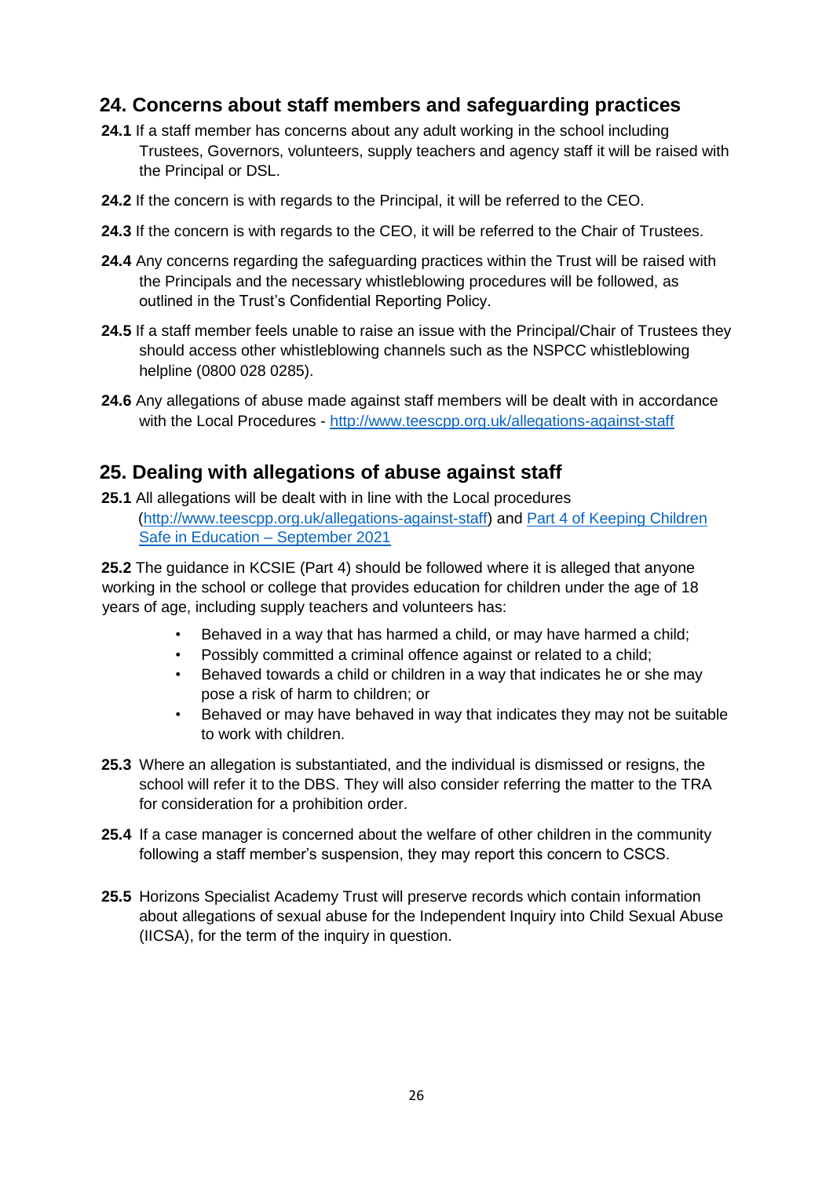## 24. Concerns about staff members and safeguarding practices

**24.1** If a staff member has concerns about any adult working in the school including Trustees, Governors, volunteers, supply teachers and agency staff it will be raised with the Principal or DSL.

**24.2** If the concern is with regards to the Principal, it will be referred to the CEO.

**24.3** If the concern is with regards to the CEO, it will be referred to the Chair of Trustees.

**24.4** Any concerns regarding the safeguarding practices within the Trust will be raised with the Principals and the necessary whistleblowing procedures will be followed, as outlined in the Trust's Confidential Reporting Policy.

**24.5** If a staff member feels unable to raise an issue with the Principal/Chair of Trustees they should access other whistleblowing channels such as the NSPCC whistleblowing helpline (0800 028 0285).

**24.6** Any allegations of abuse made against staff members will be dealt with in accordance with the Local Procedures - [http://www.teescpp.org.uk/allegations-against-staff](http://www.teescpp.org.uk/allegations-against-staff)

## 25. Dealing with allegations of abuse against staff

**25.1** All allegations will be dealt with in line with the Local procedures ([http://www.teescpp.org.uk/allegations-against-staff](http://www.teescpp.org.uk/allegations-against-staff)) and Part 4 of Keeping Children Safe in Education – September 2021

**25.2** The guidance in KCSIE (Part 4) should be followed where it is alleged that anyone working in the school or college that provides education for children under the age of 18 years of age, including supply teachers and volunteers has:

- Behaved in a way that has harmed a child, or may have harmed a child;
- Possibly committed a criminal offence against or related to a child;
- Behaved towards a child or children in a way that indicates he or she may pose a risk of harm to children; or
- Behaved or may have behaved in way that indicates they may not be suitable to work with children.

**25.3** Where an allegation is substantiated, and the individual is dismissed or resigns, the school will refer it to the DBS. They will also consider referring the matter to the TRA for consideration for a prohibition order.

**25.4** If a case manager is concerned about the welfare of other children in the community following a staff member's suspension, they may report this concern to CSCS.

**25.5** Horizons Specialist Academy Trust will preserve records which contain information about allegations of sexual abuse for the Independent Inquiry into Child Sexual Abuse (IICSA), for the term of the inquiry in question.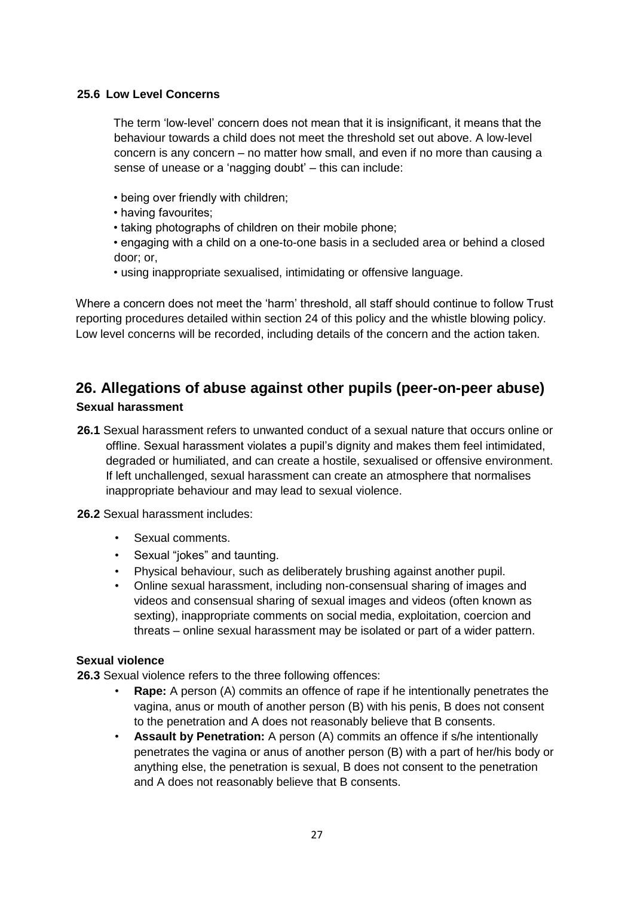### 25.6 Low Level Concerns

The term 'low-level' concern does not mean that it is insignificant, it means that the behaviour towards a child does not meet the threshold set out above. A low-level concern is any concern – no matter how small, and even if no more than causing a sense of unease or a 'nagging doubt' – this can include:

- being over friendly with children;
- having favourites;
- taking photographs of children on their mobile phone;
- engaging with a child on a one-to-one basis in a secluded area or behind a closed door; or,
- using inappropriate sexualised, intimidating or offensive language.

Where a concern does not meet the 'harm' threshold, all staff should continue to follow Trust reporting procedures detailed within section 24 of this policy and the whistle blowing policy. Low level concerns will be recorded, including details of the concern and the action taken.

## 26. Allegations of abuse against other pupils (peer-on-peer abuse)

### Sexual harassment

**26.1** Sexual harassment refers to unwanted conduct of a sexual nature that occurs online or offline. Sexual harassment violates a pupil's dignity and makes them feel intimidated, degraded or humiliated, and can create a hostile, sexualised or offensive environment. If left unchallenged, sexual harassment can create an atmosphere that normalises inappropriate behaviour and may lead to sexual violence.

**26.2** Sexual harassment includes:

- Sexual comments.
- Sexual "jokes" and taunting.
- Physical behaviour, such as deliberately brushing against another pupil.
- Online sexual harassment, including non-consensual sharing of images and videos and consensual sharing of sexual images and videos (often known as sexting), inappropriate comments on social media, exploitation, coercion and threats – online sexual harassment may be isolated or part of a wider pattern.

### Sexual violence

**26.3** Sexual violence refers to the three following offences:

- **Rape:** A person (A) commits an offence of rape if he intentionally penetrates the vagina, anus or mouth of another person (B) with his penis, B does not consent to the penetration and A does not reasonably believe that B consents.
- **Assault by Penetration:** A person (A) commits an offence if s/he intentionally penetrates the vagina or anus of another person (B) with a part of her/his body or anything else, the penetration is sexual, B does not consent to the penetration and A does not reasonably believe that B consents.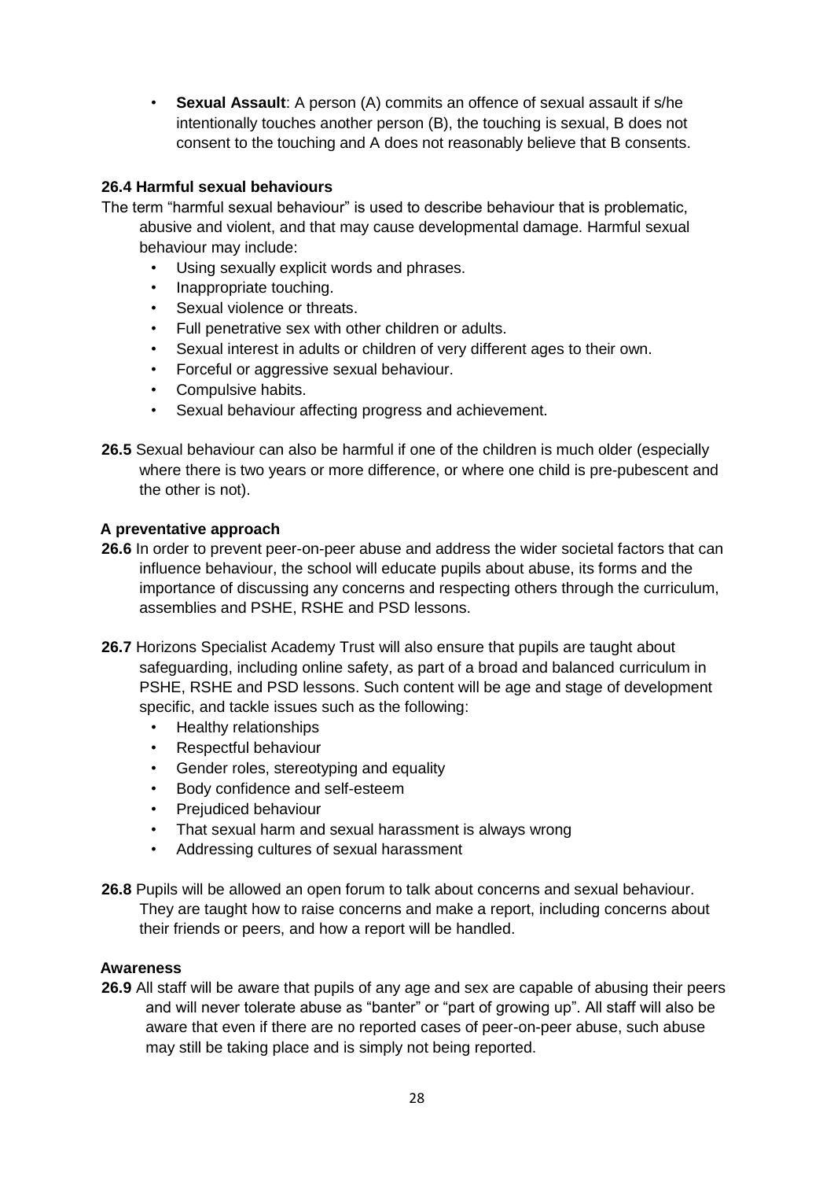- **Sexual Assault**: A person (A) commits an offence of sexual assault if s/he intentionally touches another person (B), the touching is sexual, B does not consent to the touching and A does not reasonably believe that B consents.

**26.4 Harmful sexual behaviours**

The term "harmful sexual behaviour" is used to describe behaviour that is problematic, abusive and violent, and that may cause developmental damage. Harmful sexual behaviour may include:

- Using sexually explicit words and phrases.
- Inappropriate touching.
- Sexual violence or threats.
- Full penetrative sex with other children or adults.
- Sexual interest in adults or children of very different ages to their own.
- Forceful or aggressive sexual behaviour.
- Compulsive habits.
- Sexual behaviour affecting progress and achievement.

**26.5** Sexual behaviour can also be harmful if one of the children is much older (especially where there is two years or more difference, or where one child is pre-pubescent and the other is not).

**A preventative approach**

**26.6** In order to prevent peer-on-peer abuse and address the wider societal factors that can influence behaviour, the school will educate pupils about abuse, its forms and the importance of discussing any concerns and respecting others through the curriculum, assemblies and PSHE, RSHE and PSD lessons.

**26.7** Horizons Specialist Academy Trust will also ensure that pupils are taught about safeguarding, including online safety, as part of a broad and balanced curriculum in PSHE, RSHE and PSD lessons. Such content will be age and stage of development specific, and tackle issues such as the following:

- Healthy relationships
- Respectful behaviour
- Gender roles, stereotyping and equality
- Body confidence and self-esteem
- Prejudiced behaviour
- That sexual harm and sexual harassment is always wrong
- Addressing cultures of sexual harassment

**26.8** Pupils will be allowed an open forum to talk about concerns and sexual behaviour. They are taught how to raise concerns and make a report, including concerns about their friends or peers, and how a report will be handled.

**Awareness**

**26.9** All staff will be aware that pupils of any age and sex are capable of abusing their peers and will never tolerate abuse as "banter" or "part of growing up". All staff will also be aware that even if there are no reported cases of peer-on-peer abuse, such abuse may still be taking place and is simply not being reported.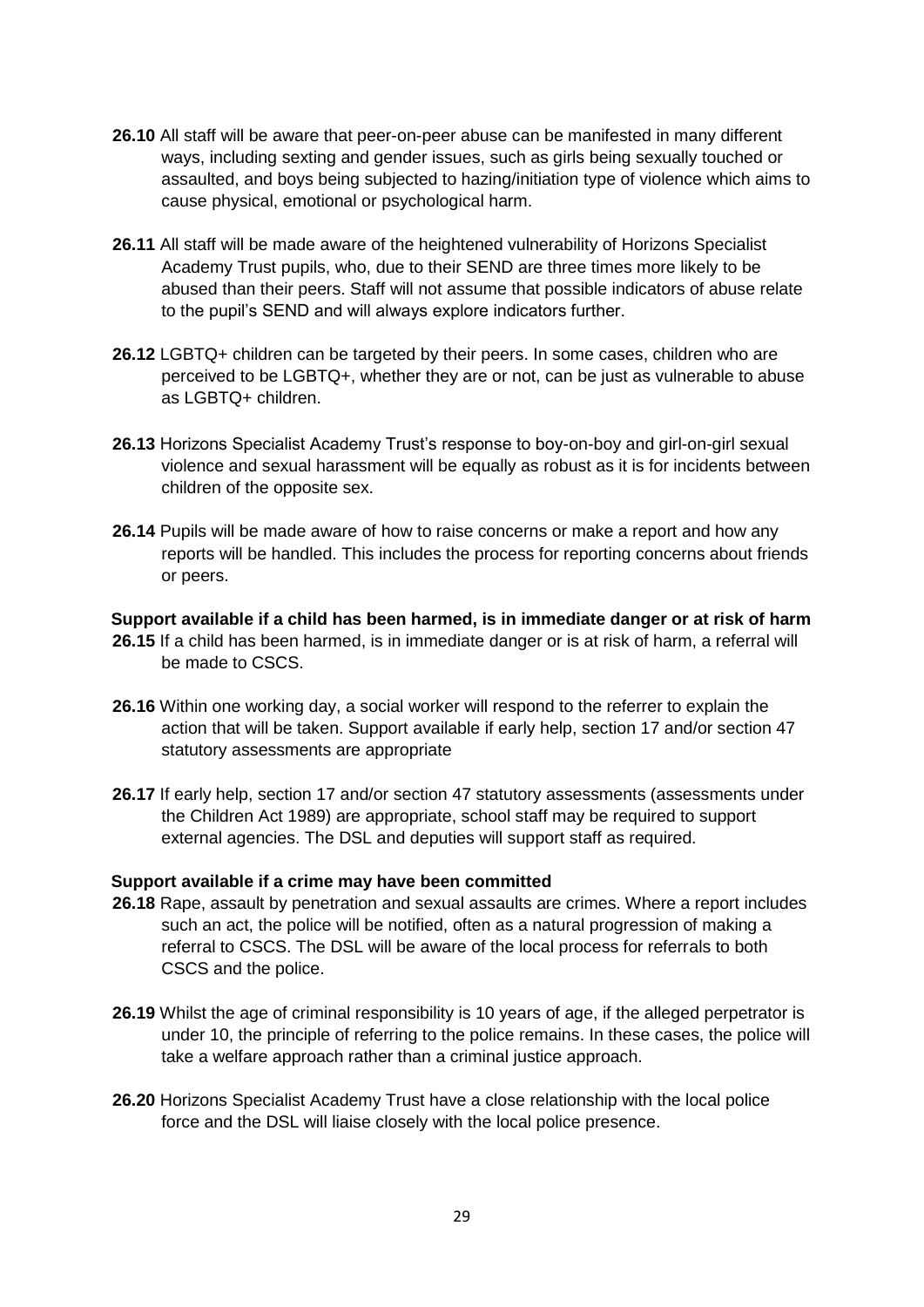**26.10** All staff will be aware that peer-on-peer abuse can be manifested in many different ways, including sexting and gender issues, such as girls being sexually touched or assaulted, and boys being subjected to hazing/initiation type of violence which aims to cause physical, emotional or psychological harm.

**26.11** All staff will be made aware of the heightened vulnerability of Horizons Specialist Academy Trust pupils, who, due to their SEND are three times more likely to be abused than their peers. Staff will not assume that possible indicators of abuse relate to the pupil's SEND and will always explore indicators further.

**26.12** LGBTQ+ children can be targeted by their peers. In some cases, children who are perceived to be LGBTQ+, whether they are or not, can be just as vulnerable to abuse as LGBTQ+ children.

**26.13** Horizons Specialist Academy Trust's response to boy-on-boy and girl-on-girl sexual violence and sexual harassment will be equally as robust as it is for incidents between children of the opposite sex.

**26.14** Pupils will be made aware of how to raise concerns or make a report and how any reports will be handled. This includes the process for reporting concerns about friends or peers.

**Support available if a child has been harmed, is in immediate danger or at risk of harm**

**26.15** If a child has been harmed, is in immediate danger or is at risk of harm, a referral will be made to CSCS.

**26.16** Within one working day, a social worker will respond to the referrer to explain the action that will be taken. Support available if early help, section 17 and/or section 47 statutory assessments are appropriate

**26.17** If early help, section 17 and/or section 47 statutory assessments (assessments under the Children Act 1989) are appropriate, school staff may be required to support external agencies. The DSL and deputies will support staff as required.

**Support available if a crime may have been committed**

**26.18** Rape, assault by penetration and sexual assaults are crimes. Where a report includes such an act, the police will be notified, often as a natural progression of making a referral to CSCS. The DSL will be aware of the local process for referrals to both CSCS and the police.

**26.19** Whilst the age of criminal responsibility is 10 years of age, if the alleged perpetrator is under 10, the principle of referring to the police remains. In these cases, the police will take a welfare approach rather than a criminal justice approach.

**26.20** Horizons Specialist Academy Trust have a close relationship with the local police force and the DSL will liaise closely with the local police presence.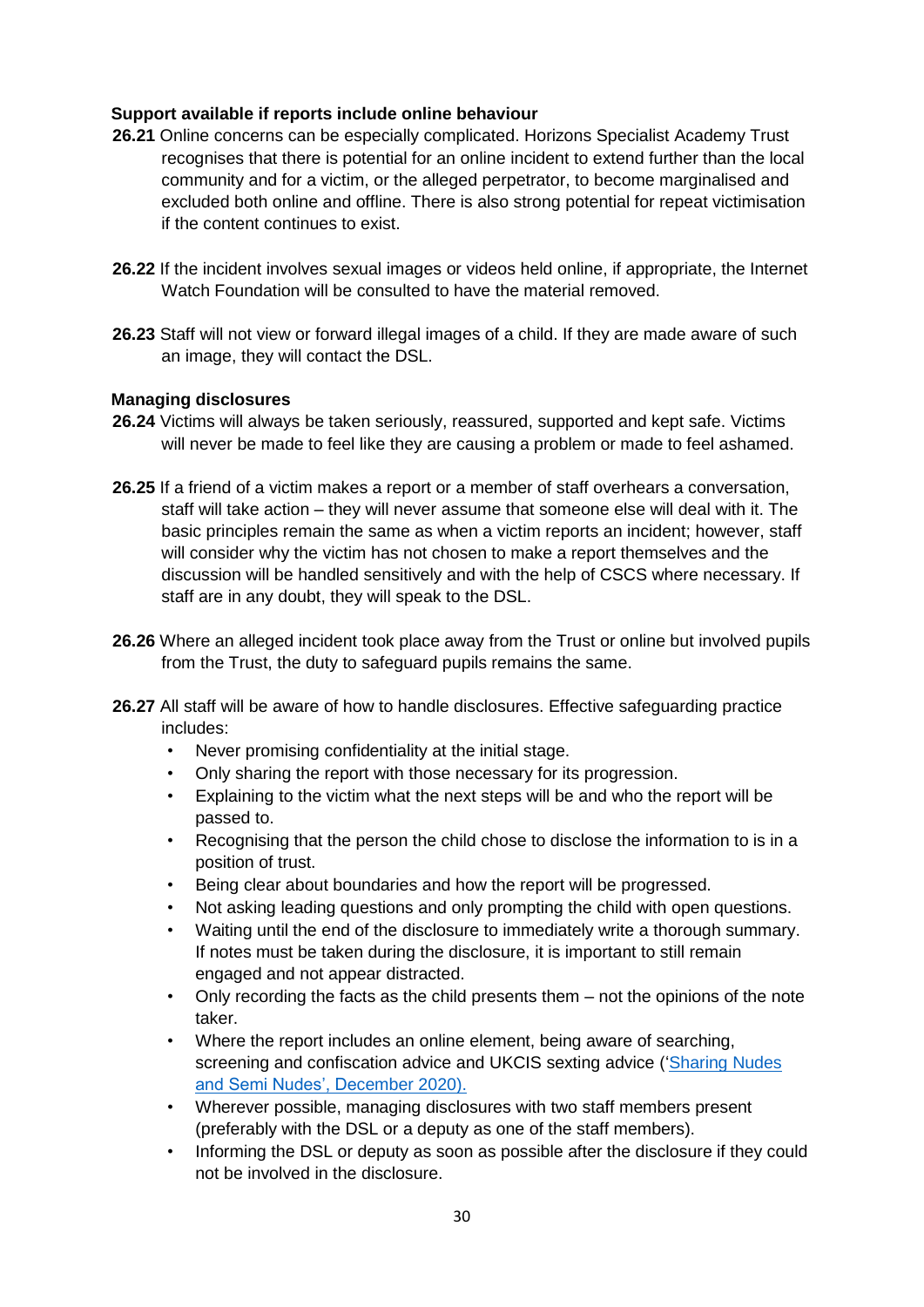**Support available if reports include online behaviour**

**26.21** Online concerns can be especially complicated. Horizons Specialist Academy Trust recognises that there is potential for an online incident to extend further than the local community and for a victim, or the alleged perpetrator, to become marginalised and excluded both online and offline. There is also strong potential for repeat victimisation if the content continues to exist.

**26.22** If the incident involves sexual images or videos held online, if appropriate, the Internet Watch Foundation will be consulted to have the material removed.

**26.23** Staff will not view or forward illegal images of a child. If they are made aware of such an image, they will contact the DSL.

**Managing disclosures**

**26.24** Victims will always be taken seriously, reassured, supported and kept safe. Victims will never be made to feel like they are causing a problem or made to feel ashamed.

**26.25** If a friend of a victim makes a report or a member of staff overhears a conversation, staff will take action – they will never assume that someone else will deal with it. The basic principles remain the same as when a victim reports an incident; however, staff will consider why the victim has not chosen to make a report themselves and the discussion will be handled sensitively and with the help of CSCS where necessary. If staff are in any doubt, they will speak to the DSL.

**26.26** Where an alleged incident took place away from the Trust or online but involved pupils from the Trust, the duty to safeguard pupils remains the same.

**26.27** All staff will be aware of how to handle disclosures. Effective safeguarding practice includes:

- Never promising confidentiality at the initial stage.
- Only sharing the report with those necessary for its progression.
- Explaining to the victim what the next steps will be and who the report will be passed to.
- Recognising that the person the child chose to disclose the information to is in a position of trust.
- Being clear about boundaries and how the report will be progressed.
- Not asking leading questions and only prompting the child with open questions.
- Waiting until the end of the disclosure to immediately write a thorough summary. If notes must be taken during the disclosure, it is important to still remain engaged and not appear distracted.
- Only recording the facts as the child presents them – not the opinions of the note taker.
- Where the report includes an online element, being aware of searching, screening and confiscation advice and UKCIS sexting advice ('Sharing Nudes and Semi Nudes', December 2020).
- Wherever possible, managing disclosures with two staff members present (preferably with the DSL or a deputy as one of the staff members).
- Informing the DSL or deputy as soon as possible after the disclosure if they could not be involved in the disclosure.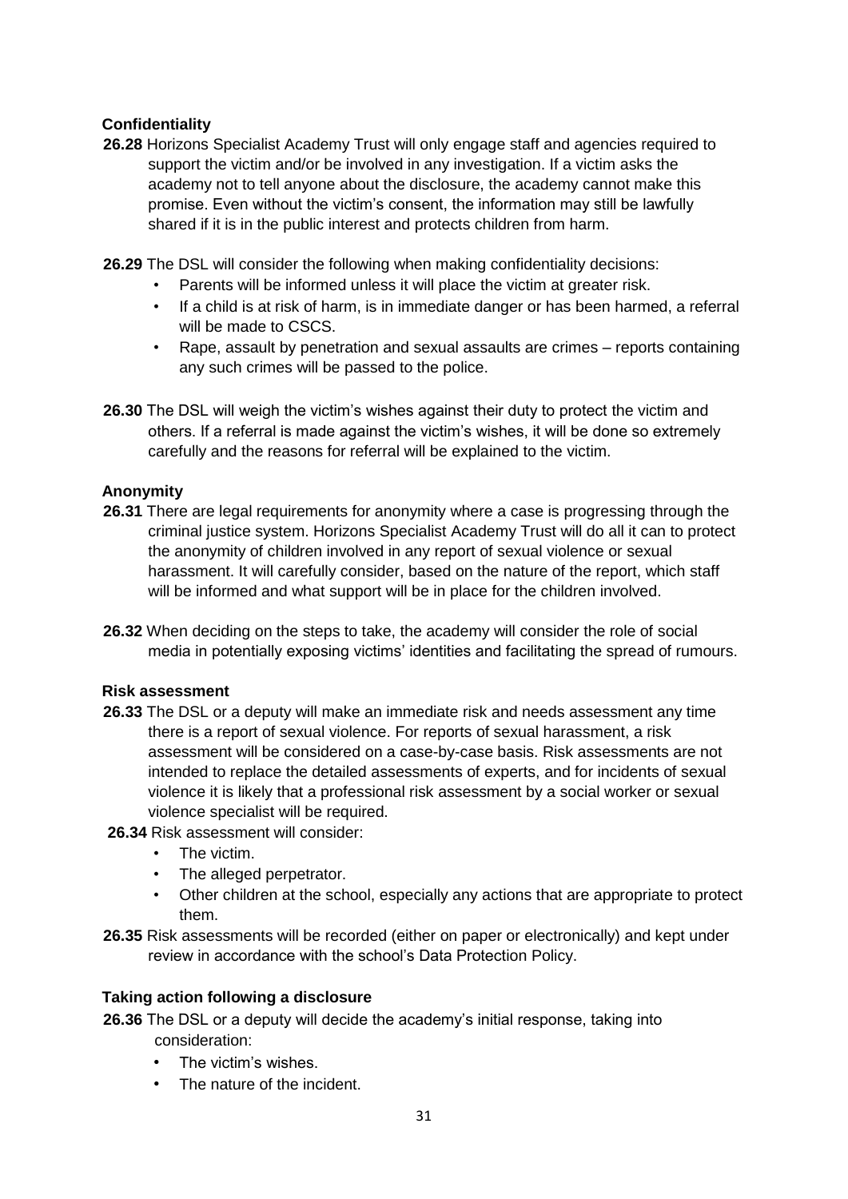**Confidentiality**

**26.28** Horizons Specialist Academy Trust will only engage staff and agencies required to support the victim and/or be involved in any investigation. If a victim asks the academy not to tell anyone about the disclosure, the academy cannot make this promise. Even without the victim's consent, the information may still be lawfully shared if it is in the public interest and protects children from harm.

**26.29** The DSL will consider the following when making confidentiality decisions:

- Parents will be informed unless it will place the victim at greater risk.
- If a child is at risk of harm, is in immediate danger or has been harmed, a referral will be made to CSCS.
- Rape, assault by penetration and sexual assaults are crimes – reports containing any such crimes will be passed to the police.

**26.30** The DSL will weigh the victim's wishes against their duty to protect the victim and others. If a referral is made against the victim's wishes, it will be done so extremely carefully and the reasons for referral will be explained to the victim.

**Anonymity**

**26.31** There are legal requirements for anonymity where a case is progressing through the criminal justice system. Horizons Specialist Academy Trust will do all it can to protect the anonymity of children involved in any report of sexual violence or sexual harassment. It will carefully consider, based on the nature of the report, which staff will be informed and what support will be in place for the children involved.

**26.32** When deciding on the steps to take, the academy will consider the role of social media in potentially exposing victims' identities and facilitating the spread of rumours.

**Risk assessment**

**26.33** The DSL or a deputy will make an immediate risk and needs assessment any time there is a report of sexual violence. For reports of sexual harassment, a risk assessment will be considered on a case-by-case basis. Risk assessments are not intended to replace the detailed assessments of experts, and for incidents of sexual violence it is likely that a professional risk assessment by a social worker or sexual violence specialist will be required.

**26.34** Risk assessment will consider:

- The victim.
- The alleged perpetrator.
- Other children at the school, especially any actions that are appropriate to protect them.

**26.35** Risk assessments will be recorded (either on paper or electronically) and kept under review in accordance with the school's Data Protection Policy.

**Taking action following a disclosure**

**26.36** The DSL or a deputy will decide the academy's initial response, taking into consideration:

- The victim's wishes.
- The nature of the incident.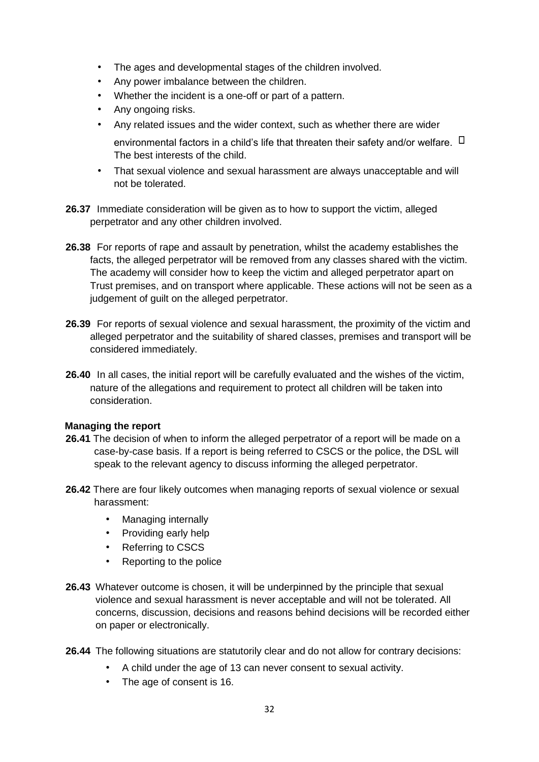- The ages and developmental stages of the children involved.
- Any power imbalance between the children.
- Whether the incident is a one-off or part of a pattern.
- Any ongoing risks.
- Any related issues and the wider context, such as whether there are wider environmental factors in a child's life that threaten their safety and/or welfare.
- The best interests of the child.
- That sexual violence and sexual harassment are always unacceptable and will not be tolerated.

**26.37** Immediate consideration will be given as to how to support the victim, alleged perpetrator and any other children involved.

**26.38** For reports of rape and assault by penetration, whilst the academy establishes the facts, the alleged perpetrator will be removed from any classes shared with the victim. The academy will consider how to keep the victim and alleged perpetrator apart on Trust premises, and on transport where applicable. These actions will not be seen as a judgement of guilt on the alleged perpetrator.

**26.39** For reports of sexual violence and sexual harassment, the proximity of the victim and alleged perpetrator and the suitability of shared classes, premises and transport will be considered immediately.

**26.40** In all cases, the initial report will be carefully evaluated and the wishes of the victim, nature of the allegations and requirement to protect all children will be taken into consideration.

**Managing the report**

**26.41** The decision of when to inform the alleged perpetrator of a report will be made on a case-by-case basis. If a report is being referred to CSCS or the police, the DSL will speak to the relevant agency to discuss informing the alleged perpetrator.

**26.42** There are four likely outcomes when managing reports of sexual violence or sexual harassment:

- Managing internally
- Providing early help
- Referring to CSCS
- Reporting to the police

**26.43** Whatever outcome is chosen, it will be underpinned by the principle that sexual violence and sexual harassment is never acceptable and will not be tolerated. All concerns, discussion, decisions and reasons behind decisions will be recorded either on paper or electronically.

**26.44** The following situations are statutorily clear and do not allow for contrary decisions:

- A child under the age of 13 can never consent to sexual activity.
- The age of consent is 16.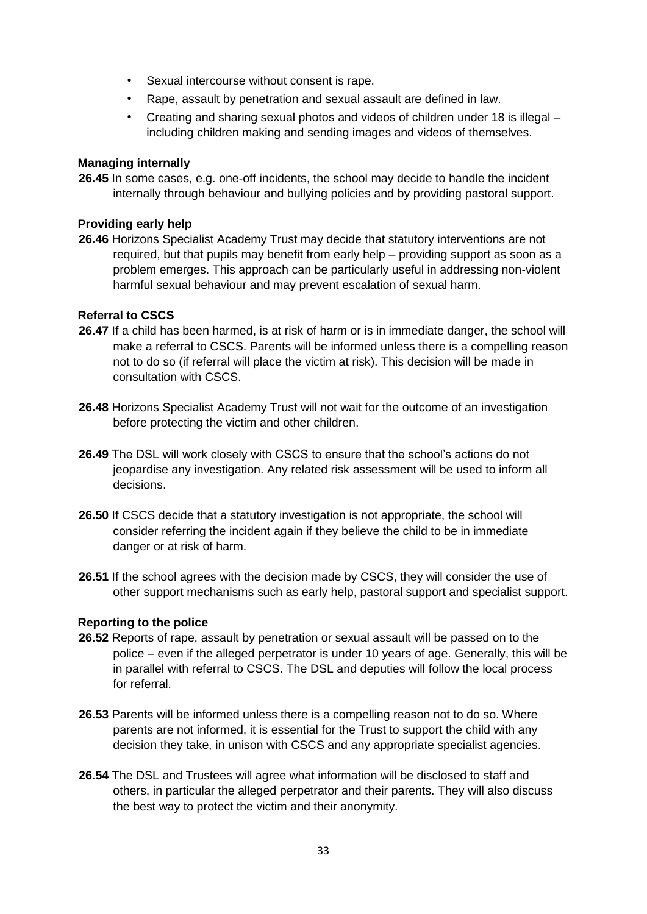- Sexual intercourse without consent is rape.
- Rape, assault by penetration and sexual assault are defined in law.
- Creating and sharing sexual photos and videos of children under 18 is illegal – including children making and sending images and videos of themselves.

**Managing internally**

**26.45** In some cases, e.g. one-off incidents, the school may decide to handle the incident internally through behaviour and bullying policies and by providing pastoral support.

**Providing early help**

**26.46** Horizons Specialist Academy Trust may decide that statutory interventions are not required, but that pupils may benefit from early help – providing support as soon as a problem emerges. This approach can be particularly useful in addressing non-violent harmful sexual behaviour and may prevent escalation of sexual harm.

**Referral to CSCS**

**26.47** If a child has been harmed, is at risk of harm or is in immediate danger, the school will make a referral to CSCS. Parents will be informed unless there is a compelling reason not to do so (if referral will place the victim at risk). This decision will be made in consultation with CSCS.

**26.48** Horizons Specialist Academy Trust will not wait for the outcome of an investigation before protecting the victim and other children.

**26.49** The DSL will work closely with CSCS to ensure that the school's actions do not jeopardise any investigation. Any related risk assessment will be used to inform all decisions.

**26.50** If CSCS decide that a statutory investigation is not appropriate, the school will consider referring the incident again if they believe the child to be in immediate danger or at risk of harm.

**26.51** If the school agrees with the decision made by CSCS, they will consider the use of other support mechanisms such as early help, pastoral support and specialist support.

**Reporting to the police**

**26.52** Reports of rape, assault by penetration or sexual assault will be passed on to the police – even if the alleged perpetrator is under 10 years of age. Generally, this will be in parallel with referral to CSCS. The DSL and deputies will follow the local process for referral.

**26.53** Parents will be informed unless there is a compelling reason not to do so. Where parents are not informed, it is essential for the Trust to support the child with any decision they take, in unison with CSCS and any appropriate specialist agencies.

**26.54** The DSL and Trustees will agree what information will be disclosed to staff and others, in particular the alleged perpetrator and their parents. They will also discuss the best way to protect the victim and their anonymity.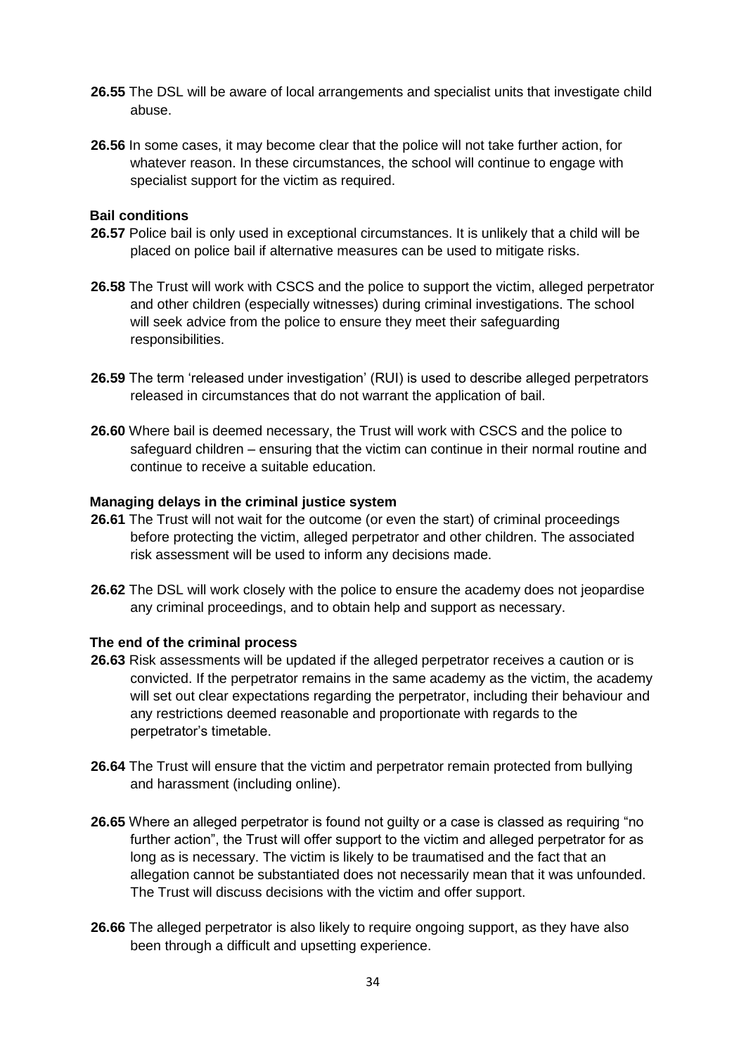**26.55** The DSL will be aware of local arrangements and specialist units that investigate child abuse.

**26.56** In some cases, it may become clear that the police will not take further action, for whatever reason. In these circumstances, the school will continue to engage with specialist support for the victim as required.

**Bail conditions**

**26.57** Police bail is only used in exceptional circumstances. It is unlikely that a child will be placed on police bail if alternative measures can be used to mitigate risks.

**26.58** The Trust will work with CSCS and the police to support the victim, alleged perpetrator and other children (especially witnesses) during criminal investigations. The school will seek advice from the police to ensure they meet their safeguarding responsibilities.

**26.59** The term 'released under investigation' (RUI) is used to describe alleged perpetrators released in circumstances that do not warrant the application of bail.

**26.60** Where bail is deemed necessary, the Trust will work with CSCS and the police to safeguard children – ensuring that the victim can continue in their normal routine and continue to receive a suitable education.

**Managing delays in the criminal justice system**

**26.61** The Trust will not wait for the outcome (or even the start) of criminal proceedings before protecting the victim, alleged perpetrator and other children. The associated risk assessment will be used to inform any decisions made.

**26.62** The DSL will work closely with the police to ensure the academy does not jeopardise any criminal proceedings, and to obtain help and support as necessary.

**The end of the criminal process**

**26.63** Risk assessments will be updated if the alleged perpetrator receives a caution or is convicted. If the perpetrator remains in the same academy as the victim, the academy will set out clear expectations regarding the perpetrator, including their behaviour and any restrictions deemed reasonable and proportionate with regards to the perpetrator's timetable.

**26.64** The Trust will ensure that the victim and perpetrator remain protected from bullying and harassment (including online).

**26.65** Where an alleged perpetrator is found not guilty or a case is classed as requiring "no further action", the Trust will offer support to the victim and alleged perpetrator for as long as is necessary. The victim is likely to be traumatised and the fact that an allegation cannot be substantiated does not necessarily mean that it was unfounded. The Trust will discuss decisions with the victim and offer support.

**26.66** The alleged perpetrator is also likely to require ongoing support, as they have also been through a difficult and upsetting experience.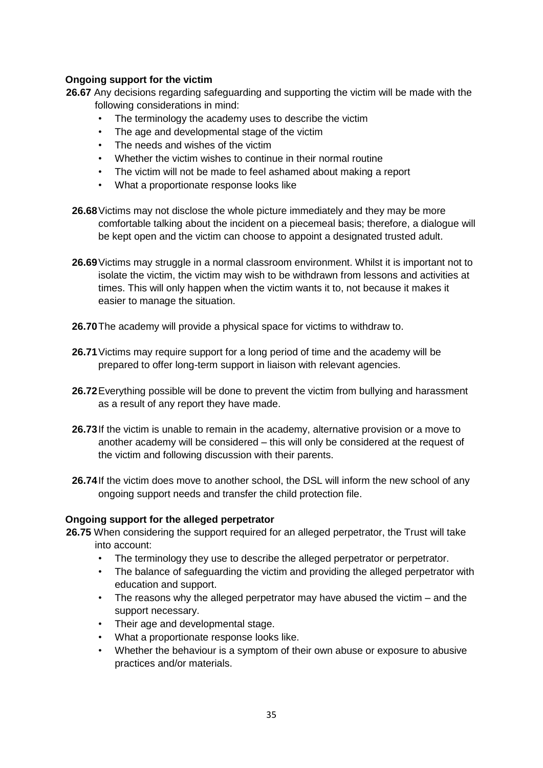**Ongoing support for the victim**

**26.67** Any decisions regarding safeguarding and supporting the victim will be made with the following considerations in mind:

- The terminology the academy uses to describe the victim
- The age and developmental stage of the victim
- The needs and wishes of the victim
- Whether the victim wishes to continue in their normal routine
- The victim will not be made to feel ashamed about making a report
- What a proportionate response looks like

**26.68** Victims may not disclose the whole picture immediately and they may be more comfortable talking about the incident on a piecemeal basis; therefore, a dialogue will be kept open and the victim can choose to appoint a designated trusted adult.

**26.69** Victims may struggle in a normal classroom environment. Whilst it is important not to isolate the victim, the victim may wish to be withdrawn from lessons and activities at times. This will only happen when the victim wants it to, not because it makes it easier to manage the situation.

**26.70** The academy will provide a physical space for victims to withdraw to.

**26.71** Victims may require support for a long period of time and the academy will be prepared to offer long-term support in liaison with relevant agencies.

**26.72** Everything possible will be done to prevent the victim from bullying and harassment as a result of any report they have made.

**26.73** If the victim is unable to remain in the academy, alternative provision or a move to another academy will be considered – this will only be considered at the request of the victim and following discussion with their parents.

**26.74** If the victim does move to another school, the DSL will inform the new school of any ongoing support needs and transfer the child protection file.

**Ongoing support for the alleged perpetrator**

**26.75** When considering the support required for an alleged perpetrator, the Trust will take into account:

- The terminology they use to describe the alleged perpetrator or perpetrator.
- The balance of safeguarding the victim and providing the alleged perpetrator with education and support.
- The reasons why the alleged perpetrator may have abused the victim – and the support necessary.
- Their age and developmental stage.
- What a proportionate response looks like.
- Whether the behaviour is a symptom of their own abuse or exposure to abusive practices and/or materials.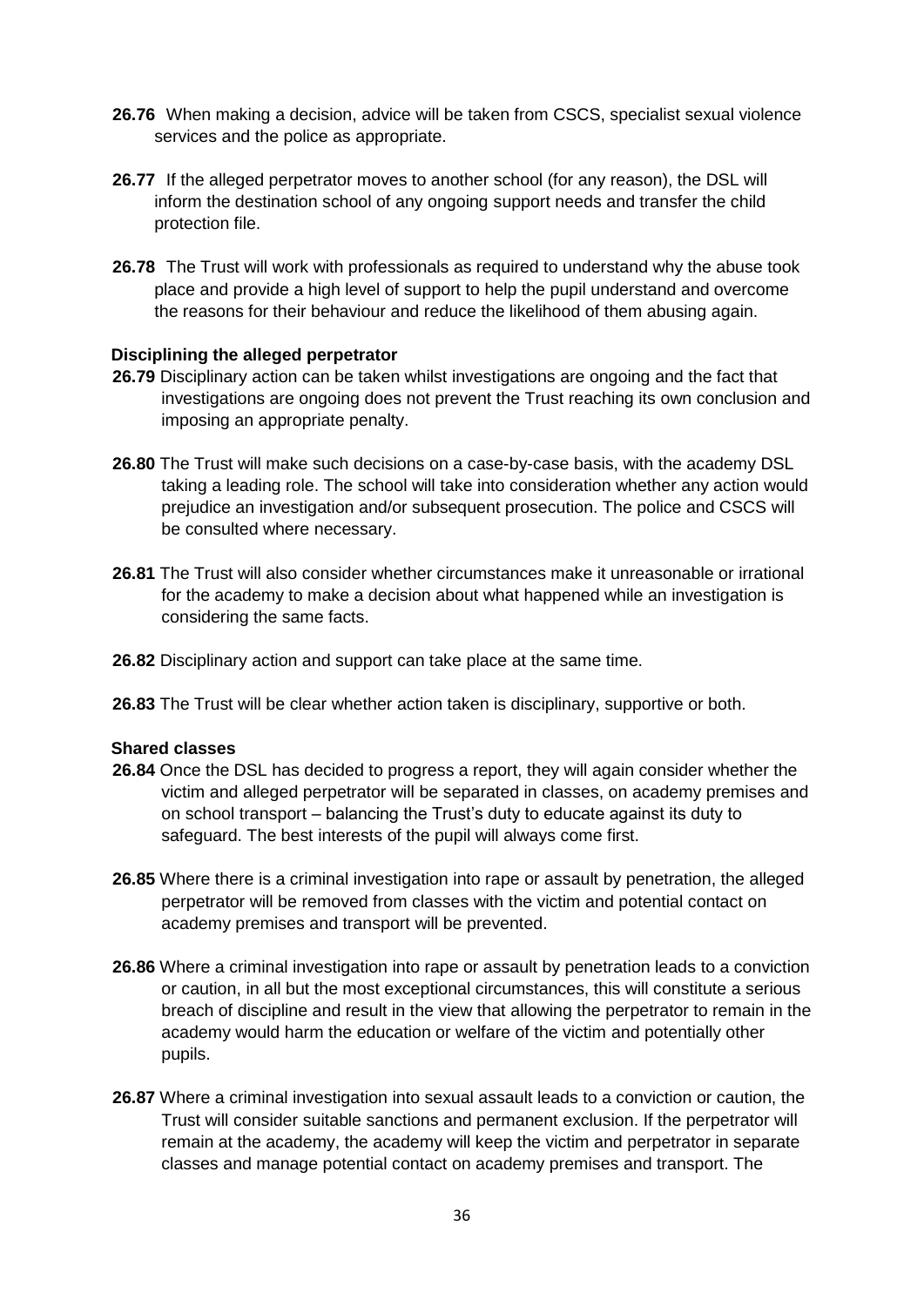**26.76** When making a decision, advice will be taken from CSCS, specialist sexual violence services and the police as appropriate.

**26.77** If the alleged perpetrator moves to another school (for any reason), the DSL will inform the destination school of any ongoing support needs and transfer the child protection file.

**26.78** The Trust will work with professionals as required to understand why the abuse took place and provide a high level of support to help the pupil understand and overcome the reasons for their behaviour and reduce the likelihood of them abusing again.

**Disciplining the alleged perpetrator**

**26.79** Disciplinary action can be taken whilst investigations are ongoing and the fact that investigations are ongoing does not prevent the Trust reaching its own conclusion and imposing an appropriate penalty.

**26.80** The Trust will make such decisions on a case-by-case basis, with the academy DSL taking a leading role. The school will take into consideration whether any action would prejudice an investigation and/or subsequent prosecution. The police and CSCS will be consulted where necessary.

**26.81** The Trust will also consider whether circumstances make it unreasonable or irrational for the academy to make a decision about what happened while an investigation is considering the same facts.

**26.82** Disciplinary action and support can take place at the same time.

**26.83** The Trust will be clear whether action taken is disciplinary, supportive or both.

**Shared classes**

**26.84** Once the DSL has decided to progress a report, they will again consider whether the victim and alleged perpetrator will be separated in classes, on academy premises and on school transport – balancing the Trust's duty to educate against its duty to safeguard. The best interests of the pupil will always come first.

**26.85** Where there is a criminal investigation into rape or assault by penetration, the alleged perpetrator will be removed from classes with the victim and potential contact on academy premises and transport will be prevented.

**26.86** Where a criminal investigation into rape or assault by penetration leads to a conviction or caution, in all but the most exceptional circumstances, this will constitute a serious breach of discipline and result in the view that allowing the perpetrator to remain in the academy would harm the education or welfare of the victim and potentially other pupils.

**26.87** Where a criminal investigation into sexual assault leads to a conviction or caution, the Trust will consider suitable sanctions and permanent exclusion. If the perpetrator will remain at the academy, the academy will keep the victim and perpetrator in separate classes and manage potential contact on academy premises and transport. The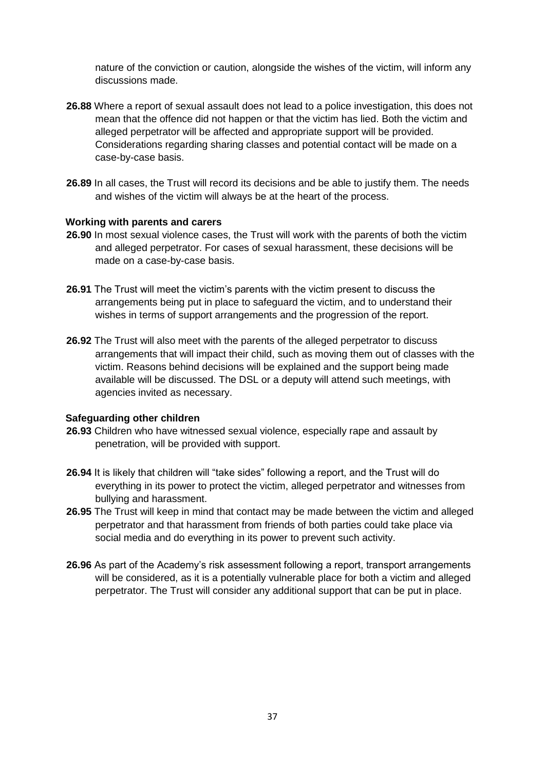nature of the conviction or caution, alongside the wishes of the victim, will inform any discussions made.

**26.88** Where a report of sexual assault does not lead to a police investigation, this does not mean that the offence did not happen or that the victim has lied. Both the victim and alleged perpetrator will be affected and appropriate support will be provided. Considerations regarding sharing classes and potential contact will be made on a case-by-case basis.

**26.89** In all cases, the Trust will record its decisions and be able to justify them. The needs and wishes of the victim will always be at the heart of the process.

**Working with parents and carers**

**26.90** In most sexual violence cases, the Trust will work with the parents of both the victim and alleged perpetrator. For cases of sexual harassment, these decisions will be made on a case-by-case basis.

**26.91** The Trust will meet the victim's parents with the victim present to discuss the arrangements being put in place to safeguard the victim, and to understand their wishes in terms of support arrangements and the progression of the report.

**26.92** The Trust will also meet with the parents of the alleged perpetrator to discuss arrangements that will impact their child, such as moving them out of classes with the victim. Reasons behind decisions will be explained and the support being made available will be discussed. The DSL or a deputy will attend such meetings, with agencies invited as necessary.

**Safeguarding other children**

**26.93** Children who have witnessed sexual violence, especially rape and assault by penetration, will be provided with support.

**26.94** It is likely that children will "take sides" following a report, and the Trust will do everything in its power to protect the victim, alleged perpetrator and witnesses from bullying and harassment.

**26.95** The Trust will keep in mind that contact may be made between the victim and alleged perpetrator and that harassment from friends of both parties could take place via social media and do everything in its power to prevent such activity.

**26.96** As part of the Academy's risk assessment following a report, transport arrangements will be considered, as it is a potentially vulnerable place for both a victim and alleged perpetrator. The Trust will consider any additional support that can be put in place.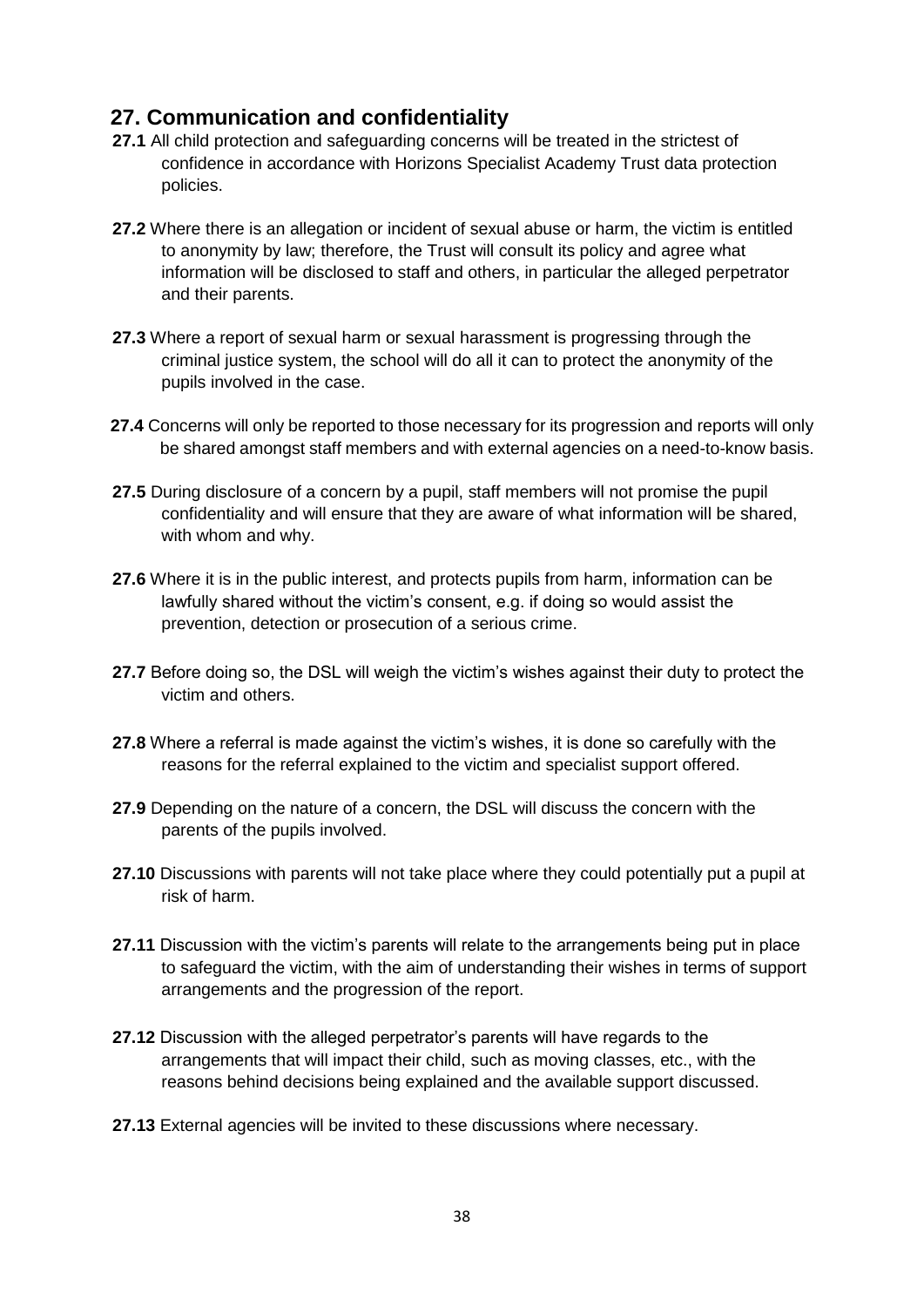## 27. Communication and confidentiality

**27.1** All child protection and safeguarding concerns will be treated in the strictest of confidence in accordance with Horizons Specialist Academy Trust data protection policies.

**27.2** Where there is an allegation or incident of sexual abuse or harm, the victim is entitled to anonymity by law; therefore, the Trust will consult its policy and agree what information will be disclosed to staff and others, in particular the alleged perpetrator and their parents.

**27.3** Where a report of sexual harm or sexual harassment is progressing through the criminal justice system, the school will do all it can to protect the anonymity of the pupils involved in the case.

**27.4** Concerns will only be reported to those necessary for its progression and reports will only be shared amongst staff members and with external agencies on a need-to-know basis.

**27.5** During disclosure of a concern by a pupil, staff members will not promise the pupil confidentiality and will ensure that they are aware of what information will be shared, with whom and why.

**27.6** Where it is in the public interest, and protects pupils from harm, information can be lawfully shared without the victim's consent, e.g. if doing so would assist the prevention, detection or prosecution of a serious crime.

**27.7** Before doing so, the DSL will weigh the victim's wishes against their duty to protect the victim and others.

**27.8** Where a referral is made against the victim's wishes, it is done so carefully with the reasons for the referral explained to the victim and specialist support offered.

**27.9** Depending on the nature of a concern, the DSL will discuss the concern with the parents of the pupils involved.

**27.10** Discussions with parents will not take place where they could potentially put a pupil at risk of harm.

**27.11** Discussion with the victim's parents will relate to the arrangements being put in place to safeguard the victim, with the aim of understanding their wishes in terms of support arrangements and the progression of the report.

**27.12** Discussion with the alleged perpetrator's parents will have regards to the arrangements that will impact their child, such as moving classes, etc., with the reasons behind decisions being explained and the available support discussed.

**27.13** External agencies will be invited to these discussions where necessary.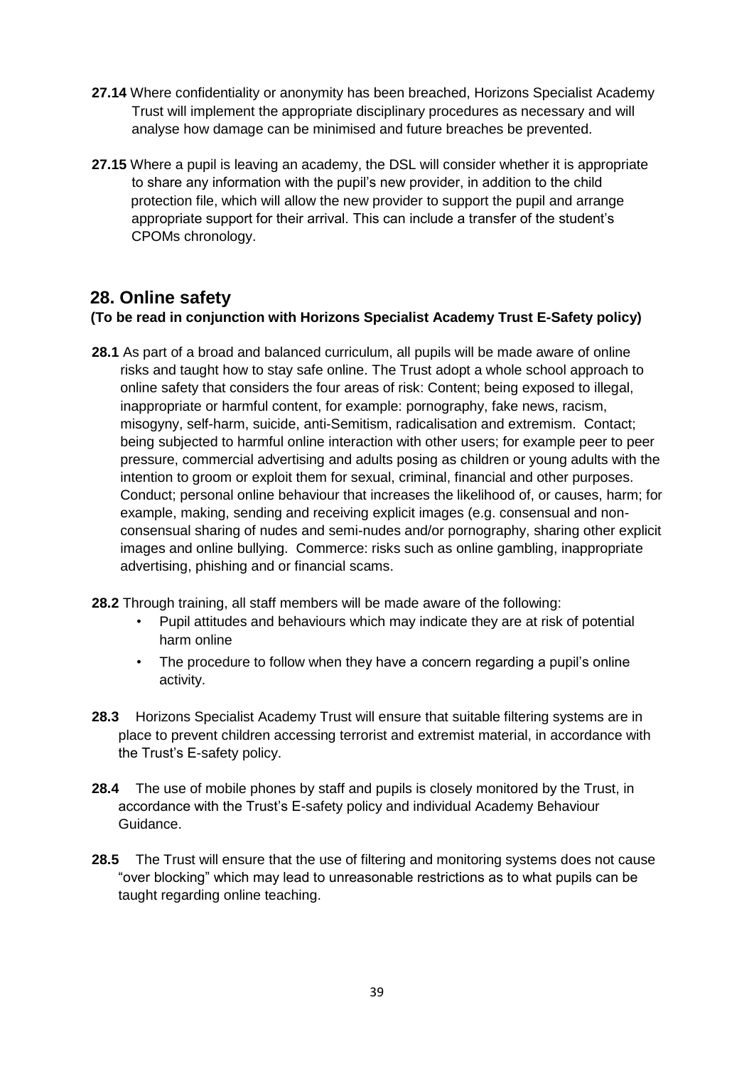**27.14** Where confidentiality or anonymity has been breached, Horizons Specialist Academy Trust will implement the appropriate disciplinary procedures as necessary and will analyse how damage can be minimised and future breaches be prevented.

**27.15** Where a pupil is leaving an academy, the DSL will consider whether it is appropriate to share any information with the pupil's new provider, in addition to the child protection file, which will allow the new provider to support the pupil and arrange appropriate support for their arrival. This can include a transfer of the student's CPOMs chronology.

## 28. Online safety

**(To be read in conjunction with Horizons Specialist Academy Trust E-Safety policy)**

**28.1** As part of a broad and balanced curriculum, all pupils will be made aware of online risks and taught how to stay safe online. The Trust adopt a whole school approach to online safety that considers the four areas of risk: Content; being exposed to illegal, inappropriate or harmful content, for example: pornography, fake news, racism, misogyny, self-harm, suicide, anti-Semitism, radicalisation and extremism. Contact; being subjected to harmful online interaction with other users; for example peer to peer pressure, commercial advertising and adults posing as children or young adults with the intention to groom or exploit them for sexual, criminal, financial and other purposes. Conduct; personal online behaviour that increases the likelihood of, or causes, harm; for example, making, sending and receiving explicit images (e.g. consensual and non-consensual sharing of nudes and semi-nudes and/or pornography, sharing other explicit images and online bullying. Commerce: risks such as online gambling, inappropriate advertising, phishing and or financial scams.

**28.2** Through training, all staff members will be made aware of the following:

- Pupil attitudes and behaviours which may indicate they are at risk of potential harm online
- The procedure to follow when they have a concern regarding a pupil's online activity.

**28.3** Horizons Specialist Academy Trust will ensure that suitable filtering systems are in place to prevent children accessing terrorist and extremist material, in accordance with the Trust's E-safety policy.

**28.4** The use of mobile phones by staff and pupils is closely monitored by the Trust, in accordance with the Trust's E-safety policy and individual Academy Behaviour Guidance.

**28.5** The Trust will ensure that the use of filtering and monitoring systems does not cause "over blocking" which may lead to unreasonable restrictions as to what pupils can be taught regarding online teaching.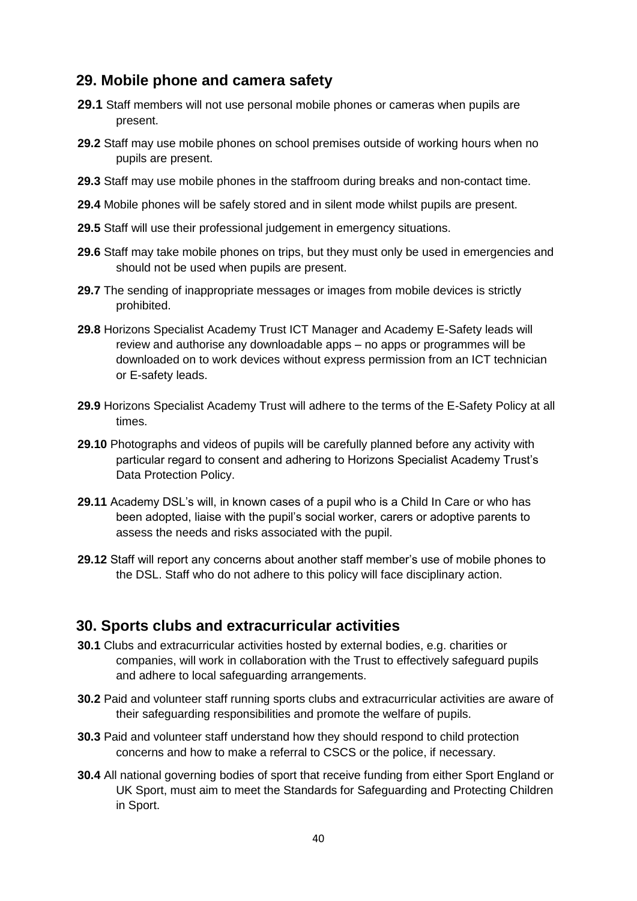## 29. Mobile phone and camera safety

**29.1** Staff members will not use personal mobile phones or cameras when pupils are present.

**29.2** Staff may use mobile phones on school premises outside of working hours when no pupils are present.

**29.3** Staff may use mobile phones in the staffroom during breaks and non-contact time.

**29.4** Mobile phones will be safely stored and in silent mode whilst pupils are present.

**29.5** Staff will use their professional judgement in emergency situations.

**29.6** Staff may take mobile phones on trips, but they must only be used in emergencies and should not be used when pupils are present.

**29.7** The sending of inappropriate messages or images from mobile devices is strictly prohibited.

**29.8** Horizons Specialist Academy Trust ICT Manager and Academy E-Safety leads will review and authorise any downloadable apps – no apps or programmes will be downloaded on to work devices without express permission from an ICT technician or E-safety leads.

**29.9** Horizons Specialist Academy Trust will adhere to the terms of the E-Safety Policy at all times.

**29.10** Photographs and videos of pupils will be carefully planned before any activity with particular regard to consent and adhering to Horizons Specialist Academy Trust's Data Protection Policy.

**29.11** Academy DSL's will, in known cases of a pupil who is a Child In Care or who has been adopted, liaise with the pupil's social worker, carers or adoptive parents to assess the needs and risks associated with the pupil.

**29.12** Staff will report any concerns about another staff member's use of mobile phones to the DSL. Staff who do not adhere to this policy will face disciplinary action.

## 30. Sports clubs and extracurricular activities

**30.1** Clubs and extracurricular activities hosted by external bodies, e.g. charities or companies, will work in collaboration with the Trust to effectively safeguard pupils and adhere to local safeguarding arrangements.

**30.2** Paid and volunteer staff running sports clubs and extracurricular activities are aware of their safeguarding responsibilities and promote the welfare of pupils.

**30.3** Paid and volunteer staff understand how they should respond to child protection concerns and how to make a referral to CSCS or the police, if necessary.

**30.4** All national governing bodies of sport that receive funding from either Sport England or UK Sport, must aim to meet the Standards for Safeguarding and Protecting Children in Sport.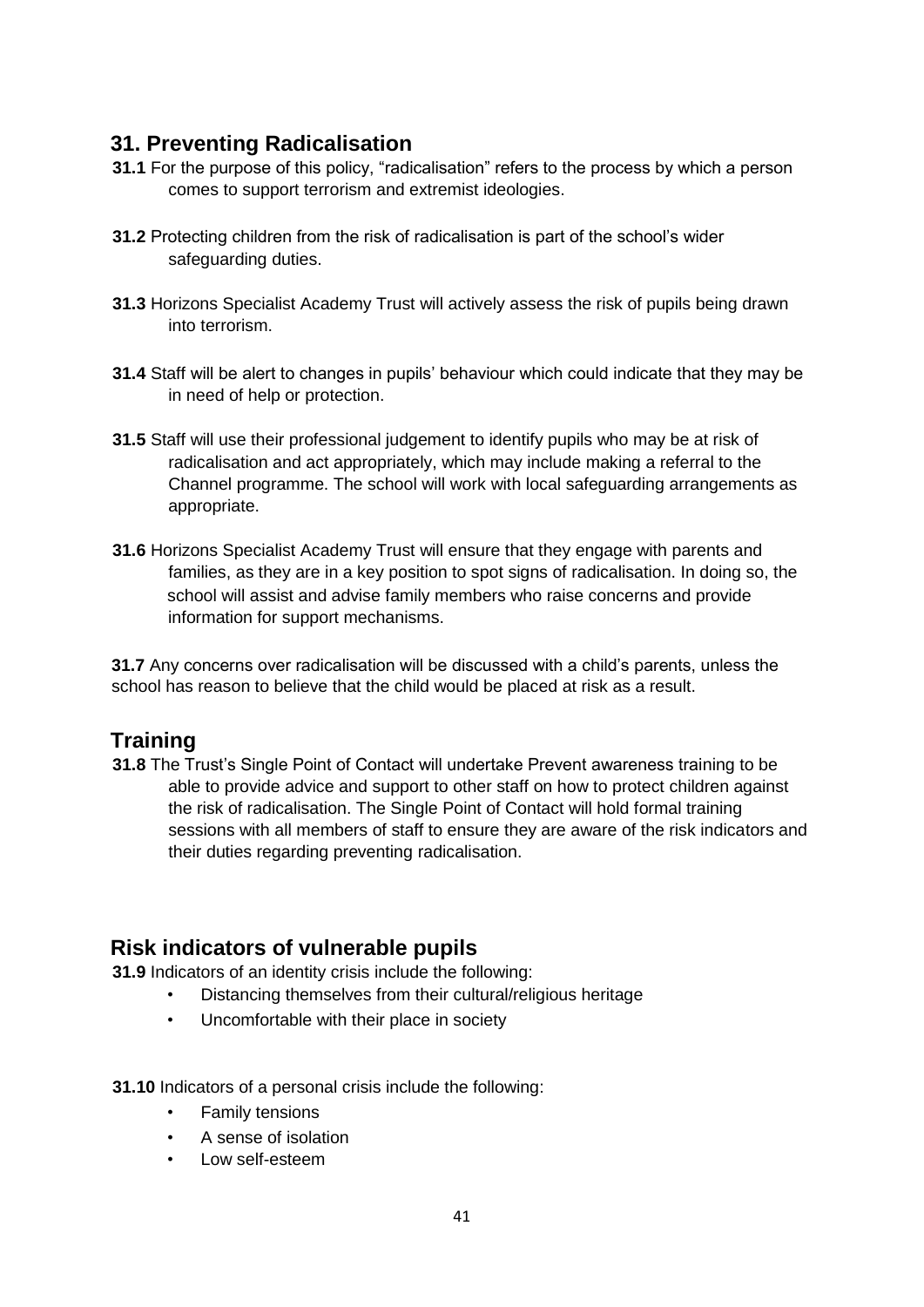## 31. Preventing Radicalisation

**31.1** For the purpose of this policy, "radicalisation" refers to the process by which a person comes to support terrorism and extremist ideologies.

**31.2** Protecting children from the risk of radicalisation is part of the school's wider safeguarding duties.

**31.3** Horizons Specialist Academy Trust will actively assess the risk of pupils being drawn into terrorism.

**31.4** Staff will be alert to changes in pupils' behaviour which could indicate that they may be in need of help or protection.

**31.5** Staff will use their professional judgement to identify pupils who may be at risk of radicalisation and act appropriately, which may include making a referral to the Channel programme. The school will work with local safeguarding arrangements as appropriate.

**31.6** Horizons Specialist Academy Trust will ensure that they engage with parents and families, as they are in a key position to spot signs of radicalisation. In doing so, the school will assist and advise family members who raise concerns and provide information for support mechanisms.

**31.7** Any concerns over radicalisation will be discussed with a child's parents, unless the school has reason to believe that the child would be placed at risk as a result.

## Training

**31.8** The Trust's Single Point of Contact will undertake Prevent awareness training to be able to provide advice and support to other staff on how to protect children against the risk of radicalisation. The Single Point of Contact will hold formal training sessions with all members of staff to ensure they are aware of the risk indicators and their duties regarding preventing radicalisation.

## Risk indicators of vulnerable pupils

**31.9** Indicators of an identity crisis include the following:

- Distancing themselves from their cultural/religious heritage
- Uncomfortable with their place in society

**31.10** Indicators of a personal crisis include the following:

- Family tensions
- A sense of isolation
- Low self-esteem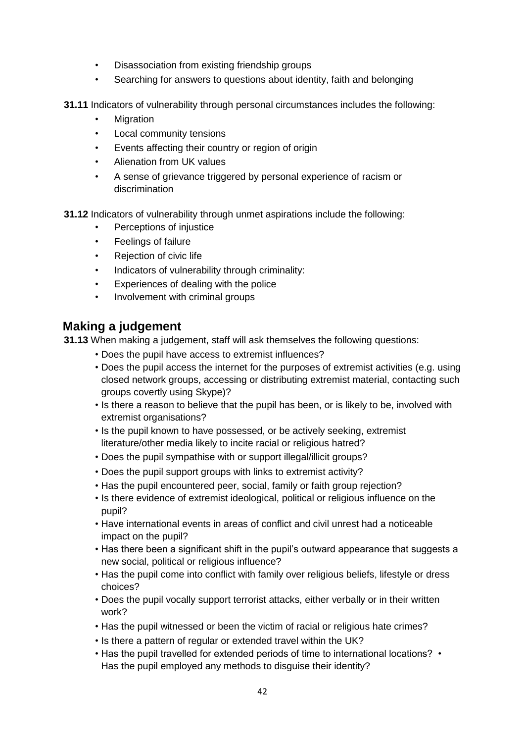- Disassociation from existing friendship groups
- Searching for answers to questions about identity, faith and belonging

**31.11** Indicators of vulnerability through personal circumstances includes the following:

- Migration
- Local community tensions
- Events affecting their country or region of origin
- Alienation from UK values
- A sense of grievance triggered by personal experience of racism or discrimination

**31.12** Indicators of vulnerability through unmet aspirations include the following:

- Perceptions of injustice
- Feelings of failure
- Rejection of civic life
- Indicators of vulnerability through criminality:
- Experiences of dealing with the police
- Involvement with criminal groups

## Making a judgement

**31.13** When making a judgement, staff will ask themselves the following questions:

- Does the pupil have access to extremist influences?
- Does the pupil access the internet for the purposes of extremist activities (e.g. using closed network groups, accessing or distributing extremist material, contacting such groups covertly using Skype)?
- Is there a reason to believe that the pupil has been, or is likely to be, involved with extremist organisations?
- Is the pupil known to have possessed, or be actively seeking, extremist literature/other media likely to incite racial or religious hatred?
- Does the pupil sympathise with or support illegal/illicit groups?
- Does the pupil support groups with links to extremist activity?
- Has the pupil encountered peer, social, family or faith group rejection?
- Is there evidence of extremist ideological, political or religious influence on the pupil?
- Have international events in areas of conflict and civil unrest had a noticeable impact on the pupil?
- Has there been a significant shift in the pupil's outward appearance that suggests a new social, political or religious influence?
- Has the pupil come into conflict with family over religious beliefs, lifestyle or dress choices?
- Does the pupil vocally support terrorist attacks, either verbally or in their written work?
- Has the pupil witnessed or been the victim of racial or religious hate crimes?
- Is there a pattern of regular or extended travel within the UK?
- Has the pupil travelled for extended periods of time to international locations? • Has the pupil employed any methods to disguise their identity?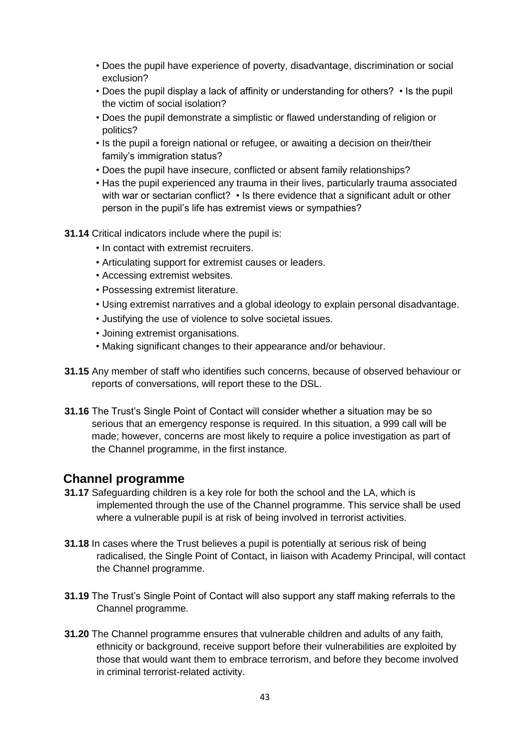- Does the pupil have experience of poverty, disadvantage, discrimination or social exclusion?
- Does the pupil display a lack of affinity or understanding for others? • Is the pupil the victim of social isolation?
- Does the pupil demonstrate a simplistic or flawed understanding of religion or politics?
- Is the pupil a foreign national or refugee, or awaiting a decision on their/their family's immigration status?
- Does the pupil have insecure, conflicted or absent family relationships?
- Has the pupil experienced any trauma in their lives, particularly trauma associated with war or sectarian conflict? • Is there evidence that a significant adult or other person in the pupil's life has extremist views or sympathies?

**31.14** Critical indicators include where the pupil is:

- In contact with extremist recruiters.
- Articulating support for extremist causes or leaders.
- Accessing extremist websites.
- Possessing extremist literature.
- Using extremist narratives and a global ideology to explain personal disadvantage.
- Justifying the use of violence to solve societal issues.
- Joining extremist organisations.
- Making significant changes to their appearance and/or behaviour.

**31.15** Any member of staff who identifies such concerns, because of observed behaviour or reports of conversations, will report these to the DSL.

**31.16** The Trust's Single Point of Contact will consider whether a situation may be so serious that an emergency response is required. In this situation, a 999 call will be made; however, concerns are most likely to require a police investigation as part of the Channel programme, in the first instance.

## Channel programme

**31.17** Safeguarding children is a key role for both the school and the LA, which is implemented through the use of the Channel programme. This service shall be used where a vulnerable pupil is at risk of being involved in terrorist activities.

**31.18** In cases where the Trust believes a pupil is potentially at serious risk of being radicalised, the Single Point of Contact, in liaison with Academy Principal, will contact the Channel programme.

**31.19** The Trust's Single Point of Contact will also support any staff making referrals to the Channel programme.

**31.20** The Channel programme ensures that vulnerable children and adults of any faith, ethnicity or background, receive support before their vulnerabilities are exploited by those that would want them to embrace terrorism, and before they become involved in criminal terrorist-related activity.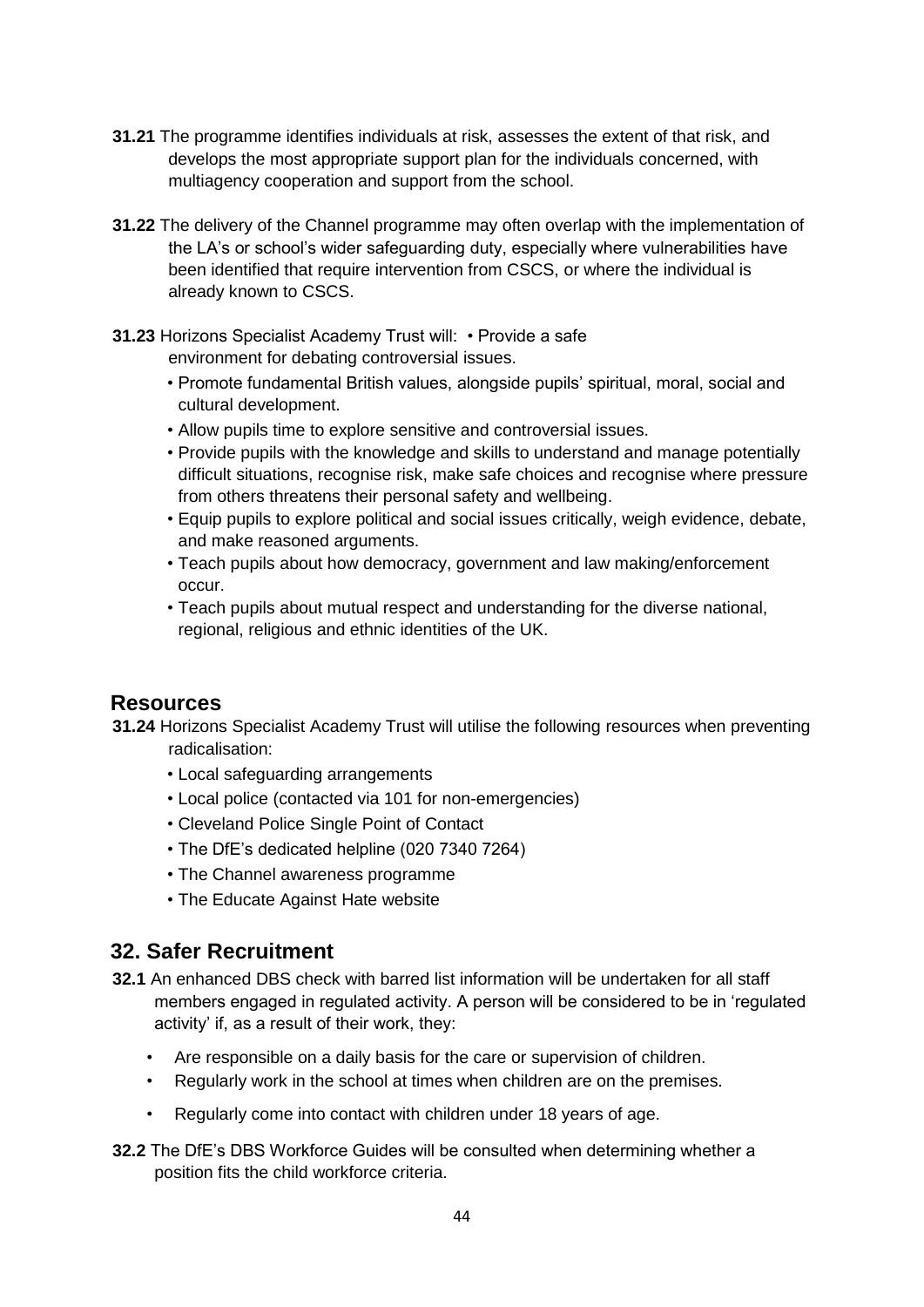**31.21** The programme identifies individuals at risk, assesses the extent of that risk, and develops the most appropriate support plan for the individuals concerned, with multiagency cooperation and support from the school.

**31.22** The delivery of the Channel programme may often overlap with the implementation of the LA's or school's wider safeguarding duty, especially where vulnerabilities have been identified that require intervention from CSCS, or where the individual is already known to CSCS.

**31.23** Horizons Specialist Academy Trust will:

- Provide a safe environment for debating controversial issues.
- Promote fundamental British values, alongside pupils' spiritual, moral, social and cultural development.
- Allow pupils time to explore sensitive and controversial issues.
- Provide pupils with the knowledge and skills to understand and manage potentially difficult situations, recognise risk, make safe choices and recognise where pressure from others threatens their personal safety and wellbeing.
- Equip pupils to explore political and social issues critically, weigh evidence, debate, and make reasoned arguments.
- Teach pupils about how democracy, government and law making/enforcement occur.
- Teach pupils about mutual respect and understanding for the diverse national, regional, religious and ethnic identities of the UK.

## Resources

**31.24** Horizons Specialist Academy Trust will utilise the following resources when preventing radicalisation:

- Local safeguarding arrangements
- Local police (contacted via 101 for non-emergencies)
- Cleveland Police Single Point of Contact
- The DfE's dedicated helpline (020 7340 7264)
- The Channel awareness programme
- The Educate Against Hate website

## 32. Safer Recruitment

**32.1** An enhanced DBS check with barred list information will be undertaken for all staff members engaged in regulated activity. A person will be considered to be in 'regulated activity' if, as a result of their work, they:

- Are responsible on a daily basis for the care or supervision of children.
- Regularly work in the school at times when children are on the premises.
- Regularly come into contact with children under 18 years of age.

**32.2** The DfE's DBS Workforce Guides will be consulted when determining whether a position fits the child workforce criteria.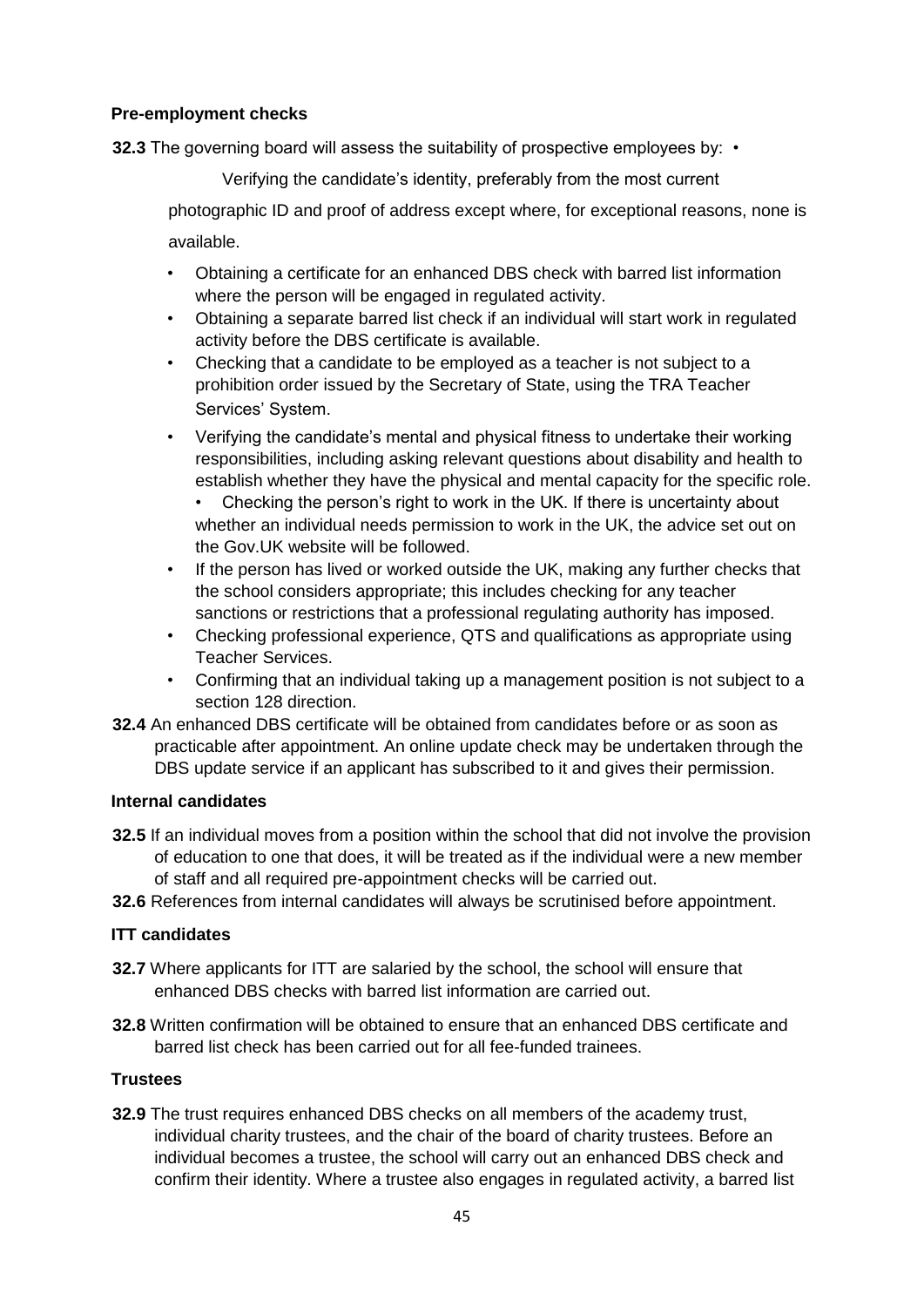**Pre-employment checks**

**32.3** The governing board will assess the suitability of prospective employees by:

- Verifying the candidate's identity, preferably from the most current photographic ID and proof of address except where, for exceptional reasons, none is available.
- Obtaining a certificate for an enhanced DBS check with barred list information where the person will be engaged in regulated activity.
- Obtaining a separate barred list check if an individual will start work in regulated activity before the DBS certificate is available.
- Checking that a candidate to be employed as a teacher is not subject to a prohibition order issued by the Secretary of State, using the TRA Teacher Services' System.
- Verifying the candidate's mental and physical fitness to undertake their working responsibilities, including asking relevant questions about disability and health to establish whether they have the physical and mental capacity for the specific role.
- Checking the person's right to work in the UK. If there is uncertainty about whether an individual needs permission to work in the UK, the advice set out on the Gov.UK website will be followed.
- If the person has lived or worked outside the UK, making any further checks that the school considers appropriate; this includes checking for any teacher sanctions or restrictions that a professional regulating authority has imposed.
- Checking professional experience, QTS and qualifications as appropriate using Teacher Services.
- Confirming that an individual taking up a management position is not subject to a section 128 direction.

**32.4** An enhanced DBS certificate will be obtained from candidates before or as soon as practicable after appointment. An online update check may be undertaken through the DBS update service if an applicant has subscribed to it and gives their permission.

**Internal candidates**

**32.5** If an individual moves from a position within the school that did not involve the provision of education to one that does, it will be treated as if the individual were a new member of staff and all required pre-appointment checks will be carried out.

**32.6** References from internal candidates will always be scrutinised before appointment.

**ITT candidates**

**32.7** Where applicants for ITT are salaried by the school, the school will ensure that enhanced DBS checks with barred list information are carried out.

**32.8** Written confirmation will be obtained to ensure that an enhanced DBS certificate and barred list check has been carried out for all fee-funded trainees.

**Trustees**

**32.9** The trust requires enhanced DBS checks on all members of the academy trust, individual charity trustees, and the chair of the board of charity trustees. Before an individual becomes a trustee, the school will carry out an enhanced DBS check and confirm their identity. Where a trustee also engages in regulated activity, a barred list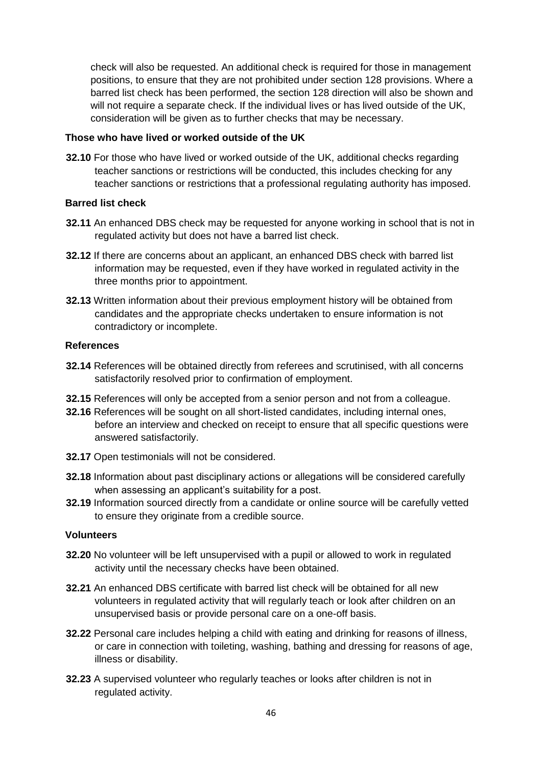check will also be requested. An additional check is required for those in management positions, to ensure that they are not prohibited under section 128 provisions. Where a barred list check has been performed, the section 128 direction will also be shown and will not require a separate check. If the individual lives or has lived outside of the UK, consideration will be given as to further checks that may be necessary.

**Those who have lived or worked outside of the UK**

**32.10** For those who have lived or worked outside of the UK, additional checks regarding teacher sanctions or restrictions will be conducted, this includes checking for any teacher sanctions or restrictions that a professional regulating authority has imposed.

**Barred list check**

**32.11** An enhanced DBS check may be requested for anyone working in school that is not in regulated activity but does not have a barred list check.

**32.12** If there are concerns about an applicant, an enhanced DBS check with barred list information may be requested, even if they have worked in regulated activity in the three months prior to appointment.

**32.13** Written information about their previous employment history will be obtained from candidates and the appropriate checks undertaken to ensure information is not contradictory or incomplete.

**References**

**32.14** References will be obtained directly from referees and scrutinised, with all concerns satisfactorily resolved prior to confirmation of employment.

**32.15** References will only be accepted from a senior person and not from a colleague.

**32.16** References will be sought on all short-listed candidates, including internal ones, before an interview and checked on receipt to ensure that all specific questions were answered satisfactorily.

**32.17** Open testimonials will not be considered.

**32.18** Information about past disciplinary actions or allegations will be considered carefully when assessing an applicant's suitability for a post.

**32.19** Information sourced directly from a candidate or online source will be carefully vetted to ensure they originate from a credible source.

**Volunteers**

**32.20** No volunteer will be left unsupervised with a pupil or allowed to work in regulated activity until the necessary checks have been obtained.

**32.21** An enhanced DBS certificate with barred list check will be obtained for all new volunteers in regulated activity that will regularly teach or look after children on an unsupervised basis or provide personal care on a one-off basis.

**32.22** Personal care includes helping a child with eating and drinking for reasons of illness, or care in connection with toileting, washing, bathing and dressing for reasons of age, illness or disability.

**32.23** A supervised volunteer who regularly teaches or looks after children is not in regulated activity.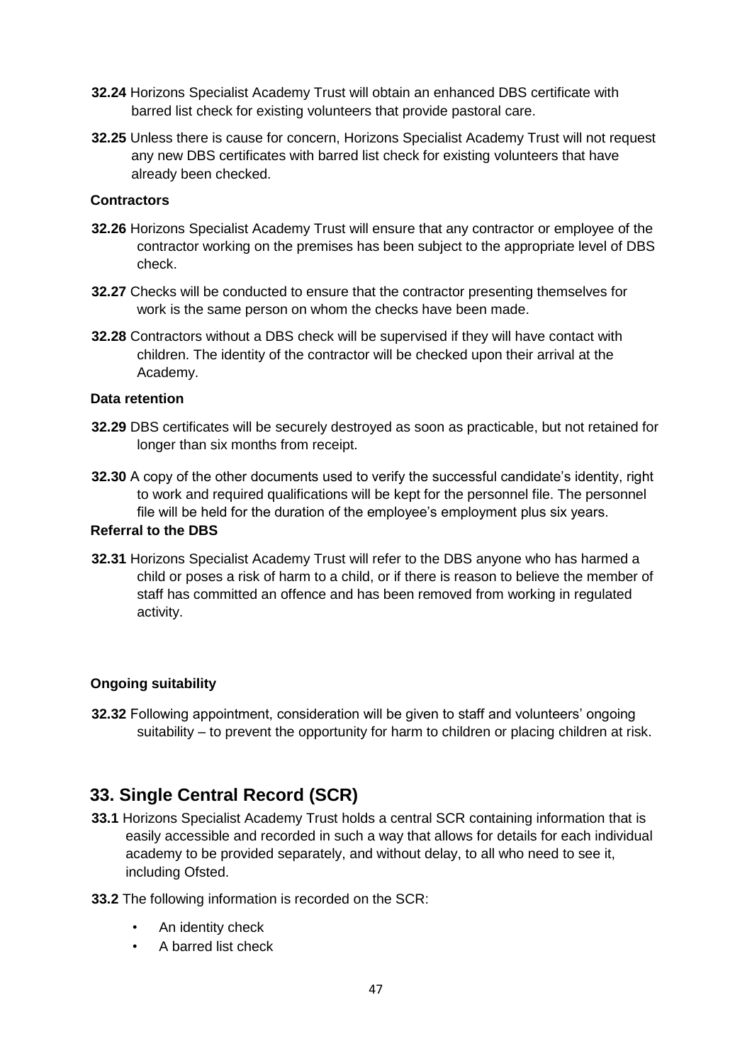**32.24** Horizons Specialist Academy Trust will obtain an enhanced DBS certificate with barred list check for existing volunteers that provide pastoral care.

**32.25** Unless there is cause for concern, Horizons Specialist Academy Trust will not request any new DBS certificates with barred list check for existing volunteers that have already been checked.

#### Contractors

**32.26** Horizons Specialist Academy Trust will ensure that any contractor or employee of the contractor working on the premises has been subject to the appropriate level of DBS check.

**32.27** Checks will be conducted to ensure that the contractor presenting themselves for work is the same person on whom the checks have been made.

**32.28** Contractors without a DBS check will be supervised if they will have contact with children. The identity of the contractor will be checked upon their arrival at the Academy.

#### Data retention

**32.29** DBS certificates will be securely destroyed as soon as practicable, but not retained for longer than six months from receipt.

**32.30** A copy of the other documents used to verify the successful candidate's identity, right to work and required qualifications will be kept for the personnel file. The personnel file will be held for the duration of the employee's employment plus six years.

#### Referral to the DBS

**32.31** Horizons Specialist Academy Trust will refer to the DBS anyone who has harmed a child or poses a risk of harm to a child, or if there is reason to believe the member of staff has committed an offence and has been removed from working in regulated activity.

#### Ongoing suitability

**32.32** Following appointment, consideration will be given to staff and volunteers' ongoing suitability – to prevent the opportunity for harm to children or placing children at risk.

## 33. Single Central Record (SCR)

**33.1** Horizons Specialist Academy Trust holds a central SCR containing information that is easily accessible and recorded in such a way that allows for details for each individual academy to be provided separately, and without delay, to all who need to see it, including Ofsted.

**33.2** The following information is recorded on the SCR:

- An identity check
- A barred list check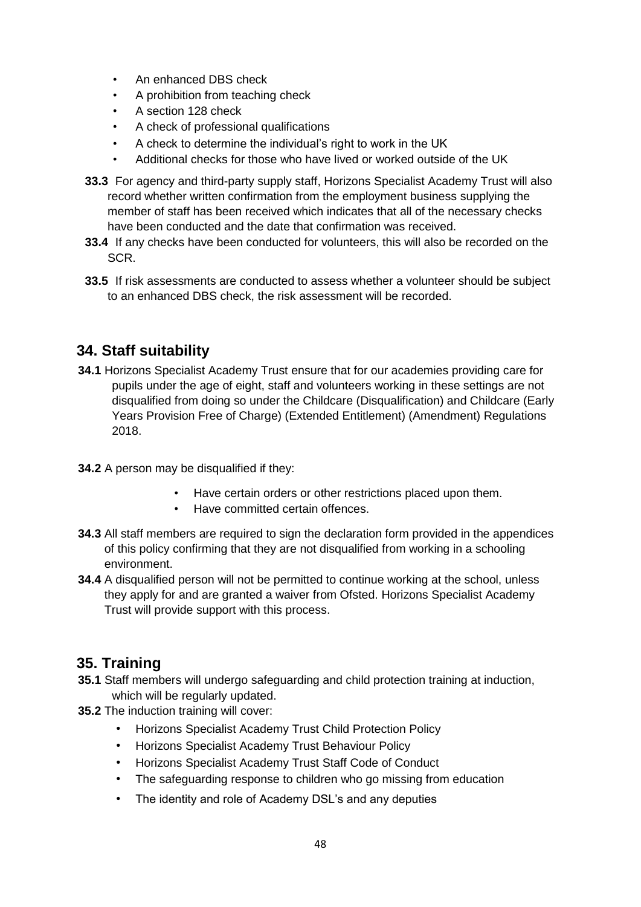- An enhanced DBS check
- A prohibition from teaching check
- A section 128 check
- A check of professional qualifications
- A check to determine the individual's right to work in the UK
- Additional checks for those who have lived or worked outside of the UK

**33.3** For agency and third-party supply staff, Horizons Specialist Academy Trust will also record whether written confirmation from the employment business supplying the member of staff has been received which indicates that all of the necessary checks have been conducted and the date that confirmation was received.

**33.4** If any checks have been conducted for volunteers, this will also be recorded on the SCR.

**33.5** If risk assessments are conducted to assess whether a volunteer should be subject to an enhanced DBS check, the risk assessment will be recorded.

## 34. Staff suitability

**34.1** Horizons Specialist Academy Trust ensure that for our academies providing care for pupils under the age of eight, staff and volunteers working in these settings are not disqualified from doing so under the Childcare (Disqualification) and Childcare (Early Years Provision Free of Charge) (Extended Entitlement) (Amendment) Regulations 2018.

**34.2** A person may be disqualified if they:

- Have certain orders or other restrictions placed upon them.
- Have committed certain offences.

**34.3** All staff members are required to sign the declaration form provided in the appendices of this policy confirming that they are not disqualified from working in a schooling environment.

**34.4** A disqualified person will not be permitted to continue working at the school, unless they apply for and are granted a waiver from Ofsted. Horizons Specialist Academy Trust will provide support with this process.

## 35. Training

**35.1** Staff members will undergo safeguarding and child protection training at induction, which will be regularly updated.

**35.2** The induction training will cover:

- Horizons Specialist Academy Trust Child Protection Policy
- Horizons Specialist Academy Trust Behaviour Policy
- Horizons Specialist Academy Trust Staff Code of Conduct
- The safeguarding response to children who go missing from education
- The identity and role of Academy DSL's and any deputies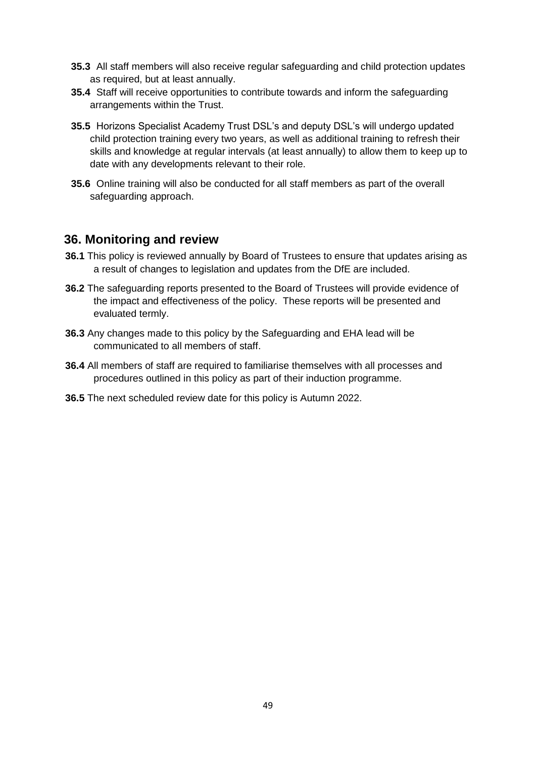**35.3** All staff members will also receive regular safeguarding and child protection updates as required, but at least annually.

**35.4** Staff will receive opportunities to contribute towards and inform the safeguarding arrangements within the Trust.

**35.5** Horizons Specialist Academy Trust DSL's and deputy DSL's will undergo updated child protection training every two years, as well as additional training to refresh their skills and knowledge at regular intervals (at least annually) to allow them to keep up to date with any developments relevant to their role.

**35.6** Online training will also be conducted for all staff members as part of the overall safeguarding approach.

## 36. Monitoring and review

**36.1** This policy is reviewed annually by Board of Trustees to ensure that updates arising as a result of changes to legislation and updates from the DfE are included.

**36.2** The safeguarding reports presented to the Board of Trustees will provide evidence of the impact and effectiveness of the policy. These reports will be presented and evaluated termly.

**36.3** Any changes made to this policy by the Safeguarding and EHA lead will be communicated to all members of staff.

**36.4** All members of staff are required to familiarise themselves with all processes and procedures outlined in this policy as part of their induction programme.

**36.5** The next scheduled review date for this policy is Autumn 2022.